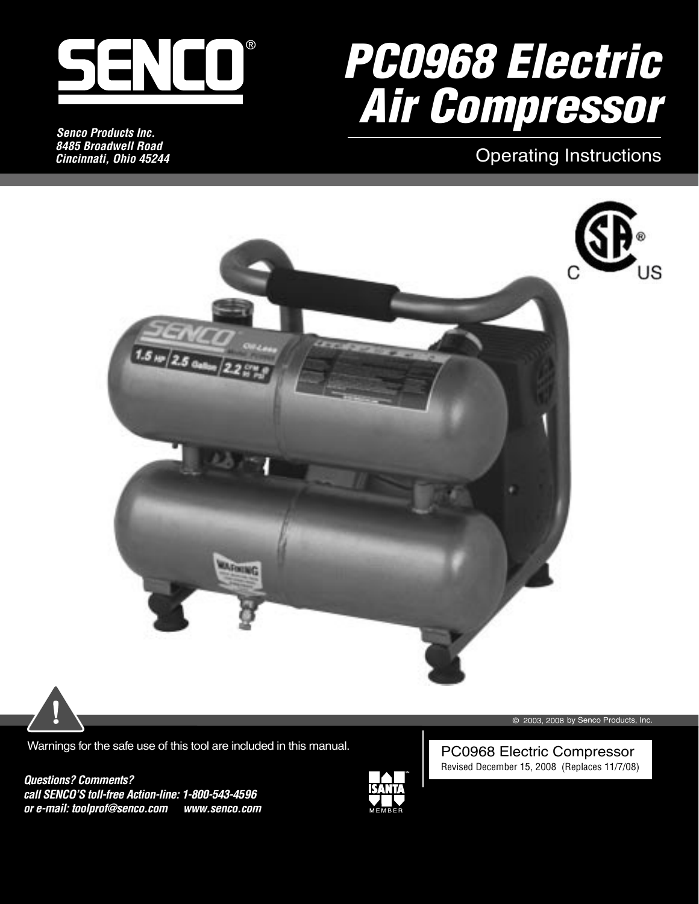# SENCO®

***Senco Products Inc.***
***8485 Broadwell Road***
***Cincinnati, Ohio 45244***

# *PC0968 Electric Air Compressor*

## Operating Instructions

© 2003, 2008 by Senco Products, Inc.

Warnings for the safe use of this tool are included in this manual.

***Questions? Comments?***
***call SENCO'S toll-free Action-line: 1-800-543-4596***
***or e-mail: toolprof@senco.com     www.senco.com***

ISANTA™ MEMBER

PC0968 Electric Compressor
Revised December 15, 2008 (Replaces 11/7/08)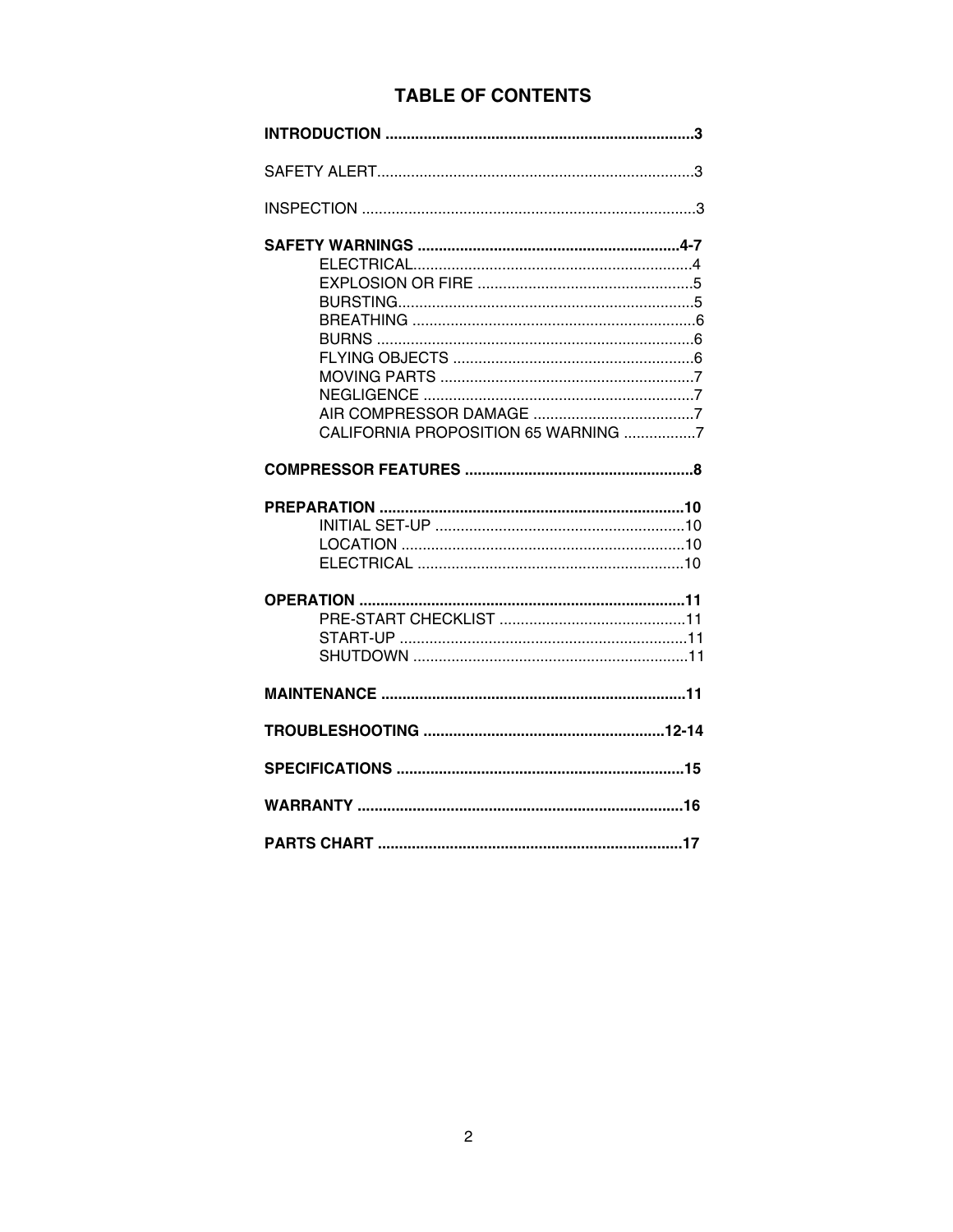# TABLE OF CONTENTS

**INTRODUCTION ........................................................................3**

SAFETY ALERT..........................................................................3

INSPECTION ..............................................................................3

**SAFETY WARNINGS .............................................................4-7**

- ELECTRICAL.................................................................4
- EXPLOSION OR FIRE ..................................................5
- BURSTING.....................................................................5
- BREATHING ..................................................................6
- BURNS ..........................................................................6
- FLYING OBJECTS ........................................................6
- MOVING PARTS ...........................................................7
- NEGLIGENCE ...............................................................7
- AIR COMPRESSOR DAMAGE ......................................7
- CALIFORNIA PROPOSITION 65 WARNING .................7

**COMPRESSOR FEATURES .....................................................8**

**PREPARATION .......................................................................10**

- INITIAL SET-UP ...........................................................10
- LOCATION ..................................................................10
- ELECTRICAL ..............................................................10

**OPERATION ............................................................................11**

- PRE-START CHECKLIST ............................................11
- START-UP ...................................................................11
- SHUTDOWN ................................................................11

**MAINTENANCE .......................................................................11**

**TROUBLESHOOTING .........................................................12-14**

**SPECIFICATIONS ...................................................................15**

**WARRANTY ............................................................................16**

**PARTS CHART .......................................................................17**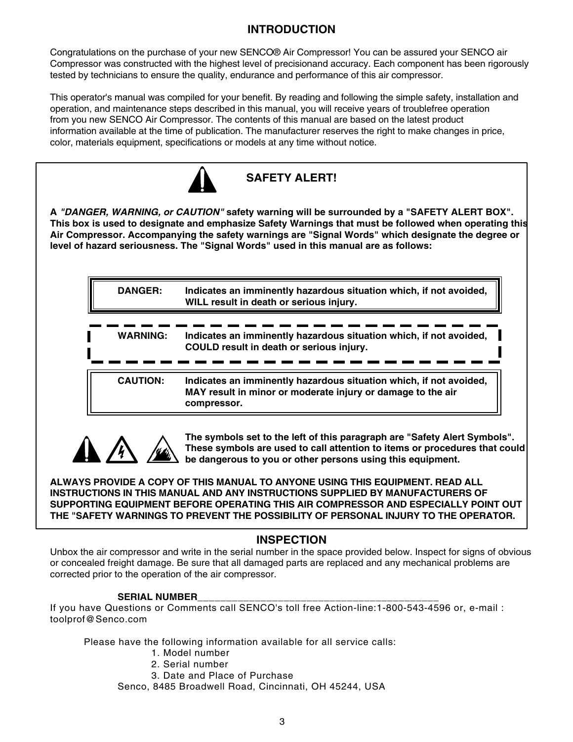## INTRODUCTION

Congratulations on the purchase of your new SENCO® Air Compressor! You can be assured your SENCO air Compressor was constructed with the highest level of precisionand accuracy. Each component has been rigorously tested by technicians to ensure the quality, endurance and performance of this air compressor.

This operator's manual was compiled for your benefit. By reading and following the simple safety, installation and operation, and maintenance steps described in this manual, you will receive years of troublefree operation from you new SENCO Air Compressor. The contents of this manual are based on the latest product information available at the time of publication. The manufacturer reserves the right to make changes in price, color, materials equipment, specifications or models at any time without notice.

### SAFETY ALERT!

**A *"DANGER, WARNING, or CAUTION"* safety warning will be surrounded by a "SAFETY ALERT BOX". This box is used to designate and emphasize Safety Warnings that must be followed when operating this Air Compressor. Accompanying the safety warnings are "Signal Words" which designate the degree or level of hazard seriousness. The "Signal Words" used in this manual are as follows:**

**DANGER:** **Indicates an imminently hazardous situation which, if not avoided, WILL result in death or serious injury.**

**WARNING:** **Indicates an imminently hazardous situation which, if not avoided, COULD result in death or serious injury.**

**CAUTION:** **Indicates an imminently hazardous situation which, if not avoided, MAY result in minor or moderate injury or damage to the air compressor.**

**The symbols set to the left of this paragraph are "Safety Alert Symbols". These symbols are used to call attention to items or procedures that could be dangerous to you or other persons using this equipment.**

**ALWAYS PROVIDE A COPY OF THIS MANUAL TO ANYONE USING THIS EQUIPMENT. READ ALL INSTRUCTIONS IN THIS MANUAL AND ANY INSTRUCTIONS SUPPLIED BY MANUFACTURERS OF SUPPORTING EQUIPMENT BEFORE OPERATING THIS AIR COMPRESSOR AND ESPECIALLY POINT OUT THE "SAFETY WARNINGS TO PREVENT THE POSSIBILITY OF PERSONAL INJURY TO THE OPERATOR.**

## INSPECTION

Unbox the air compressor and write in the serial number in the space provided below. Inspect for signs of obvious or concealed freight damage. Be sure that all damaged parts are replaced and any mechanical problems are corrected prior to the operation of the air compressor.

**SERIAL NUMBER**___________________________________________

If you have Questions or Comments call SENCO's toll free Action-line:1-800-543-4596 or, e-mail : toolprof@Senco.com

Please have the following information available for all service calls:

1. Model number
2. Serial number
3. Date and Place of Purchase

Senco, 8485 Broadwell Road, Cincinnati, OH 45244, USA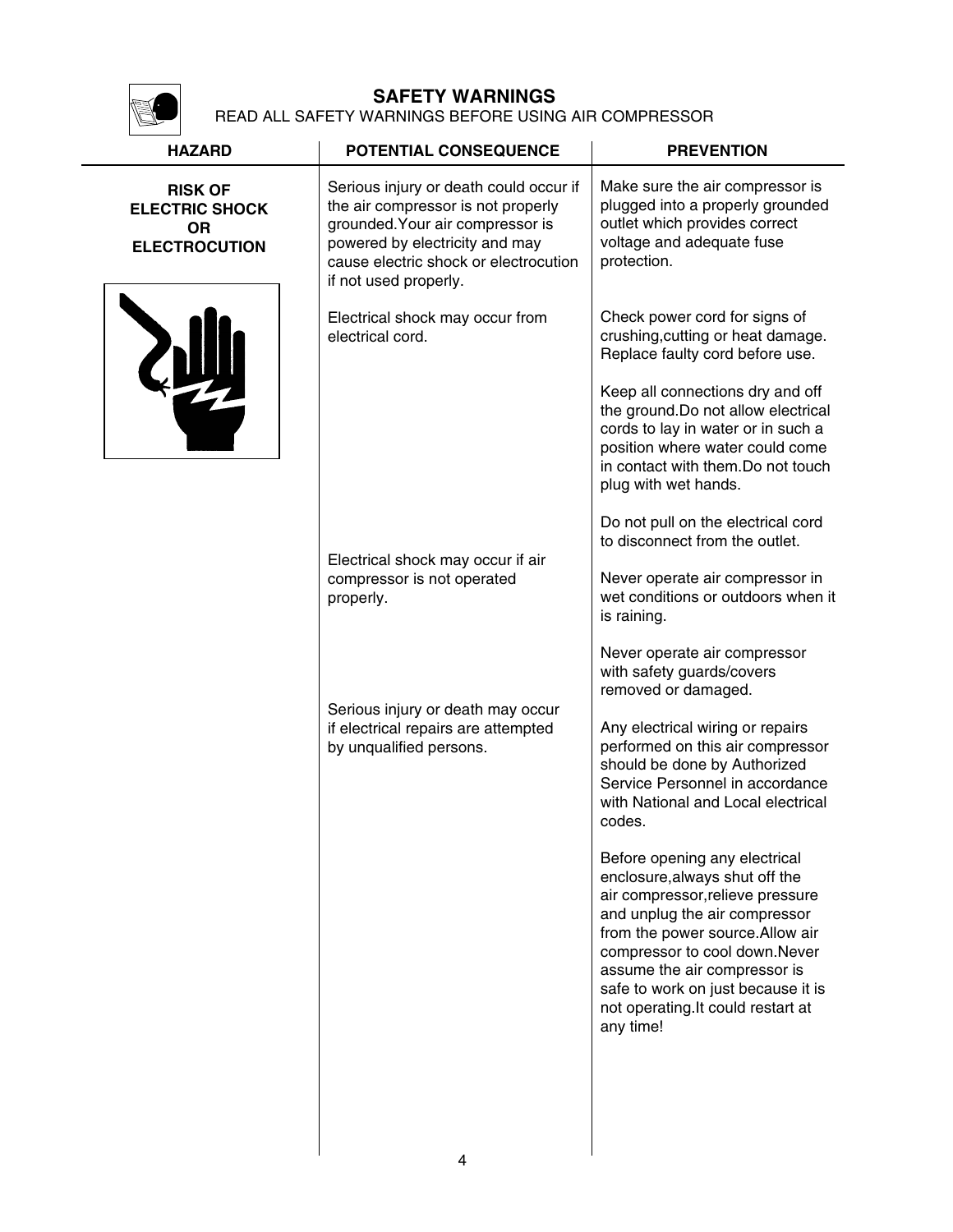## SAFETY WARNINGS

READ ALL SAFETY WARNINGS BEFORE USING AIR COMPRESSOR

| HAZARD | POTENTIAL CONSEQUENCE | PREVENTION |
|---|---|---|
| **RISK OF ELECTRIC SHOCK OR ELECTROCUTION** | Serious injury or death could occur if the air compressor is not properly grounded.Your air compressor is powered by electricity and may cause electric shock or electrocution if not used properly. | Make sure the air compressor is plugged into a properly grounded outlet which provides correct voltage and adequate fuse protection. |
| | Electrical shock may occur from electrical cord. | Check power cord for signs of crushing,cutting or heat damage. Replace faulty cord before use. |
| | | Keep all connections dry and off the ground.Do not allow electrical cords to lay in water or in such a position where water could come in contact with them.Do not touch plug with wet hands. |
| | | Do not pull on the electrical cord to disconnect from the outlet. |
| | Electrical shock may occur if air compressor is not operated properly. | Never operate air compressor in wet conditions or outdoors when it is raining. |
| | | Never operate air compressor with safety guards/covers removed or damaged. |
| | Serious injury or death may occur if electrical repairs are attempted by unqualified persons. | Any electrical wiring or repairs performed on this air compressor should be done by Authorized Service Personnel in accordance with National and Local electrical codes. |
| | | Before opening any electrical enclosure,always shut off the air compressor,relieve pressure and unplug the air compressor from the power source.Allow air compressor to cool down.Never assume the air compressor is safe to work on just because it is not operating.It could restart at any time! |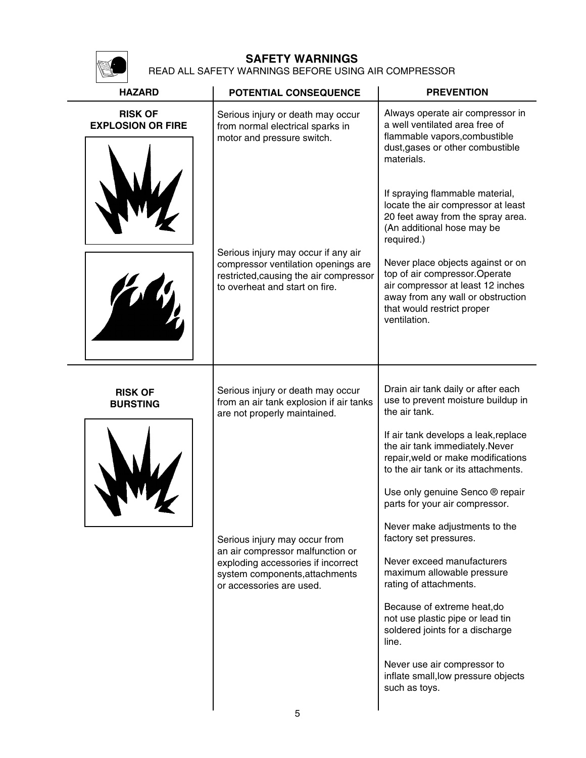## SAFETY WARNINGS

READ ALL SAFETY WARNINGS BEFORE USING AIR COMPRESSOR

| HAZARD | POTENTIAL CONSEQUENCE | PREVENTION |
|---|---|---|
| **RISK OF EXPLOSION OR FIRE** | Serious injury or death may occur from normal electrical sparks in motor and pressure switch. | Always operate air compressor in a well ventilated area free of flammable vapors,combustible dust,gases or other combustible materials.<br><br>If spraying flammable material, locate the air compressor at least 20 feet away from the spray area. (An additional hose may be required.) |
| | Serious injury may occur if any air compressor ventilation openings are restricted,causing the air compressor to overheat and start on fire. | Never place objects against or on top of air compressor.Operate air compressor at least 12 inches away from any wall or obstruction that would restrict proper ventilation. |
| **RISK OF BURSTING** | Serious injury or death may occur from an air tank explosion if air tanks are not properly maintained. | Drain air tank daily or after each use to prevent moisture buildup in the air tank.<br><br>If air tank develops a leak,replace the air tank immediately.Never repair,weld or make modifications to the air tank or its attachments.<br><br>Use only genuine Senco ® repair parts for your air compressor. |
| | Serious injury may occur from an air compressor malfunction or exploding accessories if incorrect system components,attachments or accessories are used. | Never make adjustments to the factory set pressures.<br><br>Never exceed manufacturers maximum allowable pressure rating of attachments.<br><br>Because of extreme heat,do not use plastic pipe or lead tin soldered joints for a discharge line.<br><br>Never use air compressor to inflate small,low pressure objects such as toys. |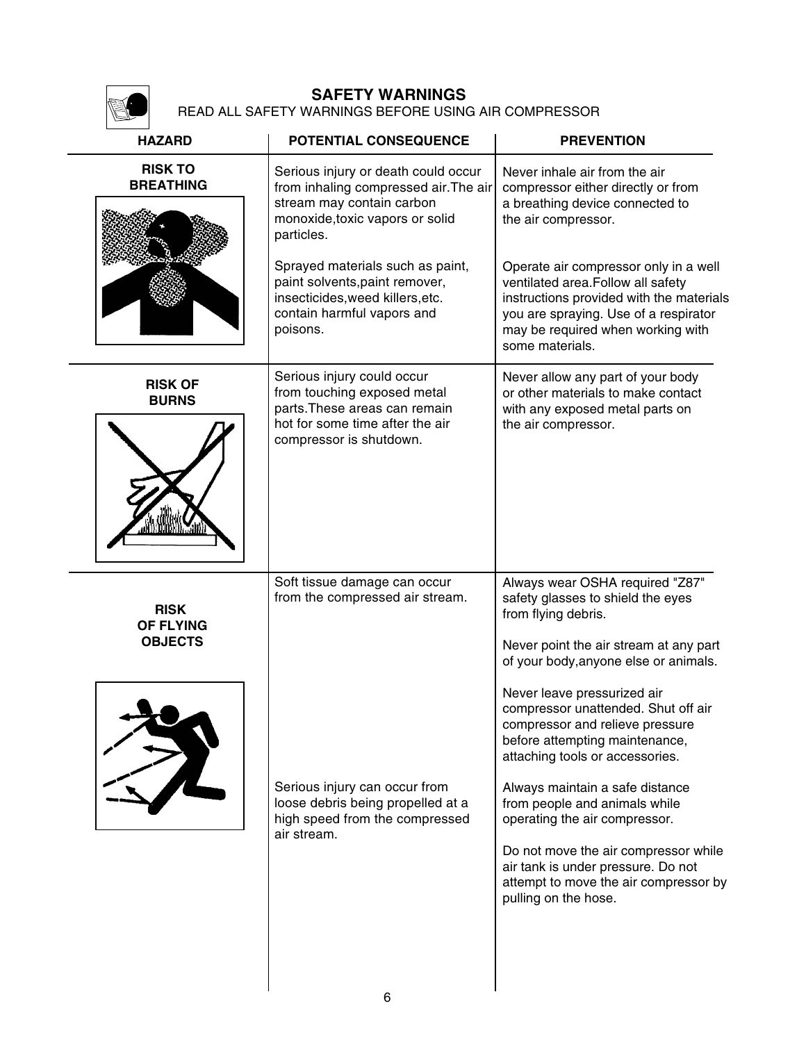## SAFETY WARNINGS

READ ALL SAFETY WARNINGS BEFORE USING AIR COMPRESSOR

| HAZARD | POTENTIAL CONSEQUENCE | PREVENTION |
| --- | --- | --- |
| **RISK TO BREATHING** | Serious injury or death could occur from inhaling compressed air.The air stream may contain carbon monoxide,toxic vapors or solid particles. | Never inhale air from the air compressor either directly or from a breathing device connected to the air compressor. |
| | Sprayed materials such as paint, paint solvents,paint remover, insecticides,weed killers,etc. contain harmful vapors and poisons. | Operate air compressor only in a well ventilated area.Follow all safety instructions provided with the materials you are spraying. Use of a respirator may be required when working with some materials. |
| **RISK OF BURNS** | Serious injury could occur from touching exposed metal parts.These areas can remain hot for some time after the air compressor is shutdown. | Never allow any part of your body or other materials to make contact with any exposed metal parts on the air compressor. |
| **RISK OF FLYING OBJECTS** | Soft tissue damage can occur from the compressed air stream. | Always wear OSHA required "Z87" safety glasses to shield the eyes from flying debris.<br><br>Never point the air stream at any part of your body,anyone else or animals.<br><br>Never leave pressurized air compressor unattended. Shut off air compressor and relieve pressure before attempting maintenance, attaching tools or accessories. |
| | Serious injury can occur from loose debris being propelled at a high speed from the compressed air stream. | Always maintain a safe distance from people and animals while operating the air compressor.<br><br>Do not move the air compressor while air tank is under pressure. Do not attempt to move the air compressor by pulling on the hose. |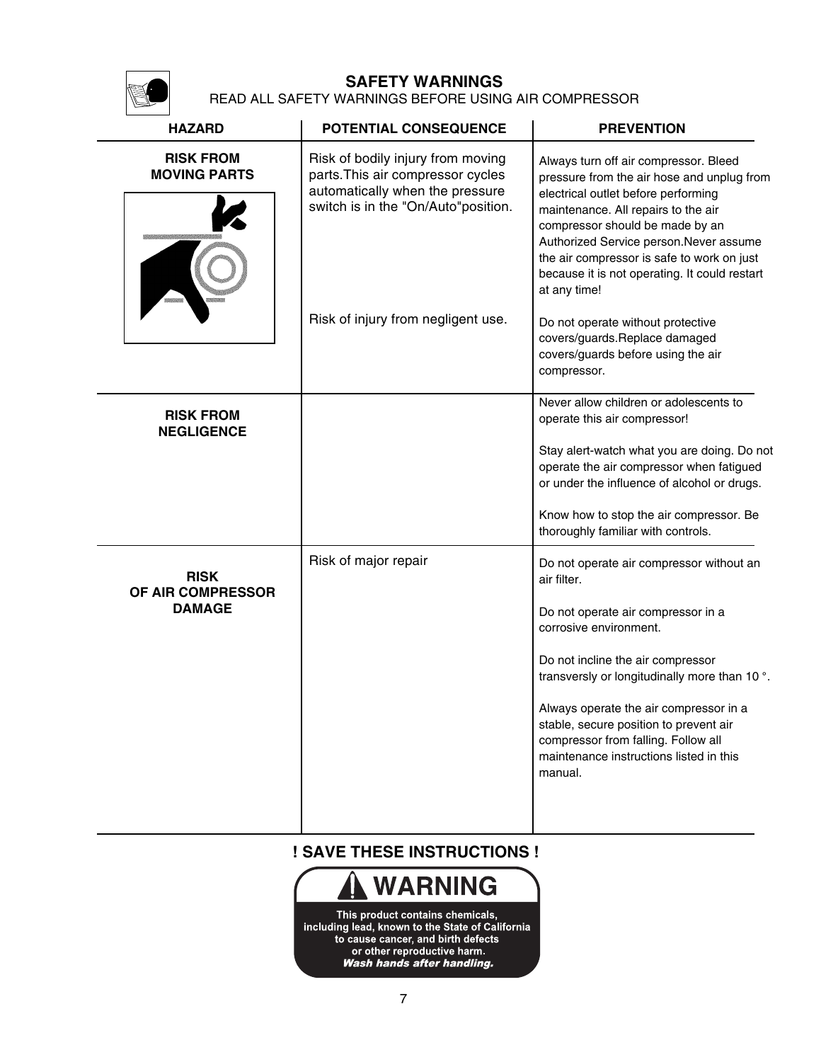## SAFETY WARNINGS

READ ALL SAFETY WARNINGS BEFORE USING AIR COMPRESSOR

| HAZARD | POTENTIAL CONSEQUENCE | PREVENTION |
|---|---|---|
| **RISK FROM MOVING PARTS** | Risk of bodily injury from moving parts.This air compressor cycles automatically when the pressure switch is in the "On/Auto"position. | Always turn off air compressor. Bleed pressure from the air hose and unplug from electrical outlet before performing maintenance. All repairs to the air compressor should be made by an Authorized Service person.Never assume the air compressor is safe to work on just because it is not operating. It could restart at any time! |
| | Risk of injury from negligent use. | Do not operate without protective covers/guards.Replace damaged covers/guards before using the air compressor. |
| **RISK FROM NEGLIGENCE** | | Never allow children or adolescents to operate this air compressor!<br><br>Stay alert-watch what you are doing. Do not operate the air compressor when fatigued or under the influence of alcohol or drugs.<br><br>Know how to stop the air compressor. Be thoroughly familiar with controls. |
| **RISK OF AIR COMPRESSOR DAMAGE** | Risk of major repair | Do not operate air compressor without an air filter.<br><br>Do not operate air compressor in a corrosive environment.<br><br>Do not incline the air compressor transversly or longitudinally more than 10 °.<br><br>Always operate the air compressor in a stable, secure position to prevent air compressor from falling. Follow all maintenance instructions listed in this manual. |

**! SAVE THESE INSTRUCTIONS !**

**WARNING**

**This product contains chemicals, including lead, known to the State of California to cause cancer, and birth defects or other reproductive harm.**
***Wash hands after handling.***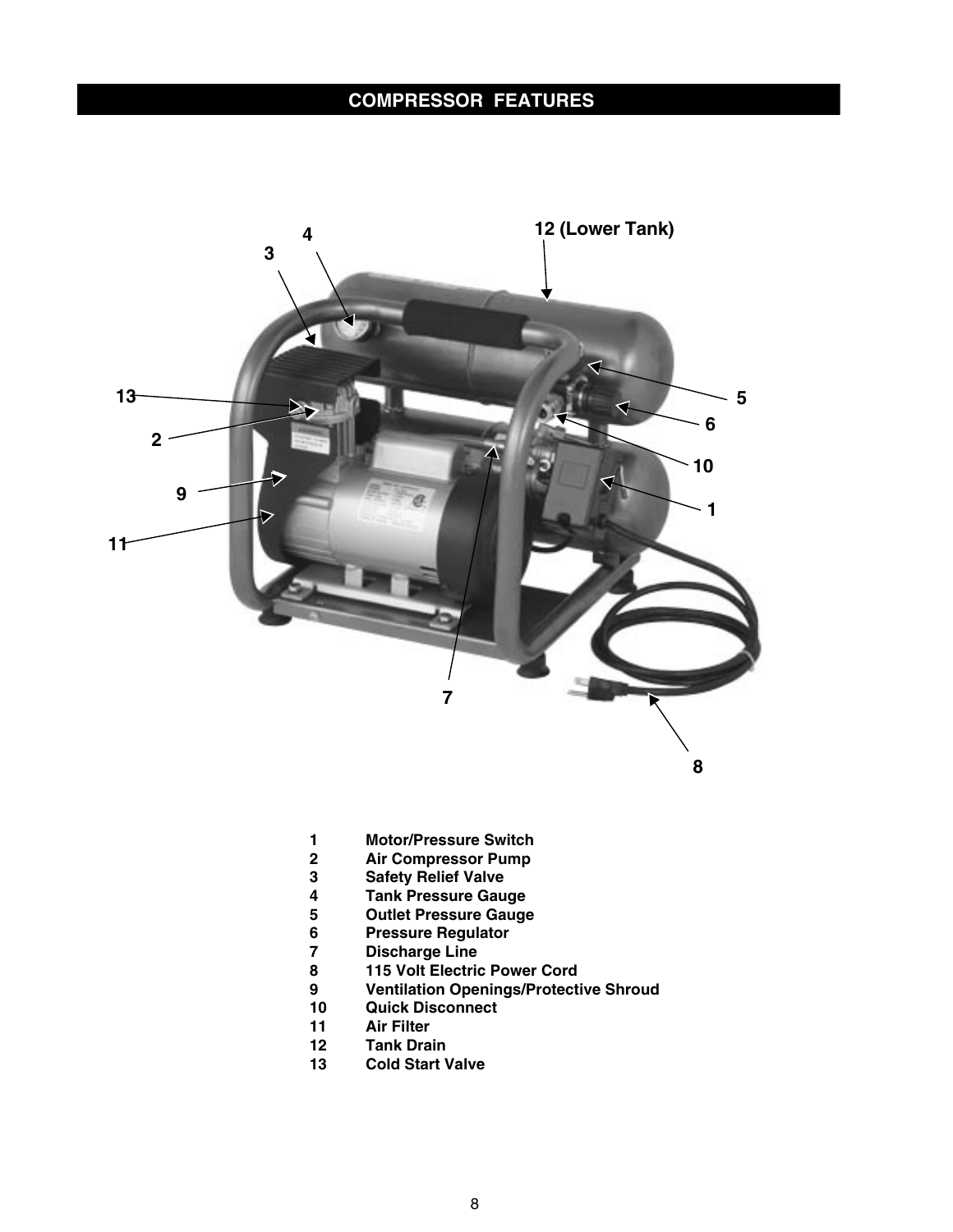## COMPRESSOR FEATURES

12 (Lower Tank)

1 Motor/Pressure Switch
2 Air Compressor Pump
3 Safety Relief Valve
4 Tank Pressure Gauge
5 Outlet Pressure Gauge
6 Pressure Regulator
7 Discharge Line
8 115 Volt Electric Power Cord
9 Ventilation Openings/Protective Shroud
10 Quick Disconnect
11 Air Filter
12 Tank Drain
13 Cold Start Valve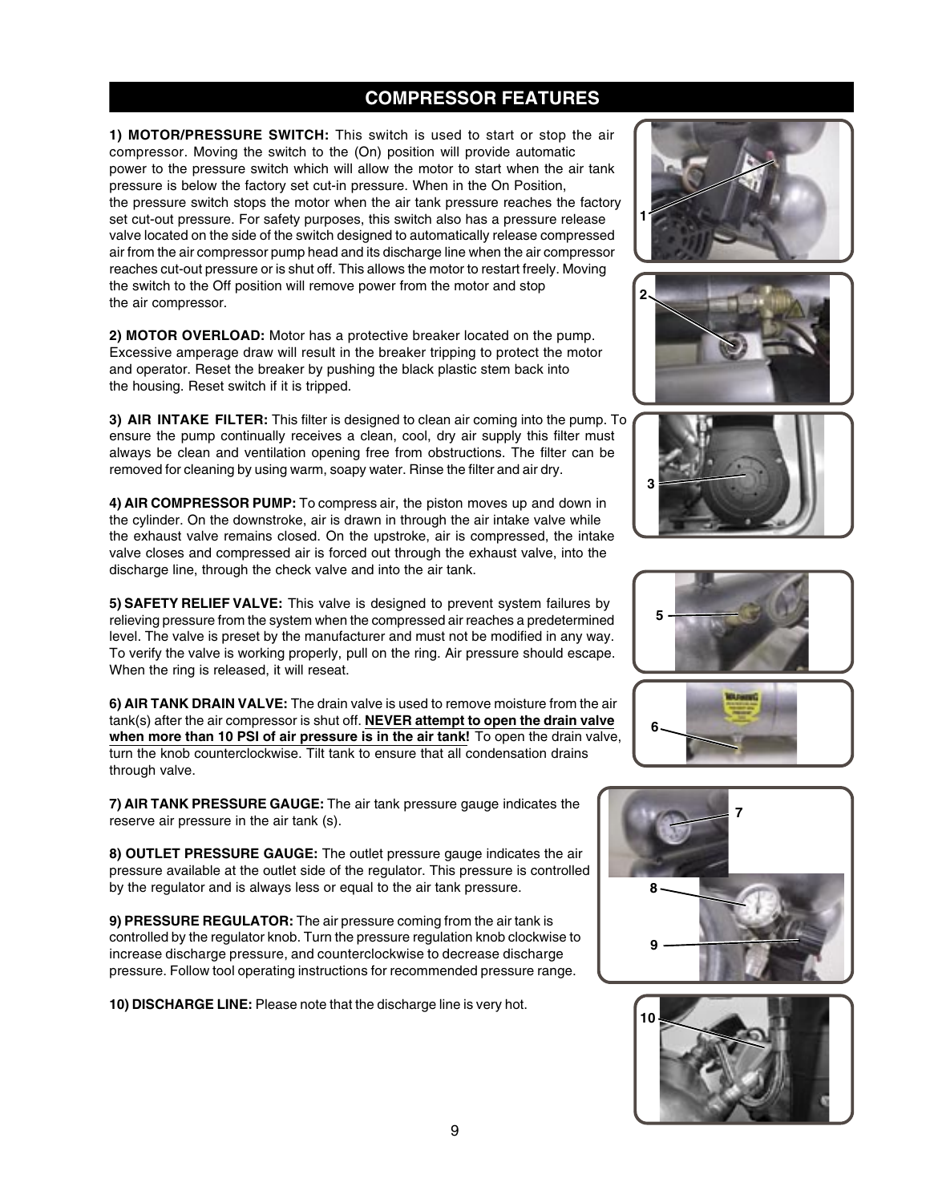## COMPRESSOR FEATURES

**1) MOTOR/PRESSURE SWITCH:** This switch is used to start or stop the air compressor. Moving the switch to the (On) position will provide automatic power to the pressure switch which will allow the motor to start when the air tank pressure is below the factory set cut-in pressure. When in the On Position, the pressure switch stops the motor when the air tank pressure reaches the factory set cut-out pressure. For safety purposes, this switch also has a pressure release valve located on the side of the switch designed to automatically release compressed air from the air compressor pump head and its discharge line when the air compressor reaches cut-out pressure or is shut off. This allows the motor to restart freely. Moving the switch to the Off position will remove power from the motor and stop the air compressor.

**2) MOTOR OVERLOAD:** Motor has a protective breaker located on the pump. Excessive amperage draw will result in the breaker tripping to protect the motor and operator. Reset the breaker by pushing the black plastic stem back into the housing. Reset switch if it is tripped.

**3) AIR INTAKE FILTER:** This filter is designed to clean air coming into the pump. To ensure the pump continually receives a clean, cool, dry air supply this filter must always be clean and ventilation opening free from obstructions. The filter can be removed for cleaning by using warm, soapy water. Rinse the filter and air dry.

**4) AIR COMPRESSOR PUMP:** To compress air, the piston moves up and down in the cylinder. On the downstroke, air is drawn in through the air intake valve while the exhaust valve remains closed. On the upstroke, air is compressed, the intake valve closes and compressed air is forced out through the exhaust valve, into the discharge line, through the check valve and into the air tank.

**5) SAFETY RELIEF VALVE:** This valve is designed to prevent system failures by relieving pressure from the system when the compressed air reaches a predetermined level. The valve is preset by the manufacturer and must not be modified in any way. To verify the valve is working properly, pull on the ring. Air pressure should escape. When the ring is released, it will reseat.

**6) AIR TANK DRAIN VALVE:** The drain valve is used to remove moisture from the air tank(s) after the air compressor is shut off. **NEVER attempt to open the drain valve when more than 10 PSI of air pressure is in the air tank!** To open the drain valve, turn the knob counterclockwise. Tilt tank to ensure that all condensation drains through valve.

**7) AIR TANK PRESSURE GAUGE:** The air tank pressure gauge indicates the reserve air pressure in the air tank (s).

**8) OUTLET PRESSURE GAUGE:** The outlet pressure gauge indicates the air pressure available at the outlet side of the regulator. This pressure is controlled by the regulator and is always less or equal to the air tank pressure.

**9) PRESSURE REGULATOR:** The air pressure coming from the air tank is controlled by the regulator knob. Turn the pressure regulation knob clockwise to increase discharge pressure, and counterclockwise to decrease discharge pressure. Follow tool operating instructions for recommended pressure range.

**10) DISCHARGE LINE:** Please note that the discharge line is very hot.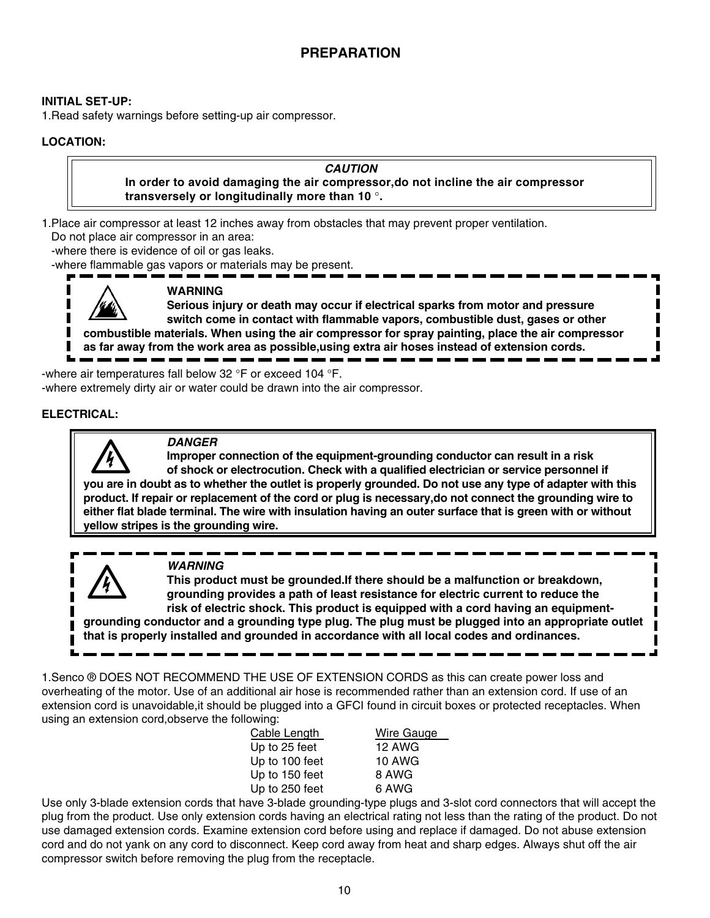# PREPARATION

**INITIAL SET-UP:**

1.Read safety warnings before setting-up air compressor.

**LOCATION:**

> ***CAUTION***
>
> **In order to avoid damaging the air compressor,do not incline the air compressor transversely or longitudinally more than 10 °.**

1.Place air compressor at least 12 inches away from obstacles that may prevent proper ventilation.
   Do not place air compressor in an area:
   -where there is evidence of oil or gas leaks.
   -where flammable gas vapors or materials may be present.

> **WARNING**
>
> **Serious injury or death may occur if electrical sparks from motor and pressure switch come in contact with flammable vapors, combustible dust, gases or other combustible materials. When using the air compressor for spray painting, place the air compressor as far away from the work area as possible,using extra air hoses instead of extension cords.**

-where air temperatures fall below 32 °F or exceed 104 °F.
-where extremely dirty air or water could be drawn into the air compressor.

**ELECTRICAL:**

> ***DANGER***
>
> **Improper connection of the equipment-grounding conductor can result in a risk of shock or electrocution. Check with a qualified electrician or service personnel if you are in doubt as to whether the outlet is properly grounded. Do not use any type of adapter with this product. If repair or replacement of the cord or plug is necessary,do not connect the grounding wire to either flat blade terminal. The wire with insulation having an outer surface that is green with or without yellow stripes is the grounding wire.**

> ***WARNING***
>
> **This product must be grounded.If there should be a malfunction or breakdown, grounding provides a path of least resistance for electric current to reduce the risk of electric shock. This product is equipped with a cord having an equipment-grounding conductor and a grounding type plug. The plug must be plugged into an appropriate outlet that is properly installed and grounded in accordance with all local codes and ordinances.**

1.Senco ® DOES NOT RECOMMEND THE USE OF EXTENSION CORDS as this can create power loss and overheating of the motor. Use of an additional air hose is recommended rather than an extension cord. If use of an extension cord is unavoidable,it should be plugged into a GFCI found in circuit boxes or protected receptacles. When using an extension cord,observe the following:

| Cable Length | Wire Gauge |
|---|---|
| Up to 25 feet | 12 AWG |
| Up to 100 feet | 10 AWG |
| Up to 150 feet | 8 AWG |
| Up to 250 feet | 6 AWG |

Use only 3-blade extension cords that have 3-blade grounding-type plugs and 3-slot cord connectors that will accept the plug from the product. Use only extension cords having an electrical rating not less than the rating of the product. Do not use damaged extension cords. Examine extension cord before using and replace if damaged. Do not abuse extension cord and do not yank on any cord to disconnect. Keep cord away from heat and sharp edges. Always shut off the air compressor switch before removing the plug from the receptacle.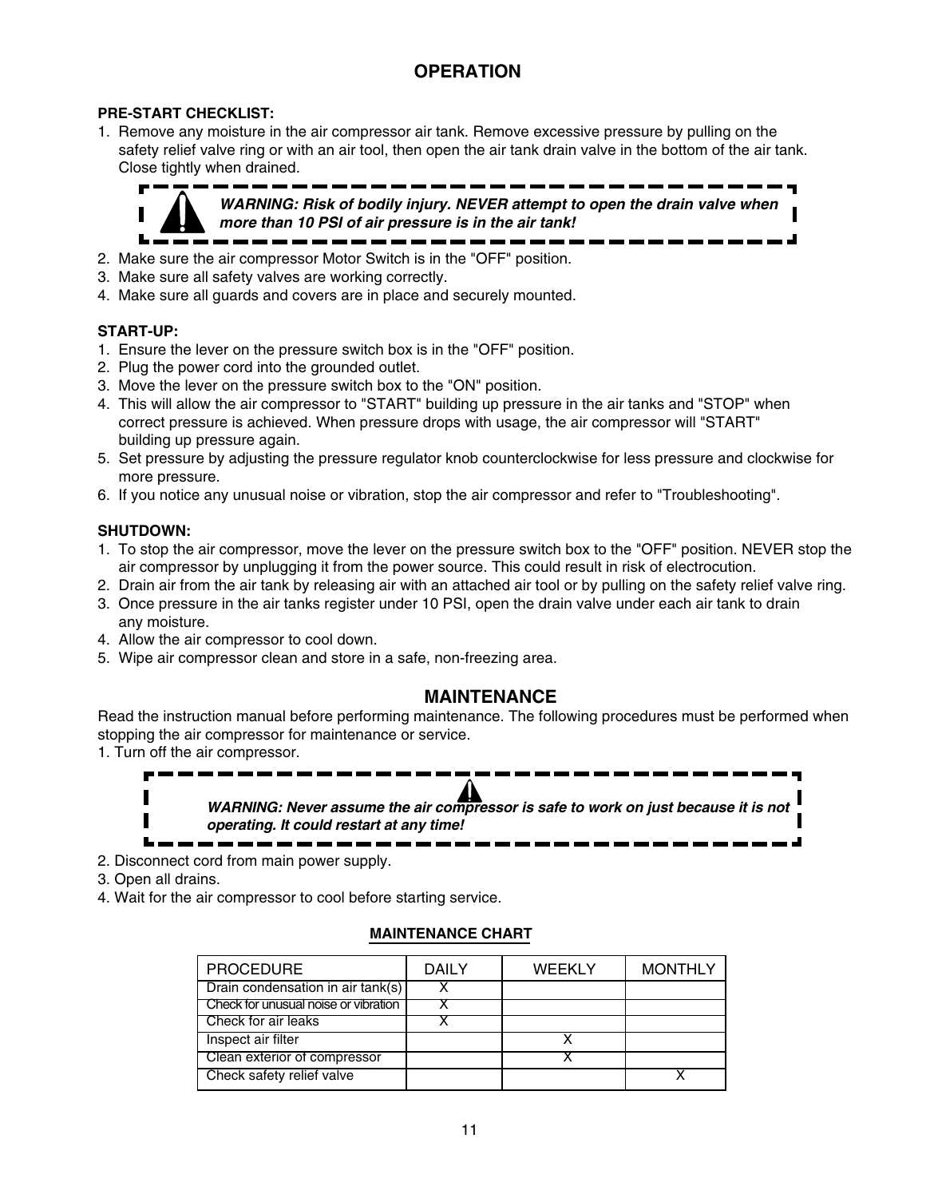## OPERATION

**PRE-START CHECKLIST:**

1. Remove any moisture in the air compressor air tank. Remove excessive pressure by pulling on the safety relief valve ring or with an air tool, then open the air tank drain valve in the bottom of the air tank. Close tightly when drained.

> ***WARNING: Risk of bodily injury. NEVER attempt to open the drain valve when more than 10 PSI of air pressure is in the air tank!***

2. Make sure the air compressor Motor Switch is in the "OFF" position.
3. Make sure all safety valves are working correctly.
4. Make sure all guards and covers are in place and securely mounted.

**START-UP:**

1. Ensure the lever on the pressure switch box is in the "OFF" position.
2. Plug the power cord into the grounded outlet.
3. Move the lever on the pressure switch box to the "ON" position.
4. This will allow the air compressor to "START" building up pressure in the air tanks and "STOP" when correct pressure is achieved. When pressure drops with usage, the air compressor will "START" building up pressure again.
5. Set pressure by adjusting the pressure regulator knob counterclockwise for less pressure and clockwise for more pressure.
6. If you notice any unusual noise or vibration, stop the air compressor and refer to "Troubleshooting".

**SHUTDOWN:**

1. To stop the air compressor, move the lever on the pressure switch box to the "OFF" position. NEVER stop the air compressor by unplugging it from the power source. This could result in risk of electrocution.
2. Drain air from the air tank by releasing air with an attached air tool or by pulling on the safety relief valve ring.
3. Once pressure in the air tanks register under 10 PSI, open the drain valve under each air tank to drain any moisture.
4. Allow the air compressor to cool down.
5. Wipe air compressor clean and store in a safe, non-freezing area.

## MAINTENANCE

Read the instruction manual before performing maintenance. The following procedures must be performed when stopping the air compressor for maintenance or service.

1. Turn off the air compressor.

> ***WARNING: Never assume the air compressor is safe to work on just because it is not operating. It could restart at any time!***

2. Disconnect cord from main power supply.
3. Open all drains.
4. Wait for the air compressor to cool before starting service.

**MAINTENANCE CHART**

| PROCEDURE | DAILY | WEEKLY | MONTHLY |
|---|---|---|---|
| Drain condensation in air tank(s) | X | | |
| Check for unusual noise or vibration | X | | |
| Check for air leaks | X | | |
| Inspect air filter | | X | |
| Clean exterior of compressor | | X | |
| Check safety relief valve | | | X |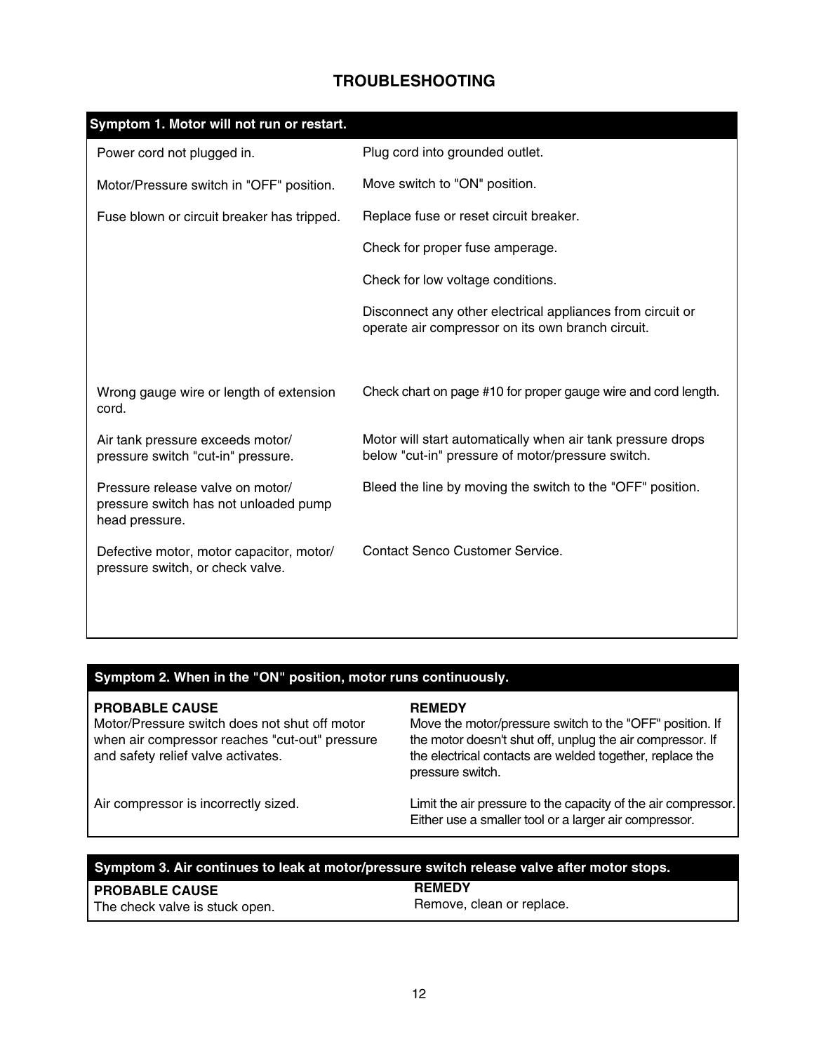## TROUBLESHOOTING

| Symptom 1. Motor will not run or restart. | |
|---|---|
| Power cord not plugged in. | Plug cord into grounded outlet. |
| Motor/Pressure switch in "OFF" position. | Move switch to "ON" position. |
| Fuse blown or circuit breaker has tripped. | Replace fuse or reset circuit breaker.<br><br>Check for proper fuse amperage.<br><br>Check for low voltage conditions.<br><br>Disconnect any other electrical appliances from circuit or operate air compressor on its own branch circuit. |
| Wrong gauge wire or length of extension cord. | Check chart on page #10 for proper gauge wire and cord length. |
| Air tank pressure exceeds motor/ pressure switch "cut-in" pressure. | Motor will start automatically when air tank pressure drops below "cut-in" pressure of motor/pressure switch. |
| Pressure release valve on motor/ pressure switch has not unloaded pump head pressure. | Bleed the line by moving the switch to the "OFF" position. |
| Defective motor, motor capacitor, motor/ pressure switch, or check valve. | Contact Senco Customer Service. |

| Symptom 2. When in the "ON" position, motor runs continuously. | |
|---|---|
| **PROBABLE CAUSE** | **REMEDY** |
| Motor/Pressure switch does not shut off motor when air compressor reaches "cut-out" pressure and safety relief valve activates. | Move the motor/pressure switch to the "OFF" position. If the motor doesn't shut off, unplug the air compressor. If the electrical contacts are welded together, replace the pressure switch. |
| Air compressor is incorrectly sized. | Limit the air pressure to the capacity of the air compressor. Either use a smaller tool or a larger air compressor. |

| Symptom 3. Air continues to leak at motor/pressure switch release valve after motor stops. | |
|---|---|
| **PROBABLE CAUSE** | **REMEDY** |
| The check valve is stuck open. | Remove, clean or replace. |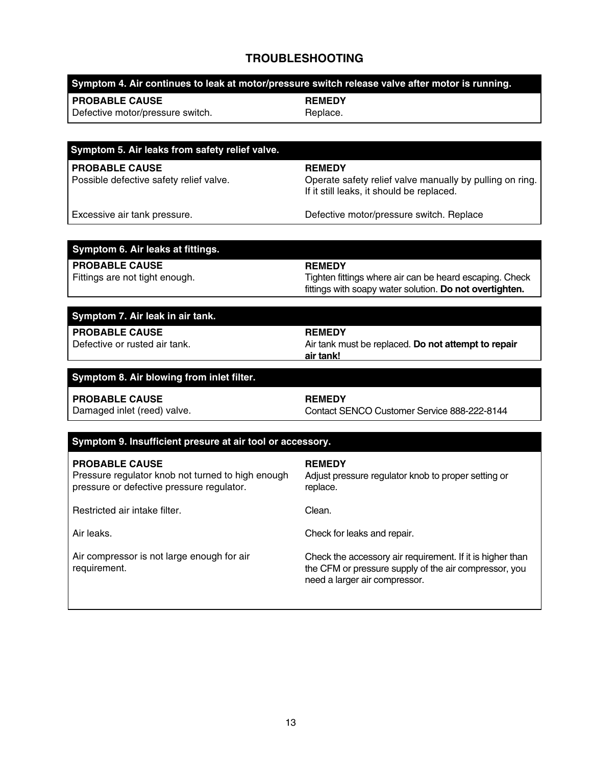# TROUBLESHOOTING

| Symptom 4. Air continues to leak at motor/pressure switch release valve after motor is running. | |
|---|---|
| **PROBABLE CAUSE** | **REMEDY** |
| Defective motor/pressure switch. | Replace. |

| Symptom 5. Air leaks from safety relief valve. | |
|---|---|
| **PROBABLE CAUSE** | **REMEDY** |
| Possible defective safety relief valve. | Operate safety relief valve manually by pulling on ring. If it still leaks, it should be replaced. |
| Excessive air tank pressure. | Defective motor/pressure switch. Replace |

| Symptom 6. Air leaks at fittings. | |
|---|---|
| **PROBABLE CAUSE** | **REMEDY** |
| Fittings are not tight enough. | Tighten fittings where air can be heard escaping. Check fittings with soapy water solution. **Do not overtighten.** |

| Symptom 7. Air leak in air tank. | |
|---|---|
| **PROBABLE CAUSE** | **REMEDY** |
| Defective or rusted air tank. | Air tank must be replaced. **Do not attempt to repair air tank!** |

| Symptom 8. Air blowing from inlet filter. | |
|---|---|
| **PROBABLE CAUSE** | **REMEDY** |
| Damaged inlet (reed) valve. | Contact SENCO Customer Service 888-222-8144 |

| Symptom 9. Insufficient presure at air tool or accessory. | |
|---|---|
| **PROBABLE CAUSE** | **REMEDY** |
| Pressure regulator knob not turned to high enough pressure or defective pressure regulator. | Adjust pressure regulator knob to proper setting or replace. |
| Restricted air intake filter. | Clean. |
| Air leaks. | Check for leaks and repair. |
| Air compressor is not large enough for air requirement. | Check the accessory air requirement. If it is higher than the CFM or pressure supply of the air compressor, you need a larger air compressor. |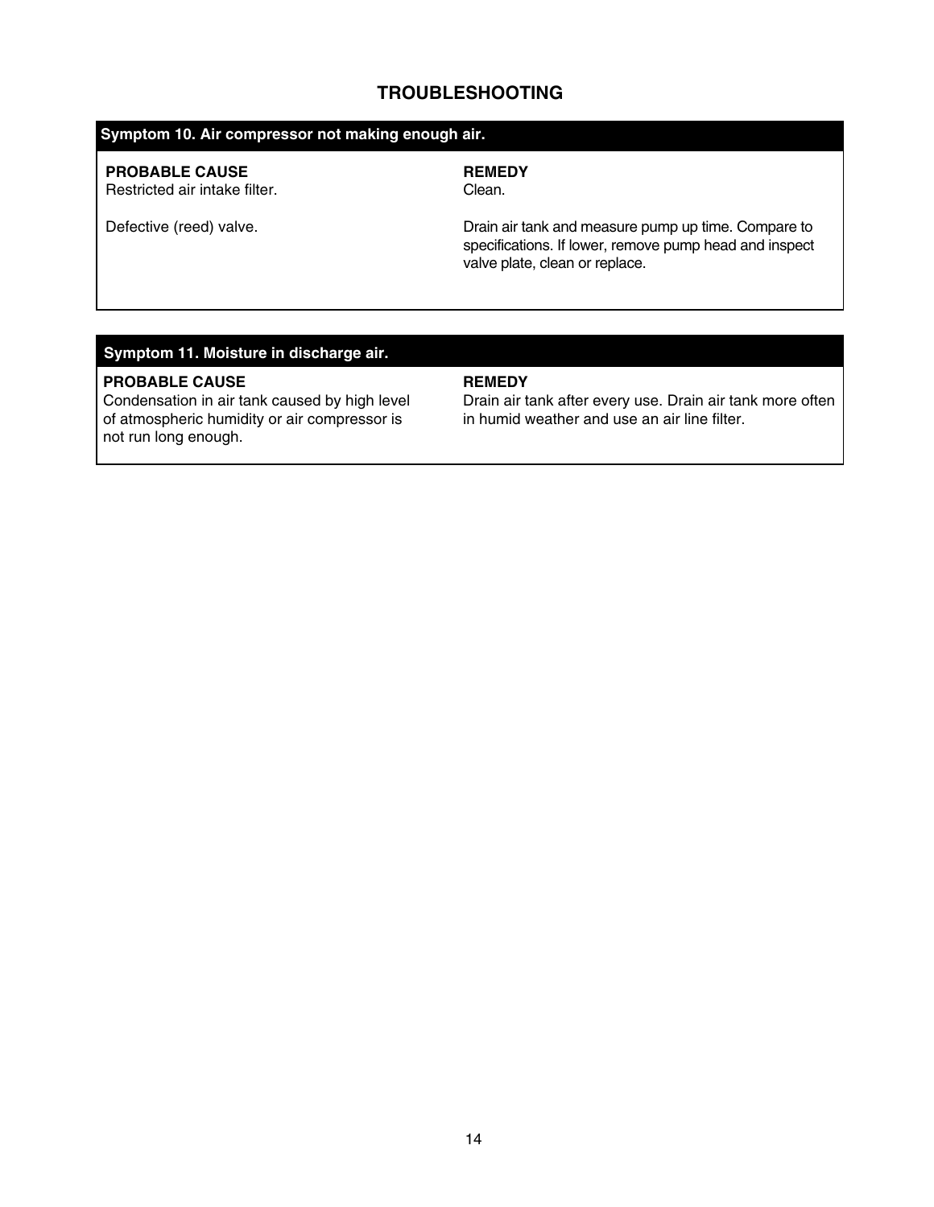## TROUBLESHOOTING

| Symptom 10. Air compressor not making enough air. | |
|---|---|
| **PROBABLE CAUSE** | **REMEDY** |
| Restricted air intake filter. | Clean. |
| Defective (reed) valve. | Drain air tank and measure pump up time. Compare to specifications. If lower, remove pump head and inspect valve plate, clean or replace. |

| Symptom 11. Moisture in discharge air. | |
|---|---|
| **PROBABLE CAUSE** | **REMEDY** |
| Condensation in air tank caused by high level of atmospheric humidity or air compressor is not run long enough. | Drain air tank after every use. Drain air tank more often in humid weather and use an air line filter. |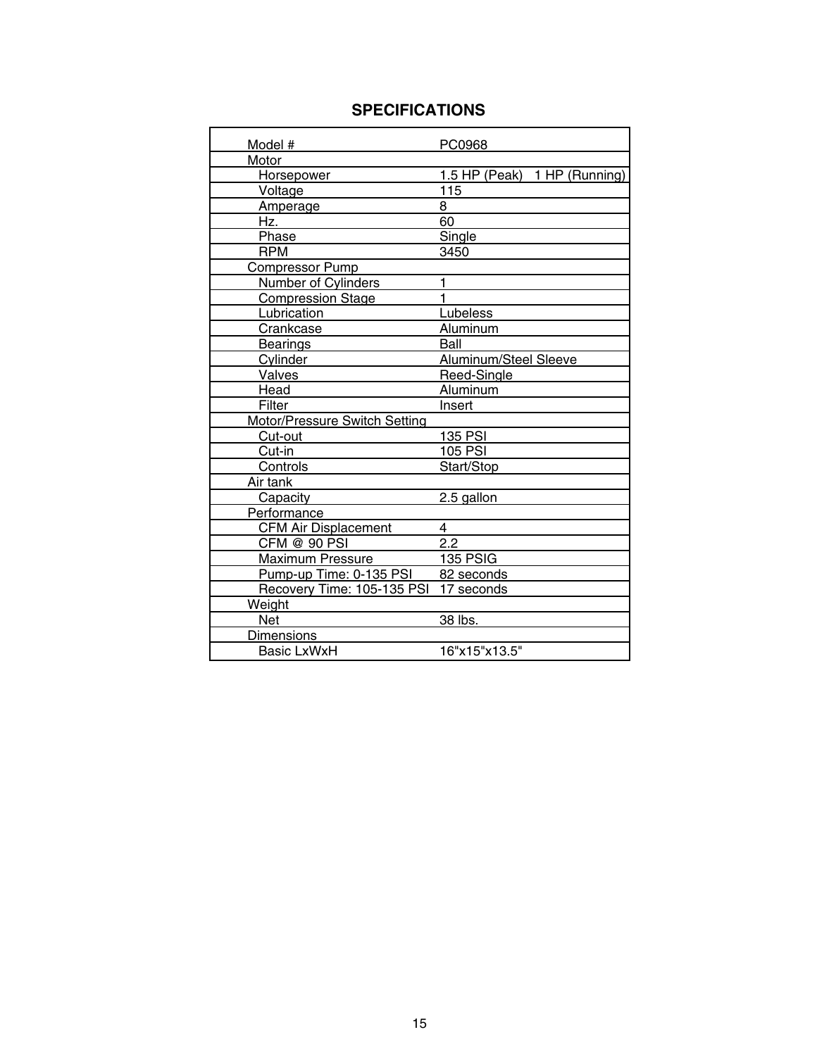## SPECIFICATIONS

| | |
|---|---|
| Model # | PC0968 |
| Motor | |
| Horsepower | 1.5 HP (Peak) 1 HP (Running) |
| Voltage | 115 |
| Amperage | 8 |
| Hz. | 60 |
| Phase | Single |
| RPM | 3450 |
| Compressor Pump | |
| Number of Cylinders | 1 |
| Compression Stage | 1 |
| Lubrication | Lubeless |
| Crankcase | Aluminum |
| Bearings | Ball |
| Cylinder | Aluminum/Steel Sleeve |
| Valves | Reed-Single |
| Head | Aluminum |
| Filter | Insert |
| Motor/Pressure Switch Setting | |
| Cut-out | 135 PSI |
| Cut-in | 105 PSI |
| Controls | Start/Stop |
| Air tank | |
| Capacity | 2.5 gallon |
| Performance | |
| CFM Air Displacement | 4 |
| CFM @ 90 PSI | 2.2 |
| Maximum Pressure | 135 PSIG |
| Pump-up Time: 0-135 PSI | 82 seconds |
| Recovery Time: 105-135 PSI | 17 seconds |
| Weight | |
| Net | 38 lbs. |
| Dimensions | |
| Basic LxWxH | 16"x15"x13.5" |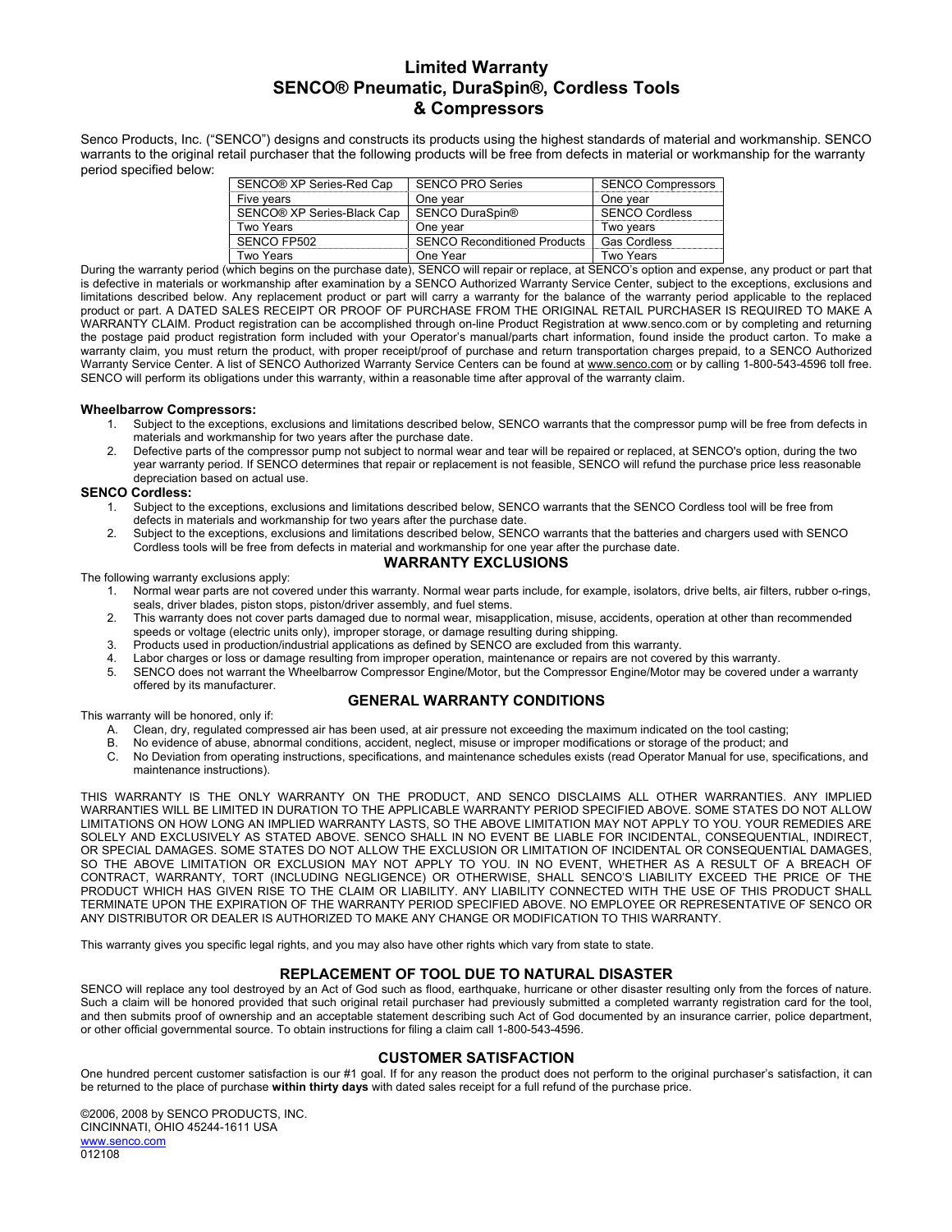# Limited Warranty
# SENCO® Pneumatic, DuraSpin®, Cordless Tools & Compressors

Senco Products, Inc. ("SENCO") designs and constructs its products using the highest standards of material and workmanship. SENCO warrants to the original retail purchaser that the following products will be free from defects in material or workmanship for the warranty period specified below:

| SENCO® XP Series-Red Cap | SENCO PRO Series | SENCO Compressors |
|---|---|---|
| Five years | One year | One year |
| SENCO® XP Series-Black Cap | SENCO DuraSpin® | SENCO Cordless |
| Two Years | One year | Two years |
| SENCO FP502 | SENCO Reconditioned Products | Gas Cordless |
| Two Years | One Year | Two Years |

During the warranty period (which begins on the purchase date), SENCO will repair or replace, at SENCO's option and expense, any product or part that is defective in materials or workmanship after examination by a SENCO Authorized Warranty Service Center, subject to the exceptions, exclusions and limitations described below. Any replacement product or part will carry a warranty for the balance of the warranty period applicable to the replaced product or part. A DATED SALES RECEIPT OR PROOF OF PURCHASE FROM THE ORIGINAL RETAIL PURCHASER IS REQUIRED TO MAKE A WARRANTY CLAIM. Product registration can be accomplished through on-line Product Registration at www.senco.com or by completing and returning the postage paid product registration form included with your Operator's manual/parts chart information, found inside the product carton. To make a warranty claim, you must return the product, with proper receipt/proof of purchase and return transportation charges prepaid, to a SENCO Authorized Warranty Service Center. A list of SENCO Authorized Warranty Service Centers can be found at www.senco.com or by calling 1-800-543-4596 toll free. SENCO will perform its obligations under this warranty, within a reasonable time after approval of the warranty claim.

**Wheelbarrow Compressors:**

1. Subject to the exceptions, exclusions and limitations described below, SENCO warrants that the compressor pump will be free from defects in materials and workmanship for two years after the purchase date.
2. Defective parts of the compressor pump not subject to normal wear and tear will be repaired or replaced, at SENCO's option, during the two year warranty period. If SENCO determines that repair or replacement is not feasible, SENCO will refund the purchase price less reasonable depreciation based on actual use.

**SENCO Cordless:**

1. Subject to the exceptions, exclusions and limitations described below, SENCO warrants that the SENCO Cordless tool will be free from defects in materials and workmanship for two years after the purchase date.
2. Subject to the exceptions, exclusions and limitations described below, SENCO warrants that the batteries and chargers used with SENCO Cordless tools will be free from defects in material and workmanship for one year after the purchase date.

## WARRANTY EXCLUSIONS

The following warranty exclusions apply:

1. Normal wear parts are not covered under this warranty. Normal wear parts include, for example, isolators, drive belts, air filters, rubber o-rings, seals, driver blades, piston stops, piston/driver assembly, and fuel stems.
2. This warranty does not cover parts damaged due to normal wear, misapplication, misuse, accidents, operation at other than recommended speeds or voltage (electric units only), improper storage, or damage resulting during shipping.
3. Products used in production/industrial applications as defined by SENCO are excluded from this warranty.
4. Labor charges or loss or damage resulting from improper operation, maintenance or repairs are not covered by this warranty.
5. SENCO does not warrant the Wheelbarrow Compressor Engine/Motor, but the Compressor Engine/Motor may be covered under a warranty offered by its manufacturer.

## GENERAL WARRANTY CONDITIONS

This warranty will be honored, only if:

A. Clean, dry, regulated compressed air has been used, at air pressure not exceeding the maximum indicated on the tool casting;
B. No evidence of abuse, abnormal conditions, accident, neglect, misuse or improper modifications or storage of the product; and
C. No Deviation from operating instructions, specifications, and maintenance schedules exists (read Operator Manual for use, specifications, and maintenance instructions).

THIS WARRANTY IS THE ONLY WARRANTY ON THE PRODUCT, AND SENCO DISCLAIMS ALL OTHER WARRANTIES. ANY IMPLIED WARRANTIES WILL BE LIMITED IN DURATION TO THE APPLICABLE WARRANTY PERIOD SPECIFIED ABOVE. SOME STATES DO NOT ALLOW LIMITATIONS ON HOW LONG AN IMPLIED WARRANTY LASTS, SO THE ABOVE LIMITATION MAY NOT APPLY TO YOU. YOUR REMEDIES ARE SOLELY AND EXCLUSIVELY AS STATED ABOVE. SENCO SHALL IN NO EVENT BE LIABLE FOR INCIDENTAL, CONSEQUENTIAL, INDIRECT, OR SPECIAL DAMAGES. SOME STATES DO NOT ALLOW THE EXCLUSION OR LIMITATION OF INCIDENTAL OR CONSEQUENTIAL DAMAGES, SO THE ABOVE LIMITATION OR EXCLUSION MAY NOT APPLY TO YOU. IN NO EVENT, WHETHER AS A RESULT OF A BREACH OF CONTRACT, WARRANTY, TORT (INCLUDING NEGLIGENCE) OR OTHERWISE, SHALL SENCO'S LIABILITY EXCEED THE PRICE OF THE PRODUCT WHICH HAS GIVEN RISE TO THE CLAIM OR LIABILITY. ANY LIABILITY CONNECTED WITH THE USE OF THIS PRODUCT SHALL TERMINATE UPON THE EXPIRATION OF THE WARRANTY PERIOD SPECIFIED ABOVE. NO EMPLOYEE OR REPRESENTATIVE OF SENCO OR ANY DISTRIBUTOR OR DEALER IS AUTHORIZED TO MAKE ANY CHANGE OR MODIFICATION TO THIS WARRANTY.

This warranty gives you specific legal rights, and you may also have other rights which vary from state to state.

## REPLACEMENT OF TOOL DUE TO NATURAL DISASTER

SENCO will replace any tool destroyed by an Act of God such as flood, earthquake, hurricane or other disaster resulting only from the forces of nature. Such a claim will be honored provided that such original retail purchaser had previously submitted a completed warranty registration card for the tool, and then submits proof of ownership and an acceptable statement describing such Act of God documented by an insurance carrier, police department, or other official governmental source. To obtain instructions for filing a claim call 1-800-543-4596.

## CUSTOMER SATISFACTION

One hundred percent customer satisfaction is our #1 goal. If for any reason the product does not perform to the original purchaser's satisfaction, it can be returned to the place of purchase **within thirty days** with dated sales receipt for a full refund of the purchase price.

©2006, 2008 by SENCO PRODUCTS, INC.
CINCINNATI, OHIO 45244-1611 USA
www.senco.com
012108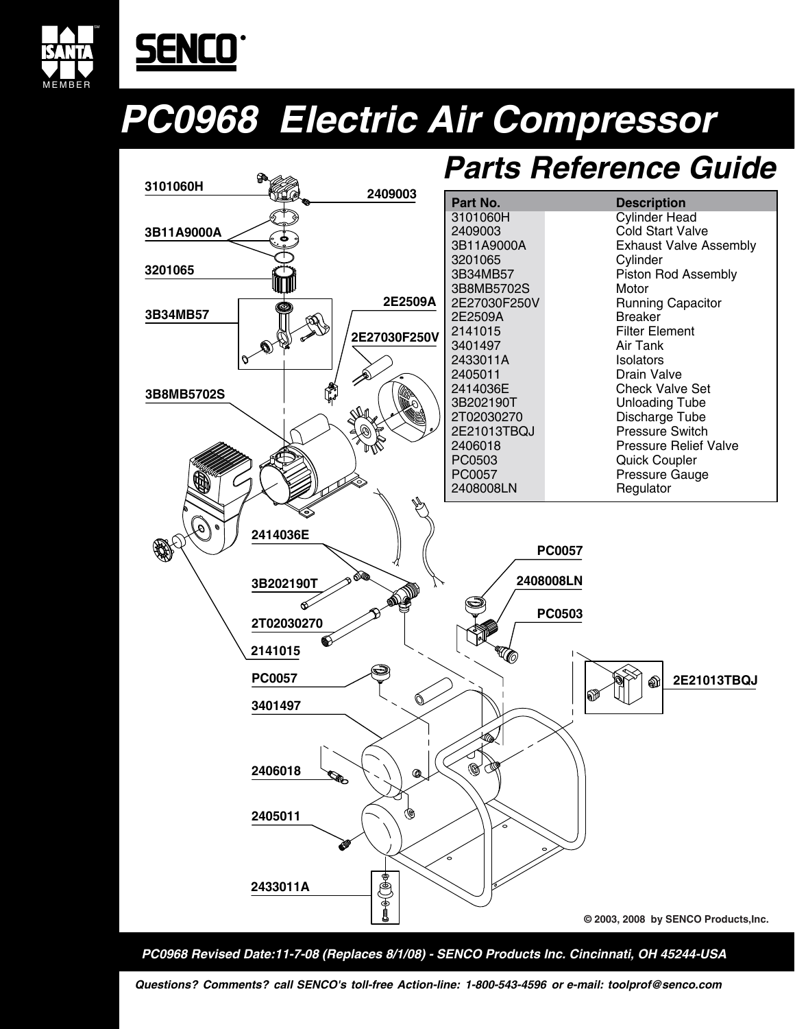# SENCO

# PC0968 Electric Air Compressor

## Parts Reference Guide

| Part No. | Description |
| --- | --- |
| 3101060H | Cylinder Head |
| 2409003 | Cold Start Valve |
| 3B11A9000A | Exhaust Valve Assembly |
| 3201065 | Cylinder |
| 3B34MB57 | Piston Rod Assembly |
| 3B8MB5702S | Motor |
| 2E27030F250V | Running Capacitor |
| 2E2509A | Breaker |
| 2141015 | Filter Element |
| 3401497 | Air Tank |
| 2433011A | Isolators |
| 2405011 | Drain Valve |
| 2414036E | Check Valve Set |
| 3B202190T | Unloading Tube |
| 2T02030270 | Discharge Tube |
| 2E21013TBQJ | Pressure Switch |
| 2406018 | Pressure Relief Valve |
| PC0503 | Quick Coupler |
| PC0057 | Pressure Gauge |
| 2408008LN | Regulator |

3101060H
2409003
3B11A9000A
3201065
3B34MB57
2E2509A
2E27030F250V
3B8MB5702S
2414036E
3B202190T
2T02030270
2141015
PC0057
3401497
2406018
2405011
2433011A
PC0057
2408008LN
PC0503
2E21013TBQJ

© 2003, 2008 by SENCO Products,Inc.

*PC0968 Revised Date:11-7-08 (Replaces 8/1/08) - SENCO Products Inc. Cincinnati, OH 45244-USA*

*Questions? Comments? call SENCO's toll-free Action-line: 1-800-543-4596 or e-mail: toolprof@senco.com*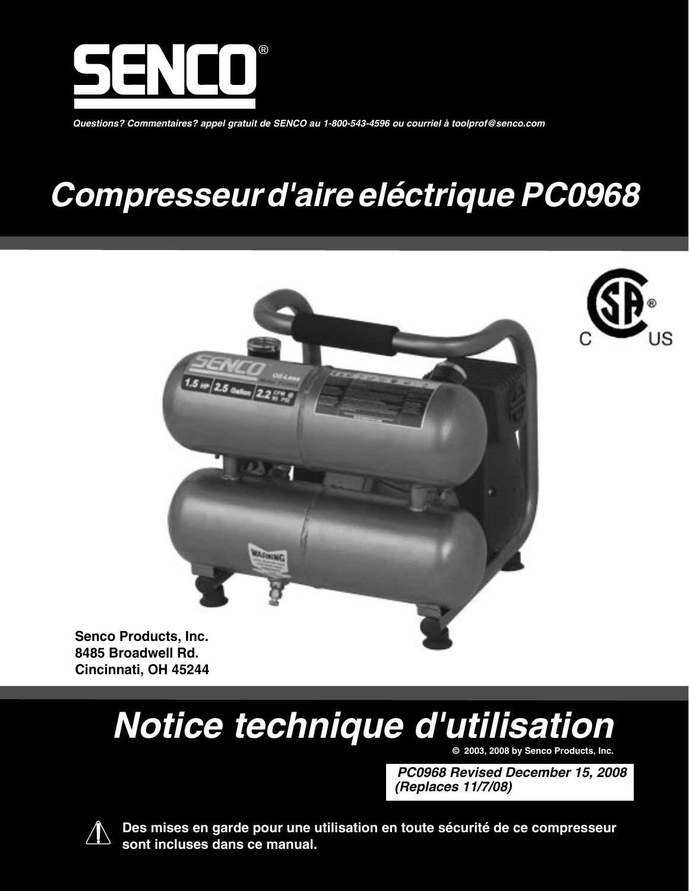# SENCO®

*Questions? Commentaires? appel gratuit de SENCO au 1-800-543-4596 ou courriel à toolprof@senco.com*

# *Compresseur d'aire eléctrique PC0968*

**Senco Products, Inc.**
**8485 Broadwell Rd.**
**Cincinnati, OH 45244**

# *Notice technique d'utilisation*

**© 2003, 2008 by Senco Products, Inc.**

***PC0968 Revised December 15, 2008***
***(Replaces 11/7/08)***

**Des mises en garde pour une utilisation en toute sécurité de ce compresseur sont incluses dans ce manual.**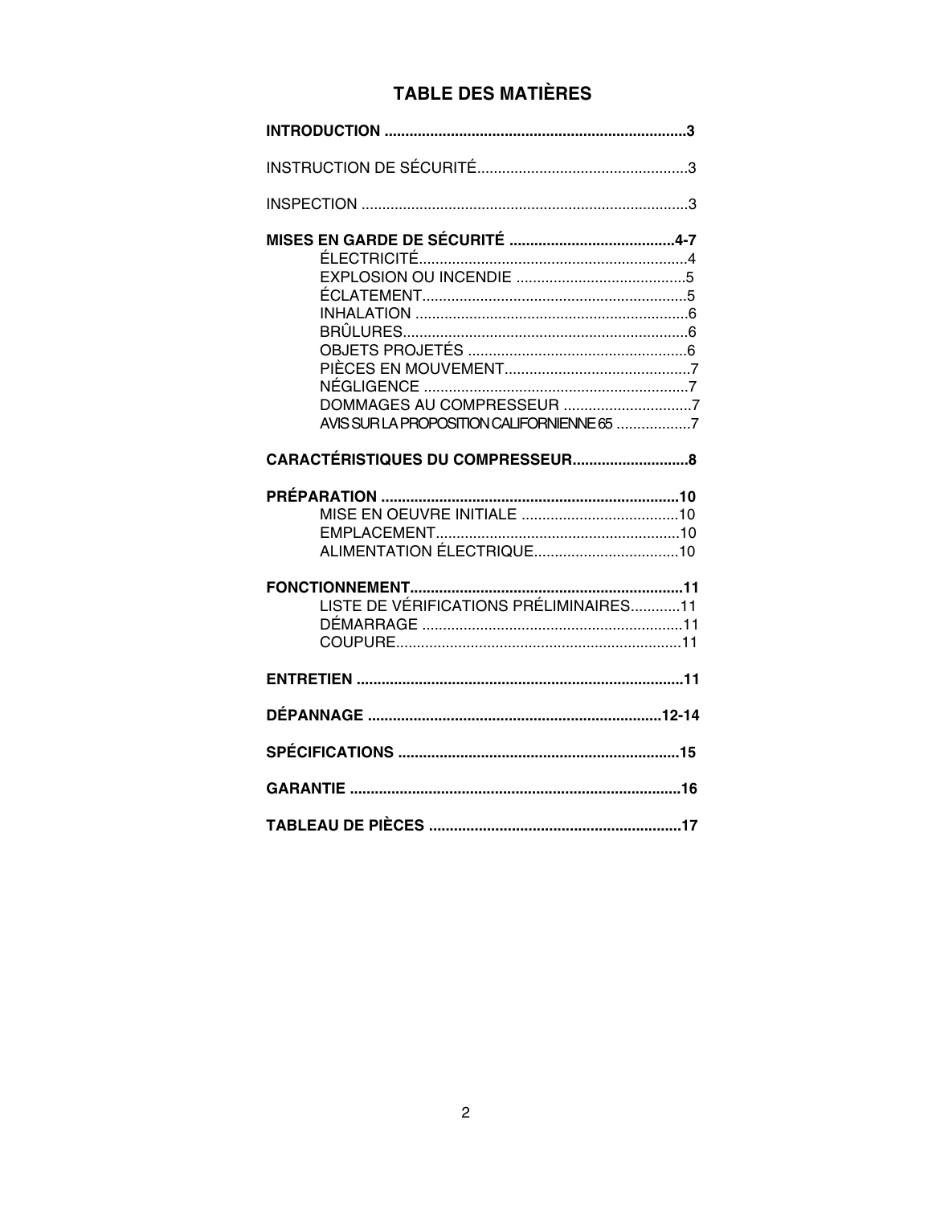# TABLE DES MATIÈRES

**INTRODUCTION ........................................................................3**

INSTRUCTION DE SÉCURITÉ..................................................3

INSPECTION ..............................................................................3

**MISES EN GARDE DE SÉCURITÉ ........................................4-7**

- ÉLECTRICITÉ................................................................4
- EXPLOSION OU INCENDIE .........................................5
- ÉCLATEMENT................................................................5
- INHALATION .................................................................6
- BRÛLURES....................................................................6
- OBJETS PROJETÉS ....................................................6
- PIÈCES EN MOUVEMENT.............................................7
- NÉGLIGENCE ................................................................7
- DOMMAGES AU COMPRESSEUR ...............................7
- AVIS SUR LA PROPOSITION CALIFORNIENNE 65 ..................7

**CARACTÉRISTIQUES DU COMPRESSEUR............................8**

**PRÉPARATION .......................................................................10**

- MISE EN OEUVRE INITIALE ......................................10
- EMPLACEMENT...........................................................10
- ALIMENTATION ÉLECTRIQUE...................................10

**FONCTIONNEMENT..................................................................11**

- LISTE DE VÉRIFICATIONS PRÉLIMINAIRES............11
- DÉMARRAGE ..............................................................11
- COUPURE....................................................................11

**ENTRETIEN ..............................................................................11**

**DÉPANNAGE ......................................................................12-14**

**SPÉCIFICATIONS ...................................................................15**

**GARANTIE ...............................................................................16**

**TABLEAU DE PIÈCES ............................................................17**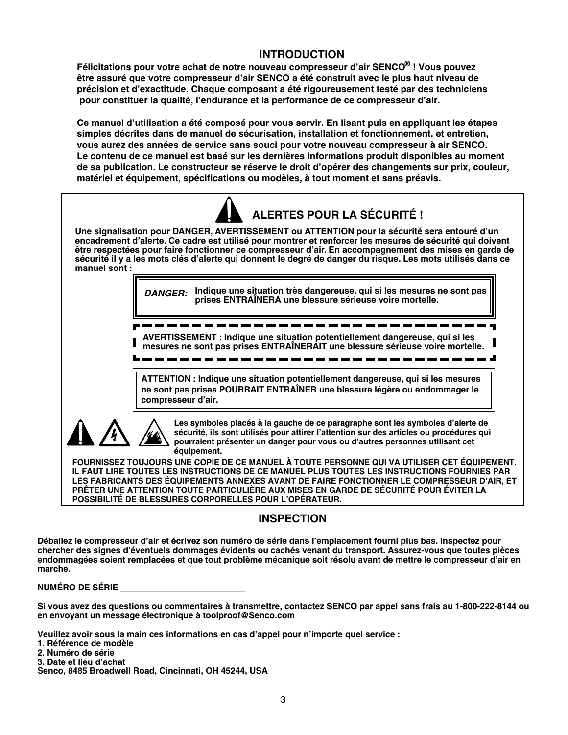# INTRODUCTION

**Félicitations pour votre achat de notre nouveau compresseur d'air SENCO® ! Vous pouvez être assuré que votre compresseur d'air SENCO a été construit avec le plus haut niveau de précision et d'exactitude. Chaque composant a été rigoureusement testé par des techniciens pour constituer la qualité, l'endurance et la performance de ce compresseur d'air.**

**Ce manuel d'utilisation a été composé pour vous servir. En lisant puis en appliquant les étapes simples décrites dans de manuel de sécurisation, installation et fonctionnement, et entretien, vous aurez des années de service sans souci pour votre nouveau compresseur à air SENCO. Le contenu de ce manuel est basé sur les dernières informations produit disponibles au moment de sa publication. Le constructeur se réserve le droit d'opérer des changements sur prix, couleur, matériel et équipement, spécifications ou modèles, à tout moment et sans préavis.**

## ALERTES POUR LA SÉCURITÉ !

**Une signalisation pour DANGER, AVERTISSEMENT ou ATTENTION pour la sécurité sera entouré d'un encadrement d'alerte. Ce cadre est utilisé pour montrer et renforcer les mesures de sécurité qui doivent être respectées pour faire fonctionner ce compresseur d'air. En accompagnement des mises en garde de sécurité il y a les mots clés d'alerte qui donnent le degré de danger du risque. Les mots utilisés dans ce manuel sont :**

***DANGER:*** **Indique une situation très dangereuse, qui si les mesures ne sont pas prises ENTRAÎNERA une blessure sérieuse voire mortelle.**

**AVERTISSEMENT : Indique une situation potentiellement dangereuse, qui si les mesures ne sont pas prises ENTRAÎNERAIT une blessure sérieuse voire mortelle.**

**ATTENTION : Indique une situation potentiellement dangereuse, qui si les mesures ne sont pas prises POURRAIT ENTRAÎNER une blessure légère ou endommager le compresseur d'air.**

**Les symboles placés à la gauche de ce paragraphe sont les symboles d'alerte de sécurité, ils sont utilisés pour attirer l'attention sur des articles ou procédures qui pourraient présenter un danger pour vous ou d'autres personnes utilisant cet équipement.**

**FOURNISSEZ TOUJOURS UNE COPIE DE CE MANUEL À TOUTE PERSONNE QUI VA UTILISER CET ÉQUIPEMENT. IL FAUT LIRE TOUTES LES INSTRUCTIONS DE CE MANUEL PLUS TOUTES LES INSTRUCTIONS FOURNIES PAR LES FABRICANTS DES ÉQUIPEMENTS ANNEXES AVANT DE FAIRE FONCTIONNER LE COMPRESSEUR D'AIR, ET PRÊTER UNE ATTENTION TOUTE PARTICULIÈRE AUX MISES EN GARDE DE SÉCURITÉ POUR ÉVITER LA POSSIBILITÉ DE BLESSURES CORPORELLES POUR L'OPÉRATEUR.**

# INSPECTION

**Déballez le compresseur d'air et écrivez son numéro de série dans l'emplacement fourni plus bas. Inspectez pour chercher des signes d'éventuels dommages évidents ou cachés venant du transport. Assurez-vous que toutes pièces endommagées soient remplacées et que tout problème mécanique soit résolu avant de mettre le compresseur d'air en marche.**

**NUMÉRO DE SÉRIE ___________________________**

**Si vous avez des questions ou commentaires à transmettre, contactez SENCO par appel sans frais au 1-800-222-8144 ou en envoyant un message électronique à toolproof@Senco.com**

**Veuillez avoir sous la main ces informations en cas d'appel pour n'importe quel service :**

**1. Référence de modèle**
**2. Numéro de série**
**3. Date et lieu d'achat**

**Senco, 8485 Broadwell Road, Cincinnati, OH 45244, USA**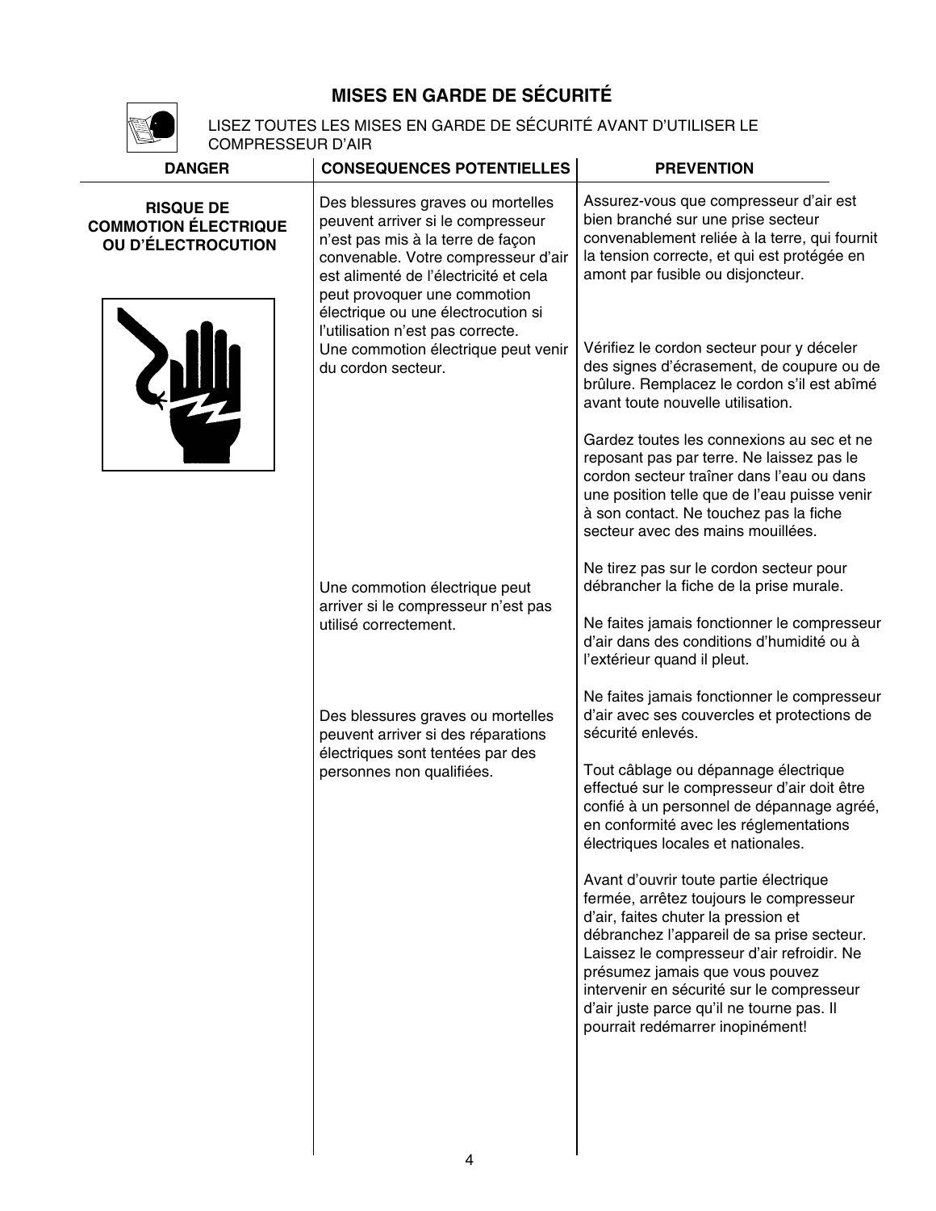## MISES EN GARDE DE SÉCURITÉ

LISEZ TOUTES LES MISES EN GARDE DE SÉCURITÉ AVANT D'UTILISER LE COMPRESSEUR D'AIR

| DANGER | CONSEQUENCES POTENTIELLES | PREVENTION |
|---|---|---|
| **RISQUE DE COMMOTION ÉLECTRIQUE OU D'ÉLECTROCUTION** | Des blessures graves ou mortelles peuvent arriver si le compresseur n'est pas mis à la terre de façon convenable. Votre compresseur d'air est alimenté de l'électricité et cela peut provoquer une commotion électrique ou une électrocution si l'utilisation n'est pas correcte. | Assurez-vous que compresseur d'air est bien branché sur une prise secteur convenablement reliée à la terre, qui fournit la tension correcte, et qui est protégée en amont par fusible ou disjoncteur. |
| | Une commotion électrique peut venir du cordon secteur. | Vérifiez le cordon secteur pour y déceler des signes d'écrasement, de coupure ou de brûlure. Remplacez le cordon s'il est abîmé avant toute nouvelle utilisation.<br><br>Gardez toutes les connexions au sec et ne reposant pas par terre. Ne laissez pas le cordon secteur traîner dans l'eau ou dans une position telle que de l'eau puisse venir à son contact. Ne touchez pas la fiche secteur avec des mains mouillées.<br><br>Ne tirez pas sur le cordon secteur pour débrancher la fiche de la prise murale. |
| | Une commotion électrique peut arriver si le compresseur n'est pas utilisé correctement. | Ne faites jamais fonctionner le compresseur d'air dans des conditions d'humidité ou à l'extérieur quand il pleut.<br><br>Ne faites jamais fonctionner le compresseur d'air avec ses couvercles et protections de sécurité enlevés. |
| | Des blessures graves ou mortelles peuvent arriver si des réparations électriques sont tentées par des personnes non qualifiées. | Tout câblage ou dépannage électrique effectué sur le compresseur d'air doit être confié à un personnel de dépannage agréé, en conformité avec les réglementations électriques locales et nationales.<br><br>Avant d'ouvrir toute partie électrique fermée, arrêtez toujours le compresseur d'air, faites chuter la pression et débranchez l'appareil de sa prise secteur. Laissez le compresseur d'air refroidir. Ne présumez jamais que vous pouvez intervenir en sécurité sur le compresseur d'air juste parce qu'il ne tourne pas. Il pourrait redémarrer inopinément! |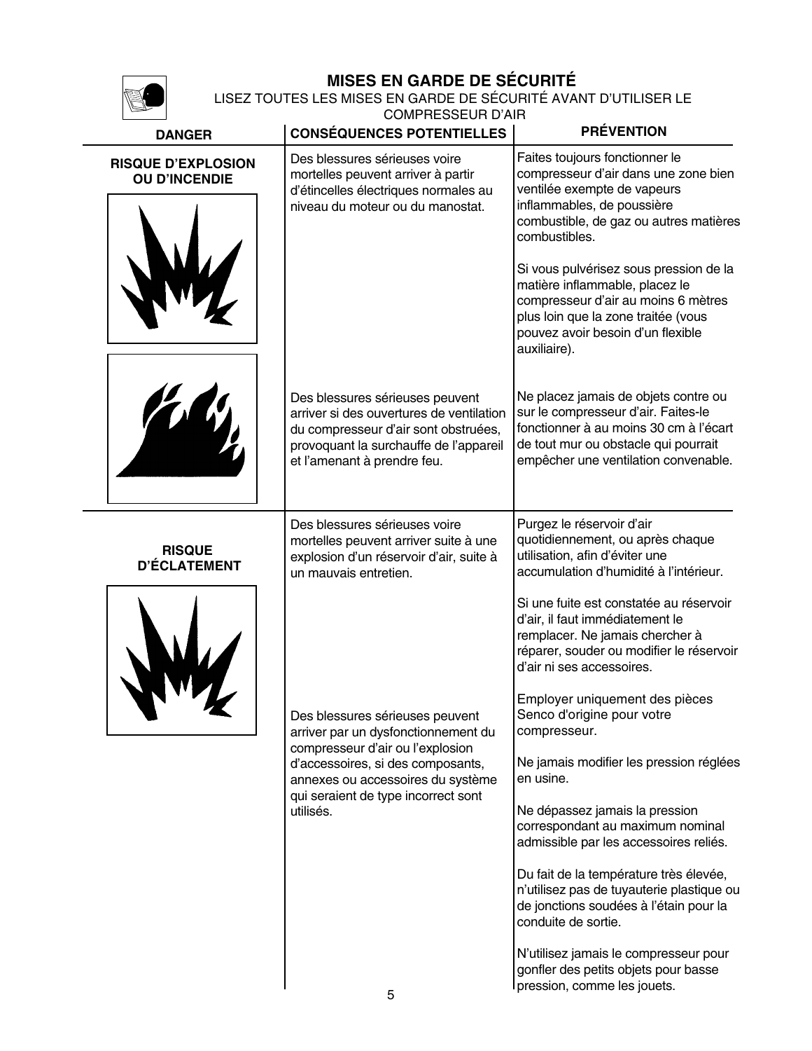## MISES EN GARDE DE SÉCURITÉ

LISEZ TOUTES LES MISES EN GARDE DE SÉCURITÉ AVANT D'UTILISER LE COMPRESSEUR D'AIR

| DANGER | CONSÉQUENCES POTENTIELLES | PRÉVENTION |
|---|---|---|
| **RISQUE D'EXPLOSION OU D'INCENDIE** | Des blessures sérieuses voire mortelles peuvent arriver à partir d'étincelles électriques normales au niveau du moteur ou du manostat. | Faites toujours fonctionner le compresseur d'air dans une zone bien ventilée exempte de vapeurs inflammables, de poussière combustible, de gaz ou autres matières combustibles.<br><br>Si vous pulvérisez sous pression de la matière inflammable, placez le compresseur d'air au moins 6 mètres plus loin que la zone traitée (vous pouvez avoir besoin d'un flexible auxiliaire). |
| | Des blessures sérieuses peuvent arriver si des ouvertures de ventilation du compresseur d'air sont obstruées, provoquant la surchauffe de l'appareil et l'amenant à prendre feu. | Ne placez jamais de objets contre ou sur le compresseur d'air. Faites-le fonctionner à au moins 30 cm à l'écart de tout mur ou obstacle qui pourrait empêcher une ventilation convenable. |
| **RISQUE D'ÉCLATEMENT** | Des blessures sérieuses voire mortelles peuvent arriver suite à une explosion d'un réservoir d'air, suite à un mauvais entretien. | Purgez le réservoir d'air quotidiennement, ou après chaque utilisation, afin d'éviter une accumulation d'humidité à l'intérieur.<br><br>Si une fuite est constatée au réservoir d'air, il faut immédiatement le remplacer. Ne jamais chercher à réparer, souder ou modifier le réservoir d'air ni ses accessoires. |
| | Des blessures sérieuses peuvent arriver par un dysfonctionnement du compresseur d'air ou l'explosion d'accessoires, si des composants, annexes ou accessoires du système qui seraient de type incorrect sont utilisés. | Employer uniquement des pièces Senco d'origine pour votre compresseur.<br><br>Ne jamais modifier les pression réglées en usine.<br><br>Ne dépassez jamais la pression correspondant au maximum nominal admissible par les accessoires reliés.<br><br>Du fait de la température très élevée, n'utilisez pas de tuyauterie plastique ou de jonctions soudées à l'étain pour la conduite de sortie.<br><br>N'utilisez jamais le compresseur pour gonfler des petits objets pour basse pression, comme les jouets. |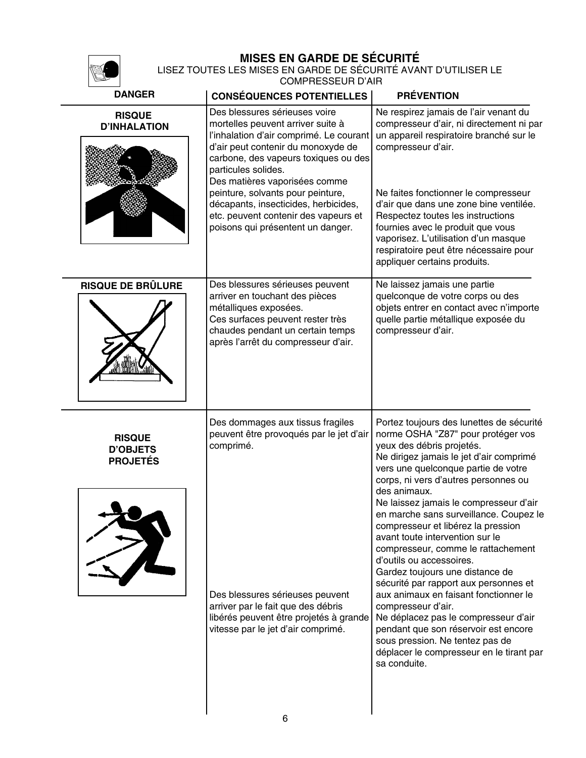# MISES EN GARDE DE SÉCURITÉ

LISEZ TOUTES LES MISES EN GARDE DE SÉCURITÉ AVANT D'UTILISER LE COMPRESSEUR D'AIR

| DANGER | CONSÉQUENCES POTENTIELLES | PRÉVENTION |
|---|---|---|
| **RISQUE D'INHALATION** | Des blessures sérieuses voire mortelles peuvent arriver suite à l'inhalation d'air comprimé. Le courant d'air peut contenir du monoxyde de carbone, des vapeurs toxiques ou des particules solides.<br>Des matières vaporisées comme peinture, solvants pour peinture, décapants, insecticides, herbicides, etc. peuvent contenir des vapeurs et poisons qui présentent un danger. | Ne respirez jamais de l'air venant du compresseur d'air, ni directement ni par un appareil respiratoire branché sur le compresseur d'air.<br>Ne faites fonctionner le compresseur d'air que dans une zone bine ventilée. Respectez toutes les instructions fournies avec le produit que vous vaporisez. L'utilisation d'un masque respiratoire peut être nécessaire pour appliquer certains produits. |
| **RISQUE DE BRÛLURE** | Des blessures sérieuses peuvent arriver en touchant des pièces métalliques exposées.<br>Ces surfaces peuvent rester très chaudes pendant un certain temps après l'arrêt du compresseur d'air. | Ne laissez jamais une partie quelconque de votre corps ou des objets entrer en contact avec n'importe quelle partie métallique exposée du compresseur d'air. |
| **RISQUE D'OBJETS PROJETÉS** | Des dommages aux tissus fragiles peuvent être provoqués par le jet d'air comprimé.<br>Des blessures sérieuses peuvent arriver par le fait que des débris libérés peuvent être projetés à grande vitesse par le jet d'air comprimé. | Portez toujours des lunettes de sécurité norme OSHA "Z87" pour protéger vos yeux des débris projetés.<br>Ne dirigez jamais le jet d'air comprimé vers une quelconque partie de votre corps, ni vers d'autres personnes ou des animaux.<br>Ne laissez jamais le compresseur d'air en marche sans surveillance. Coupez le compresseur et libérez la pression avant toute intervention sur le compresseur, comme le rattachement d'outils ou accessoires.<br>Gardez toujours une distance de sécurité par rapport aux personnes et aux animaux en faisant fonctionner le compresseur d'air.<br>Ne déplacez pas le compresseur d'air pendant que son réservoir est encore sous pression. Ne tentez pas de déplacer le compresseur en le tirant par sa conduite. |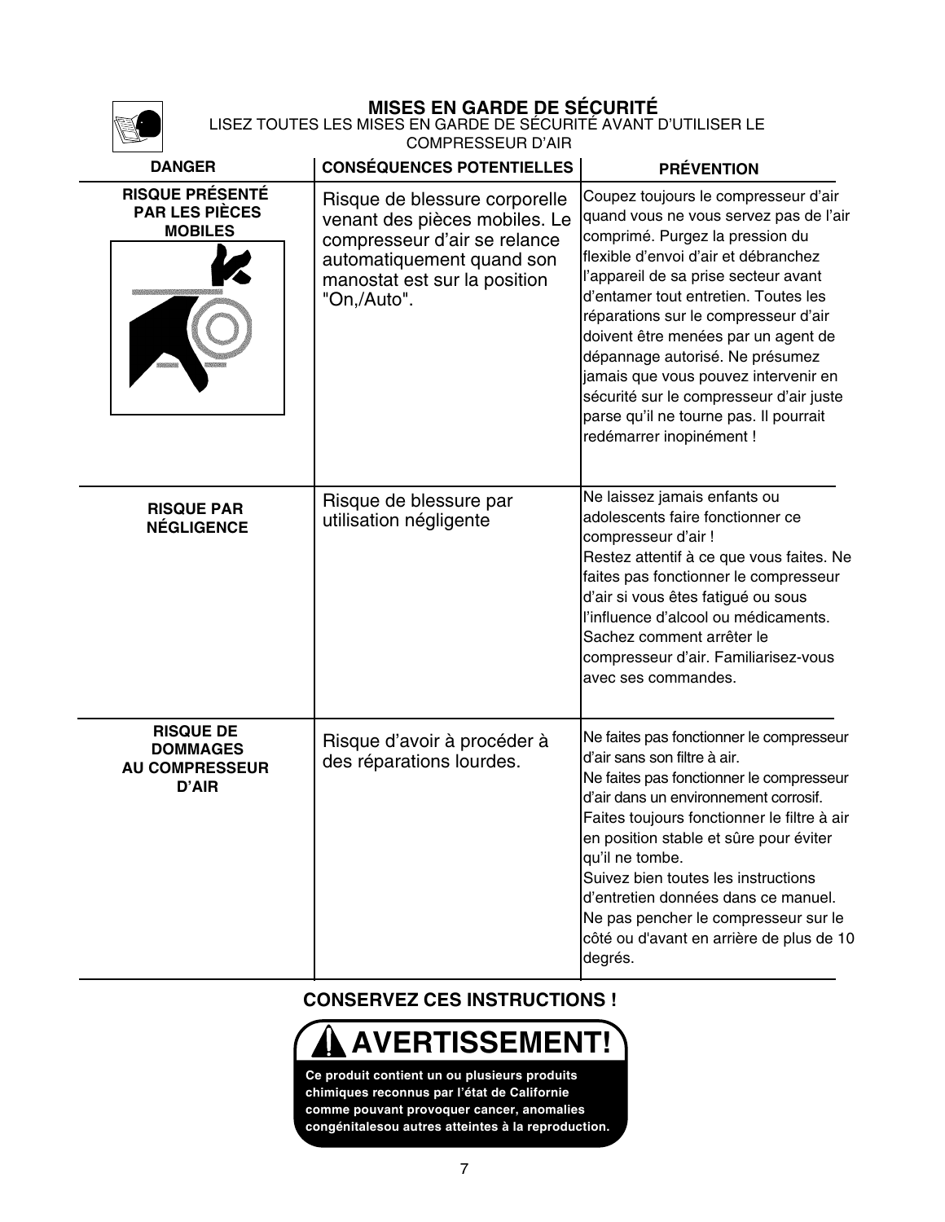## MISES EN GARDE DE SÉCURITÉ

LISEZ TOUTES LES MISES EN GARDE DE SÉCURITÉ AVANT D'UTILISER LE COMPRESSEUR D'AIR

| DANGER | CONSÉQUENCES POTENTIELLES | PRÉVENTION |
|---|---|---|
| **RISQUE PRÉSENTÉ PAR LES PIÈCES MOBILES** | Risque de blessure corporelle venant des pièces mobiles. Le compresseur d'air se relance automatiquement quand son manostat est sur la position "On,/Auto". | Coupez toujours le compresseur d'air quand vous ne vous servez pas de l'air comprimé. Purgez la pression du flexible d'envoi d'air et débranchez l'appareil de sa prise secteur avant d'entamer tout entretien. Toutes les réparations sur le compresseur d'air doivent être menées par un agent de dépannage autorisé. Ne présumez jamais que vous pouvez intervenir en sécurité sur le compresseur d'air juste parse qu'il ne tourne pas. Il pourrait redémarrer inopinément ! |
| **RISQUE PAR NÉGLIGENCE** | Risque de blessure par utilisation négligente | Ne laissez jamais enfants ou adolescents faire fonctionner ce compresseur d'air ! Restez attentif à ce que vous faites. Ne faites pas fonctionner le compresseur d'air si vous êtes fatigué ou sous l'influence d'alcool ou médicaments. Sachez comment arrêter le compresseur d'air. Familiarisez-vous avec ses commandes. |
| **RISQUE DE DOMMAGES AU COMPRESSEUR D'AIR** | Risque d'avoir à procéder à des réparations lourdes. | Ne faites pas fonctionner le compresseur d'air sans son filtre à air. Ne faites pas fonctionner le compresseur d'air dans un environnement corrosif. Faites toujours fonctionner le filtre à air en position stable et sûre pour éviter qu'il ne tombe. Suivez bien toutes les instructions d'entretien données dans ce manuel. Ne pas pencher le compresseur sur le côté ou d'avant en arrière de plus de 10 degrés. |

**CONSERVEZ CES INSTRUCTIONS !**

**AVERTISSEMENT!**

**Ce produit contient un ou plusieurs produits chimiques reconnus par l'état de Californie comme pouvant provoquer cancer, anomalies congénitalesou autres atteintes à la reproduction.**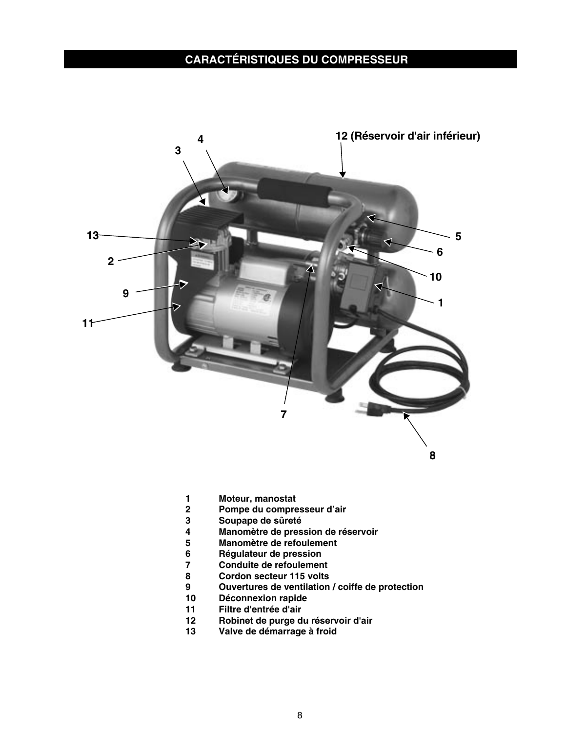## CARACTÉRISTIQUES DU COMPRESSEUR

12 (Réservoir d'air inférieur)

1 Moteur, manostat
2 Pompe du compresseur d'air
3 Soupape de sûreté
4 Manomètre de pression de réservoir
5 Manomètre de refoulement
6 Régulateur de pression
7 Conduite de refoulement
8 Cordon secteur 115 volts
9 Ouvertures de ventilation / coiffe de protection
10 Déconnexion rapide
11 Filtre d'entrée d'air
12 Robinet de purge du réservoir d'air
13 Valve de démarrage à froid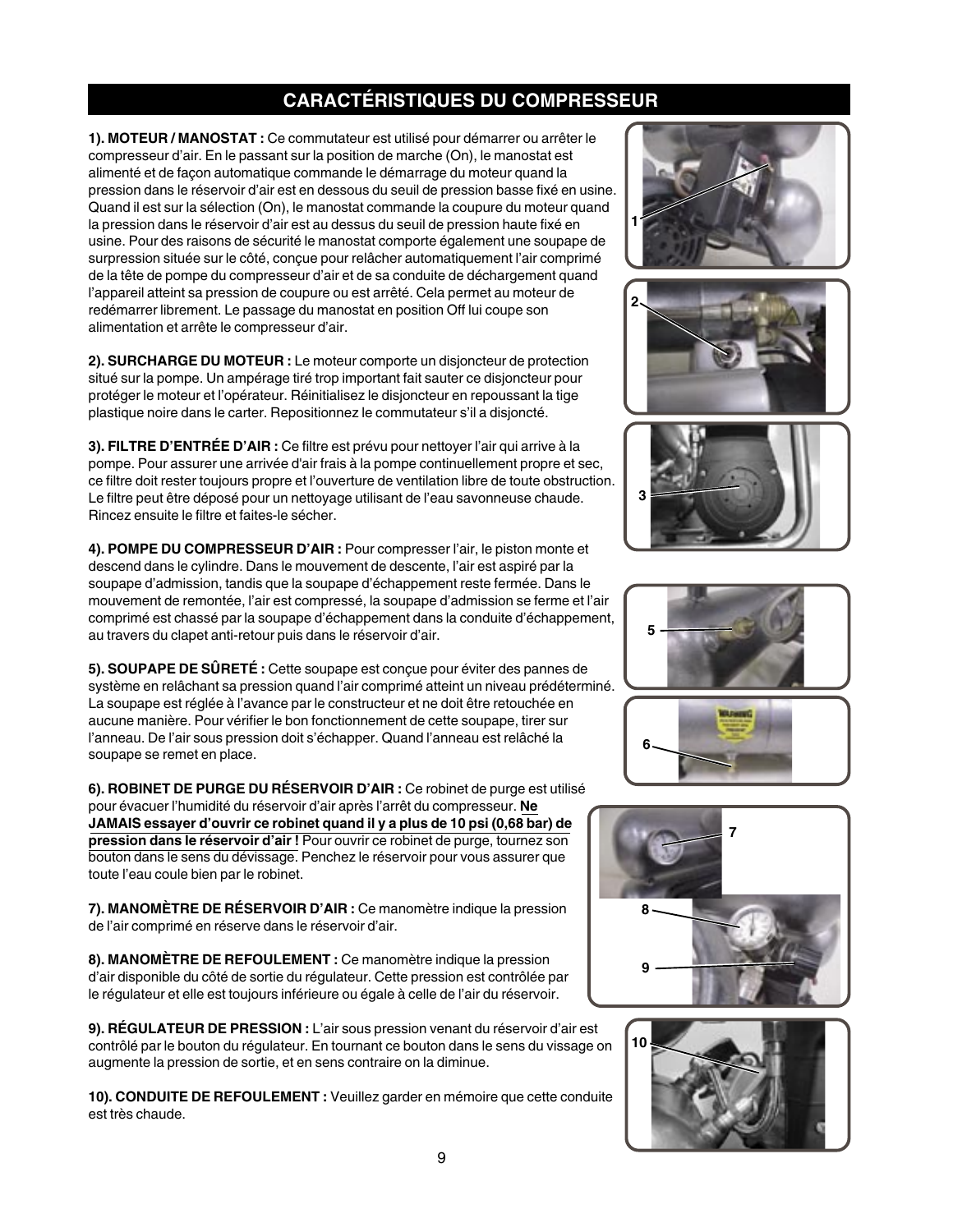## CARACTÉRISTIQUES DU COMPRESSEUR

**1). MOTEUR / MANOSTAT :** Ce commutateur est utilisé pour démarrer ou arrêter le compresseur d'air. En le passant sur la position de marche (On), le manostat est alimenté et de façon automatique commande le démarrage du moteur quand la pression dans le réservoir d'air est en dessous du seuil de pression basse fixé en usine. Quand il est sur la sélection (On), le manostat commande la coupure du moteur quand la pression dans le réservoir d'air est au dessus du seuil de pression haute fixé en usine. Pour des raisons de sécurité le manostat comporte également une soupape de surpression située sur le côté, conçue pour relâcher automatiquement l'air comprimé de la tête de pompe du compresseur d'air et de sa conduite de déchargement quand l'appareil atteint sa pression de coupure ou est arrêté. Cela permet au moteur de redémarrer librement. Le passage du manostat en position Off lui coupe son alimentation et arrête le compresseur d'air.

**2). SURCHARGE DU MOTEUR :** Le moteur comporte un disjoncteur de protection situé sur la pompe. Un ampérage tiré trop important fait sauter ce disjoncteur pour protéger le moteur et l'opérateur. Réinitialisez le disjoncteur en repoussant la tige plastique noire dans le carter. Repositionnez le commutateur s'il a disjoncté.

**3). FILTRE D'ENTRÉE D'AIR :** Ce filtre est prévu pour nettoyer l'air qui arrive à la pompe. Pour assurer une arrivée d'air frais à la pompe continuellement propre et sec, ce filtre doit rester toujours propre et l'ouverture de ventilation libre de toute obstruction. Le filtre peut être déposé pour un nettoyage utilisant de l'eau savonneuse chaude. Rincez ensuite le filtre et faites-le sécher.

**4). POMPE DU COMPRESSEUR D'AIR :** Pour compresser l'air, le piston monte et descend dans le cylindre. Dans le mouvement de descente, l'air est aspiré par la soupape d'admission, tandis que la soupape d'échappement reste fermée. Dans le mouvement de remontée, l'air est compressé, la soupape d'admission se ferme et l'air comprimé est chassé par la soupape d'échappement dans la conduite d'échappement, au travers du clapet anti-retour puis dans le réservoir d'air.

**5). SOUPAPE DE SÛRETÉ :** Cette soupape est conçue pour éviter des pannes de système en relâchant sa pression quand l'air comprimé atteint un niveau prédéterminé. La soupape est réglée à l'avance par le constructeur et ne doit être retouchée en aucune manière. Pour vérifier le bon fonctionnement de cette soupape, tirer sur l'anneau. De l'air sous pression doit s'échapper. Quand l'anneau est relâché la soupape se remet en place.

**6). ROBINET DE PURGE DU RÉSERVOIR D'AIR :** Ce robinet de purge est utilisé pour évacuer l'humidité du réservoir d'air après l'arrêt du compresseur. **Ne JAMAIS essayer d'ouvrir ce robinet quand il y a plus de 10 psi (0,68 bar) de pression dans le réservoir d'air !** Pour ouvrir ce robinet de purge, tournez son bouton dans le sens du dévissage. Penchez le réservoir pour vous assurer que toute l'eau coule bien par le robinet.

**7). MANOMÈTRE DE RÉSERVOIR D'AIR :** Ce manomètre indique la pression de l'air comprimé en réserve dans le réservoir d'air.

**8). MANOMÈTRE DE REFOULEMENT :** Ce manomètre indique la pression d'air disponible du côté de sortie du régulateur. Cette pression est contrôlée par le régulateur et elle est toujours inférieure ou égale à celle de l'air du réservoir.

**9). RÉGULATEUR DE PRESSION :** L'air sous pression venant du réservoir d'air est contrôlé par le bouton du régulateur. En tournant ce bouton dans le sens du vissage on augmente la pression de sortie, et en sens contraire on la diminue.

**10). CONDUITE DE REFOULEMENT :** Veuillez garder en mémoire que cette conduite est très chaude.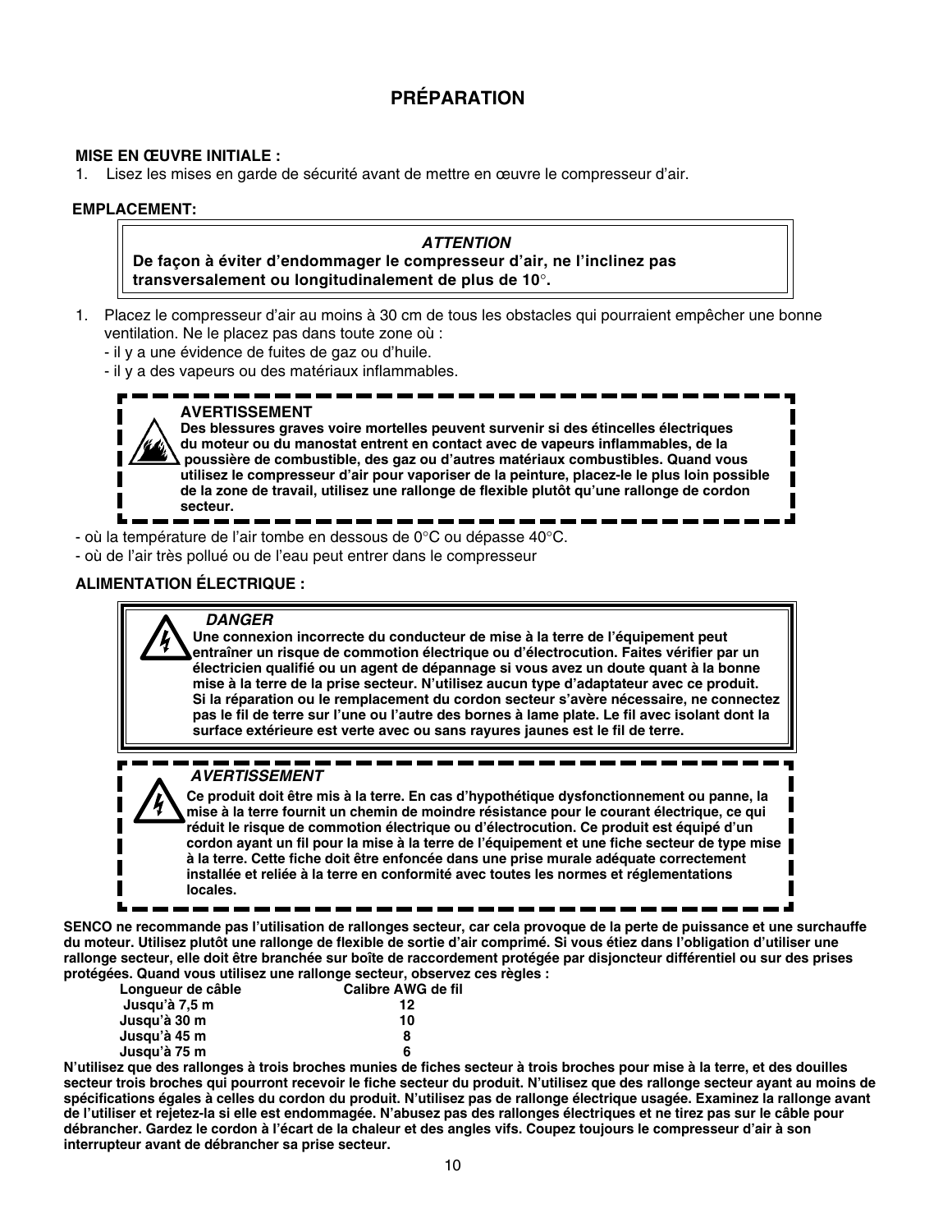# PRÉPARATION

**MISE EN ŒUVRE INITIALE :**

1. Lisez les mises en garde de sécurité avant de mettre en œuvre le compresseur d'air.

**EMPLACEMENT:**

> ***ATTENTION***
>
> **De façon à éviter d'endommager le compresseur d'air, ne l'inclinez pas transversalement ou longitudinalement de plus de 10°.**

1. Placez le compresseur d'air au moins à 30 cm de tous les obstacles qui pourraient empêcher une bonne ventilation. Ne le placez pas dans toute zone où :
   - il y a une évidence de fuites de gaz ou d'huile.
   - il y a des vapeurs ou des matériaux inflammables.

> **AVERTISSEMENT**
>
> **Des blessures graves voire mortelles peuvent survenir si des étincelles électriques du moteur ou du manostat entrent en contact avec de vapeurs inflammables, de la poussière de combustible, des gaz ou d'autres matériaux combustibles. Quand vous utilisez le compresseur d'air pour vaporiser de la peinture, placez-le le plus loin possible de la zone de travail, utilisez une rallonge de flexible plutôt qu'une rallonge de cordon secteur.**

- où la température de l'air tombe en dessous de 0°C ou dépasse 40°C.
- où de l'air très pollué ou de l'eau peut entrer dans le compresseur

**ALIMENTATION ÉLECTRIQUE :**

> ***DANGER***
>
> **Une connexion incorrecte du conducteur de mise à la terre de l'équipement peut entraîner un risque de commotion électrique ou d'électrocution. Faites vérifier par un électricien qualifié ou un agent de dépannage si vous avez un doute quant à la bonne mise à la terre de la prise secteur. N'utilisez aucun type d'adaptateur avec ce produit. Si la réparation ou le remplacement du cordon secteur s'avère nécessaire, ne connectez pas le fil de terre sur l'une ou l'autre des bornes à lame plate. Le fil avec isolant dont la surface extérieure est verte avec ou sans rayures jaunes est le fil de terre.**

> ***AVERTISSEMENT***
>
> **Ce produit doit être mis à la terre. En cas d'hypothétique dysfonctionnement ou panne, la mise à la terre fournit un chemin de moindre résistance pour le courant électrique, ce qui réduit le risque de commotion électrique ou d'électrocution. Ce produit est équipé d'un cordon ayant un fil pour la mise à la terre de l'équipement et une fiche secteur de type mise à la terre. Cette fiche doit être enfoncée dans une prise murale adéquate correctement installée et reliée à la terre en conformité avec toutes les normes et réglementations locales.**

**SENCO ne recommande pas l'utilisation de rallonges secteur, car cela provoque de la perte de puissance et une surchauffe du moteur. Utilisez plutôt une rallonge de flexible de sortie d'air comprimé. Si vous étiez dans l'obligation d'utiliser une rallonge secteur, elle doit être branchée sur boîte de raccordement protégée par disjoncteur différentiel ou sur des prises protégées. Quand vous utilisez une rallonge secteur, observez ces règles :**

| Longueur de câble | Calibre AWG de fil |
|---|---|
| Jusqu'à 7,5 m | 12 |
| Jusqu'à 30 m | 10 |
| Jusqu'à 45 m | 8 |
| Jusqu'à 75 m | 6 |

**N'utilisez que des rallonges à trois broches munies de fiches secteur à trois broches pour mise à la terre, et des douilles secteur trois broches qui pourront recevoir le fiche secteur du produit. N'utilisez que des rallonge secteur ayant au moins de spécifications égales à celles du cordon du produit. N'utilisez pas de rallonge électrique usagée. Examinez la rallonge avant de l'utiliser et rejetez-la si elle est endommagée. N'abusez pas des rallonges électriques et ne tirez pas sur le câble pour débrancher. Gardez le cordon à l'écart de la chaleur et des angles vifs. Coupez toujours le compresseur d'air à son interrupteur avant de débrancher sa prise secteur.**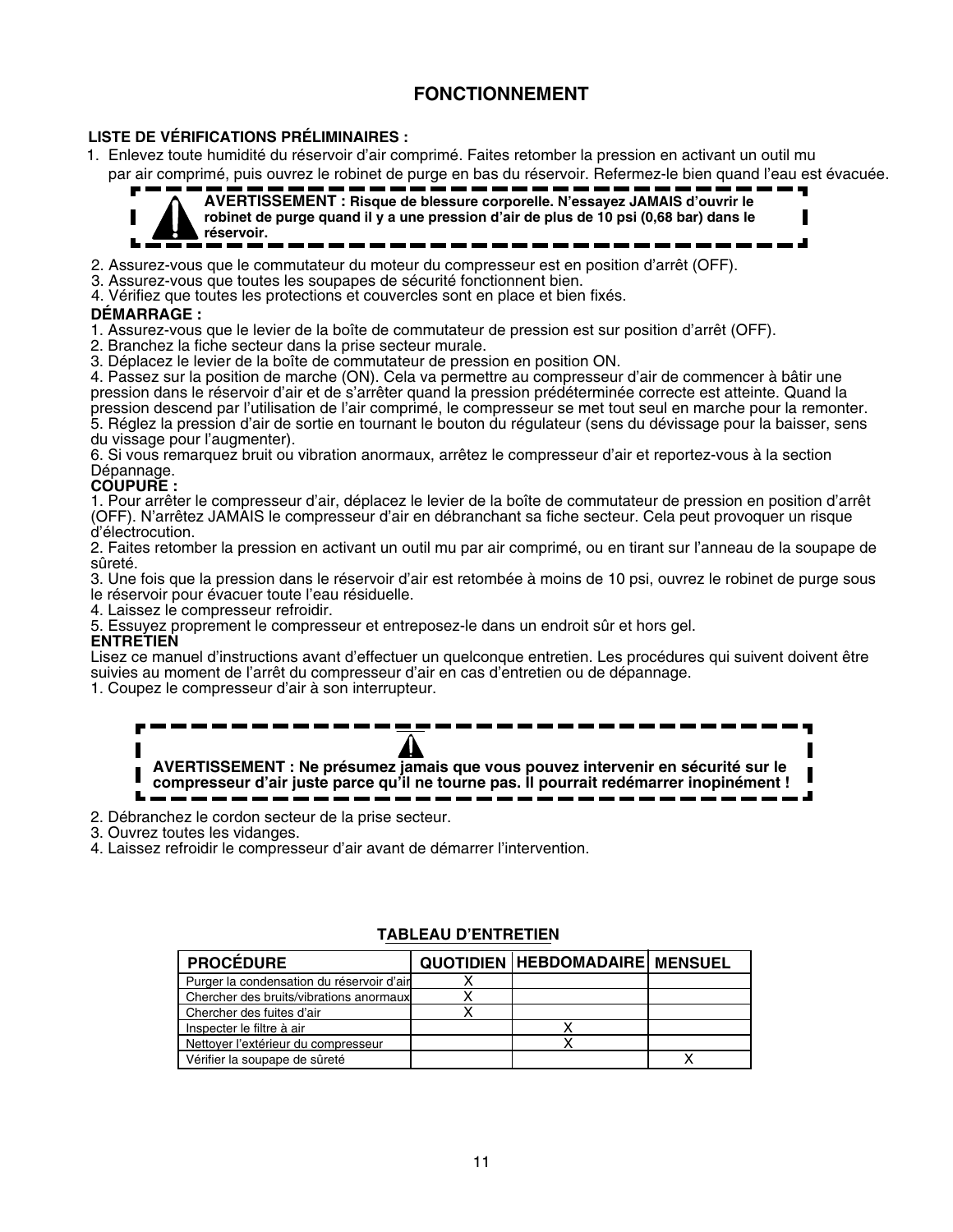# FONCTIONNEMENT

**LISTE DE VÉRIFICATIONS PRÉLIMINAIRES :**

1. Enlevez toute humidité du réservoir d'air comprimé. Faites retomber la pression en activant un outil mu par air comprimé, puis ouvrez le robinet de purge en bas du réservoir. Refermez-le bien quand l'eau est évacuée.

> **AVERTISSEMENT : Risque de blessure corporelle. N'essayez JAMAIS d'ouvrir le robinet de purge quand il y a une pression d'air de plus de 10 psi (0,68 bar) dans le réservoir.**

2. Assurez-vous que le commutateur du moteur du compresseur est en position d'arrêt (OFF).
3. Assurez-vous que toutes les soupapes de sécurité fonctionnent bien.
4. Vérifiez que toutes les protections et couvercles sont en place et bien fixés.

**DÉMARRAGE :**

1. Assurez-vous que le levier de la boîte de commutateur de pression est sur position d'arrêt (OFF).
2. Branchez la fiche secteur dans la prise secteur murale.
3. Déplacez le levier de la boîte de commutateur de pression en position ON.
4. Passez sur la position de marche (ON). Cela va permettre au compresseur d'air de commencer à bâtir une pression dans le réservoir d'air et de s'arrêter quand la pression prédéterminée correcte est atteinte. Quand la pression descend par l'utilisation de l'air comprimé, le compresseur se met tout seul en marche pour la remonter.
5. Réglez la pression d'air de sortie en tournant le bouton du régulateur (sens du dévissage pour la baisser, sens du vissage pour l'augmenter).
6. Si vous remarquez bruit ou vibration anormaux, arrêtez le compresseur d'air et reportez-vous à la section Dépannage.

**COUPURE :**

1. Pour arrêter le compresseur d'air, déplacez le levier de la boîte de commutateur de pression en position d'arrêt (OFF). N'arrêtez JAMAIS le compresseur d'air en débranchant sa fiche secteur. Cela peut provoquer un risque d'électrocution.
2. Faites retomber la pression en activant un outil mu par air comprimé, ou en tirant sur l'anneau de la soupape de sûreté.
3. Une fois que la pression dans le réservoir d'air est retombée à moins de 10 psi, ouvrez le robinet de purge sous le réservoir pour évacuer toute l'eau résiduelle.
4. Laissez le compresseur refroidir.
5. Essuyez proprement le compresseur et entreposez-le dans un endroit sûr et hors gel.

**ENTRETIEN**

Lisez ce manuel d'instructions avant d'effectuer un quelconque entretien. Les procédures qui suivent doivent être suivies au moment de l'arrêt du compresseur d'air en cas d'entretien ou de dépannage.

1. Coupez le compresseur d'air à son interrupteur.

> **AVERTISSEMENT : Ne présumez jamais que vous pouvez intervenir en sécurité sur le compresseur d'air juste parce qu'il ne tourne pas. Il pourrait redémarrer inopinément !**

2. Débranchez le cordon secteur de la prise secteur.
3. Ouvrez toutes les vidanges.
4. Laissez refroidir le compresseur d'air avant de démarrer l'intervention.

**TABLEAU D'ENTRETIEN**

| PROCÉDURE | QUOTIDIEN | HEBDOMADAIRE | MENSUEL |
|---|---|---|---|
| Purger la condensation du réservoir d'air | X | | |
| Chercher des bruits/vibrations anormaux | X | | |
| Chercher des fuites d'air | X | | |
| Inspecter le filtre à air | | X | |
| Nettoyer l'extérieur du compresseur | | X | |
| Vérifier la soupape de sûreté | | | X |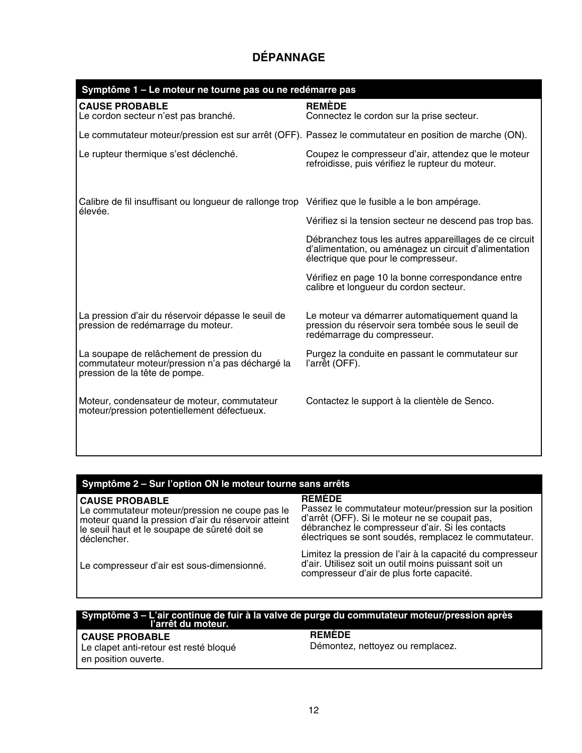# DÉPANNAGE

| Symptôme 1 – Le moteur ne tourne pas ou ne redémarre pas | |
|---|---|
| **CAUSE PROBABLE** | **REMÈDE** |
| Le cordon secteur n'est pas branché. | Connectez le cordon sur la prise secteur. |
| Le commutateur moteur/pression est sur arrêt (OFF). | Passez le commutateur en position de marche (ON). |
| Le rupteur thermique s'est déclenché. | Coupez le compresseur d'air, attendez que le moteur refroidisse, puis vérifiez le rupteur du moteur. |
| Calibre de fil insuffisant ou longueur de rallonge trop élevée. | Vérifiez que le fusible a le bon ampérage.<br><br>Vérifiez si la tension secteur ne descend pas trop bas.<br><br>Débranchez tous les autres appareillages de ce circuit d'alimentation, ou aménagez un circuit d'alimentation électrique que pour le compresseur.<br><br>Vérifiez en page 10 la bonne correspondance entre calibre et longueur du cordon secteur. |
| La pression d'air du réservoir dépasse le seuil de pression de redémarrage du moteur. | Le moteur va démarrer automatiquement quand la pression du réservoir sera tombée sous le seuil de redémarrage du compresseur. |
| La soupape de relâchement de pression du commutateur moteur/pression n'a pas déchargé la pression de la tête de pompe. | Purgez la conduite en passant le commutateur sur l'arrêt (OFF). |
| Moteur, condensateur de moteur, commutateur moteur/pression potentiellement défectueux. | Contactez le support à la clientèle de Senco. |

| Symptôme 2 – Sur l'option ON le moteur tourne sans arrêts | |
|---|---|
| **CAUSE PROBABLE** | **REMÈDE** |
| Le commutateur moteur/pression ne coupe pas le moteur quand la pression d'air du réservoir atteint le seuil haut et le soupape de sûreté doit se déclencher. | Passez le commutateur moteur/pression sur la position d'arrêt (OFF). Si le moteur ne se coupait pas, débranchez le compresseur d'air. Si les contacts électriques se sont soudés, remplacez le commutateur. |
| Le compresseur d'air est sous-dimensionné. | Limitez la pression de l'air à la capacité du compresseur d'air. Utilisez soit un outil moins puissant soit un compresseur d'air de plus forte capacité. |

| Symptôme 3 – L'air continue de fuir à la valve de purge du commutateur moteur/pression après l'arrêt du moteur. | |
|---|---|
| **CAUSE PROBABLE** | **REMÈDE** |
| Le clapet anti-retour est resté bloqué en position ouverte. | Démontez, nettoyez ou remplacez. |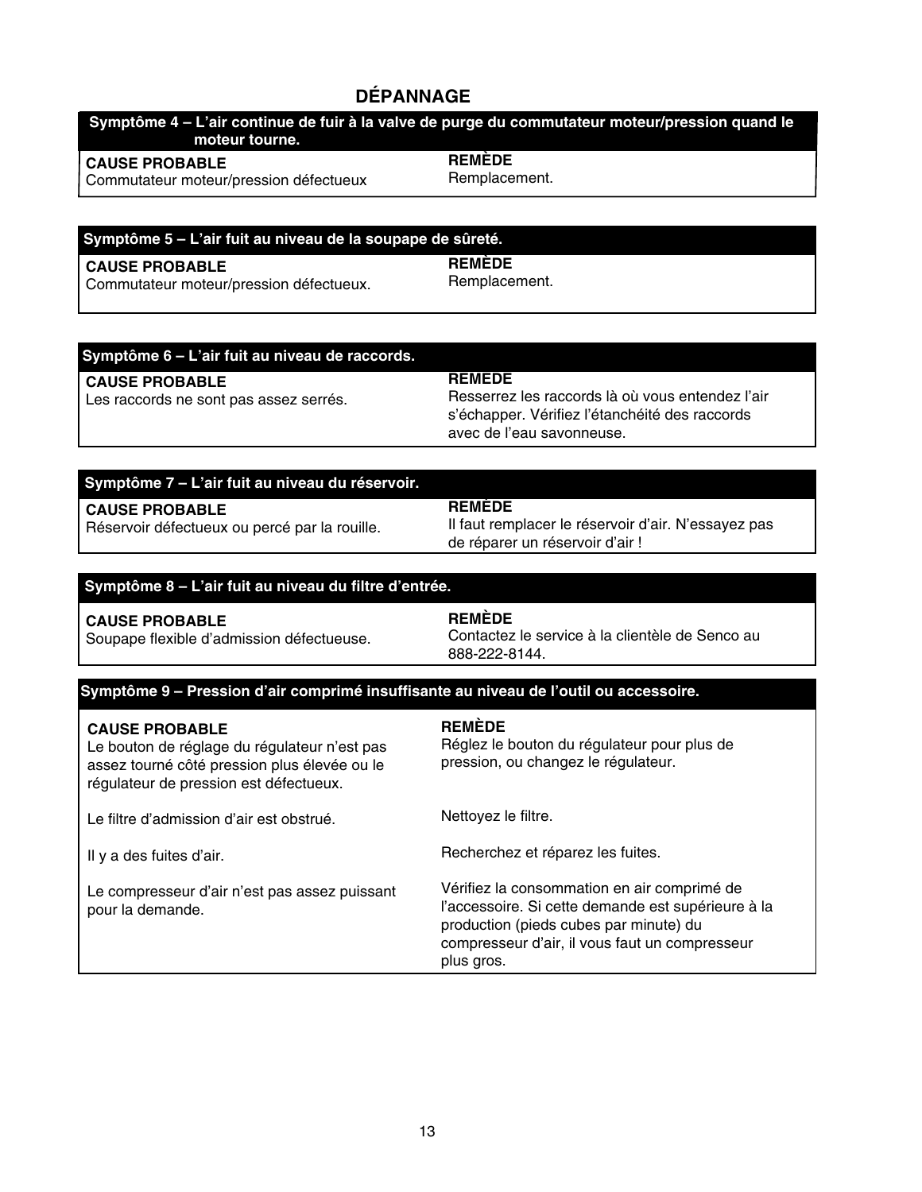# DÉPANNAGE

| Symptôme 4 – L'air continue de fuir à la valve de purge du commutateur moteur/pression quand le moteur tourne. | |
|---|---|
| **CAUSE PROBABLE** | **REMÈDE** |
| Commutateur moteur/pression défectueux | Remplacement. |

| Symptôme 5 – L'air fuit au niveau de la soupape de sûreté. | |
|---|---|
| **CAUSE PROBABLE** | **REMÈDE** |
| Commutateur moteur/pression défectueux. | Remplacement. |

| Symptôme 6 – L'air fuit au niveau de raccords. | |
|---|---|
| **CAUSE PROBABLE** | **REMEDE** |
| Les raccords ne sont pas assez serrés. | Resserrez les raccords là où vous entendez l'air s'échapper. Vérifiez l'étanchéité des raccords avec de l'eau savonneuse. |

| Symptôme 7 – L'air fuit au niveau du réservoir. | |
|---|---|
| **CAUSE PROBABLE** | **REMÈDE** |
| Réservoir défectueux ou percé par la rouille. | Il faut remplacer le réservoir d'air. N'essayez pas de réparer un réservoir d'air ! |

| Symptôme 8 – L'air fuit au niveau du filtre d'entrée. | |
|---|---|
| **CAUSE PROBABLE** | **REMÈDE** |
| Soupape flexible d'admission défectueuse. | Contactez le service à la clientèle de Senco au 888-222-8144. |

| Symptôme 9 – Pression d'air comprimé insuffisante au niveau de l'outil ou accessoire. | |
|---|---|
| **CAUSE PROBABLE** | **REMÈDE** |
| Le bouton de réglage du régulateur n'est pas assez tourné côté pression plus élevée ou le régulateur de pression est défectueux. | Réglez le bouton du régulateur pour plus de pression, ou changez le régulateur. |
| Le filtre d'admission d'air est obstrué. | Nettoyez le filtre. |
| Il y a des fuites d'air. | Recherchez et réparez les fuites. |
| Le compresseur d'air n'est pas assez puissant pour la demande. | Vérifiez la consommation en air comprimé de l'accessoire. Si cette demande est supérieure à la production (pieds cubes par minute) du compresseur d'air, il vous faut un compresseur plus gros. |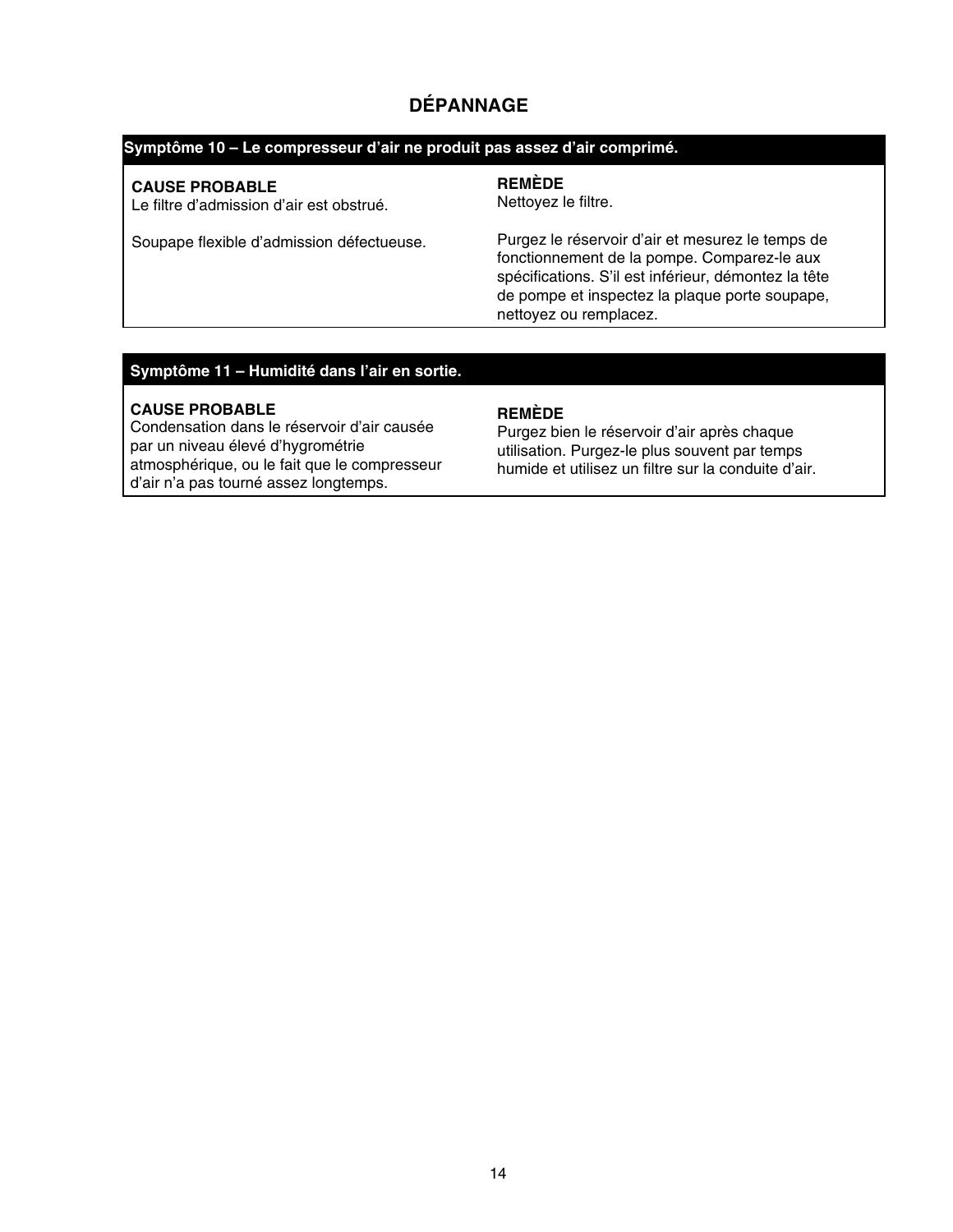# DÉPANNAGE

| Symptôme 10 – Le compresseur d'air ne produit pas assez d'air comprimé. | |
|---|---|
| **CAUSE PROBABLE** | **REMÈDE** |
| Le filtre d'admission d'air est obstrué. | Nettoyez le filtre. |
| Soupape flexible d'admission défectueuse. | Purgez le réservoir d'air et mesurez le temps de fonctionnement de la pompe. Comparez-le aux spécifications. S'il est inférieur, démontez la tête de pompe et inspectez la plaque porte soupape, nettoyez ou remplacez. |

| Symptôme 11 – Humidité dans l'air en sortie. | |
|---|---|
| **CAUSE PROBABLE** | **REMÈDE** |
| Condensation dans le réservoir d'air causée par un niveau élevé d'hygrométrie atmosphérique, ou le fait que le compresseur d'air n'a pas tourné assez longtemps. | Purgez bien le réservoir d'air après chaque utilisation. Purgez-le plus souvent par temps humide et utilisez un filtre sur la conduite d'air. |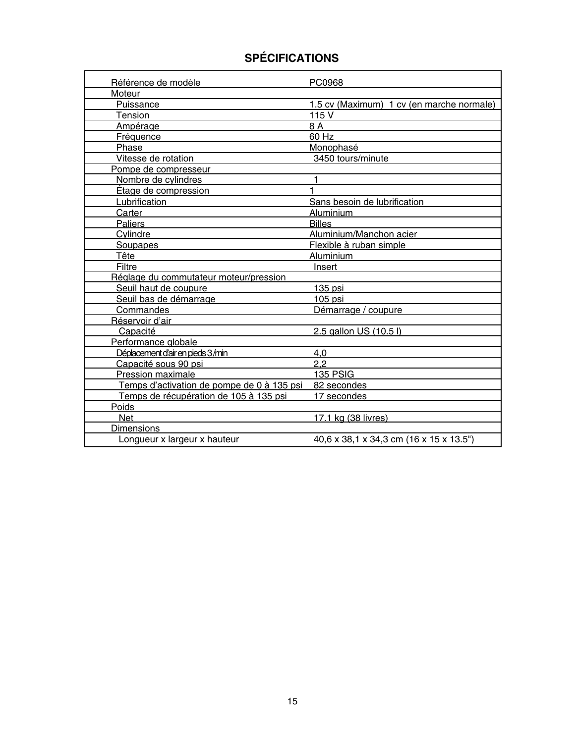## SPÉCIFICATIONS

| | |
|---|---|
| Référence de modèle | PC0968 |
| Moteur | |
| Puissance | 1.5 cv (Maximum) 1 cv (en marche normale) |
| Tension | 115 V |
| Ampérage | 8 A |
| Fréquence | 60 Hz |
| Phase | Monophasé |
| Vitesse de rotation | 3450 tours/minute |
| Pompe de compresseur | |
| Nombre de cylindres | 1 |
| Étage de compression | 1 |
| Lubrification | Sans besoin de lubrification |
| Carter | Aluminium |
| Paliers | Billes |
| Cylindre | Aluminium/Manchon acier |
| Soupapes | Flexible à ruban simple |
| Tête | Aluminium |
| Filtre | Insert |
| Réglage du commutateur moteur/pression | |
| Seuil haut de coupure | 135 psi |
| Seuil bas de démarrage | 105 psi |
| Commandes | Démarrage / coupure |
| Réservoir d'air | |
| Capacité | 2.5 gallon US (10.5 l) |
| Performance globale | |
| Déplacement d'air en pieds 3 /min | 4,0 |
| Capacité sous 90 psi | 2,2 |
| Pression maximale | 135 PSIG |
| Temps d'activation de pompe de 0 à 135 psi | 82 secondes |
| Temps de récupération de 105 à 135 psi | 17 secondes |
| Poids | |
| Net | 17.1 kg (38 livres) |
| Dimensions | |
| Longueur x largeur x hauteur | 40,6 x 38,1 x 34,3 cm (16 x 15 x 13.5") |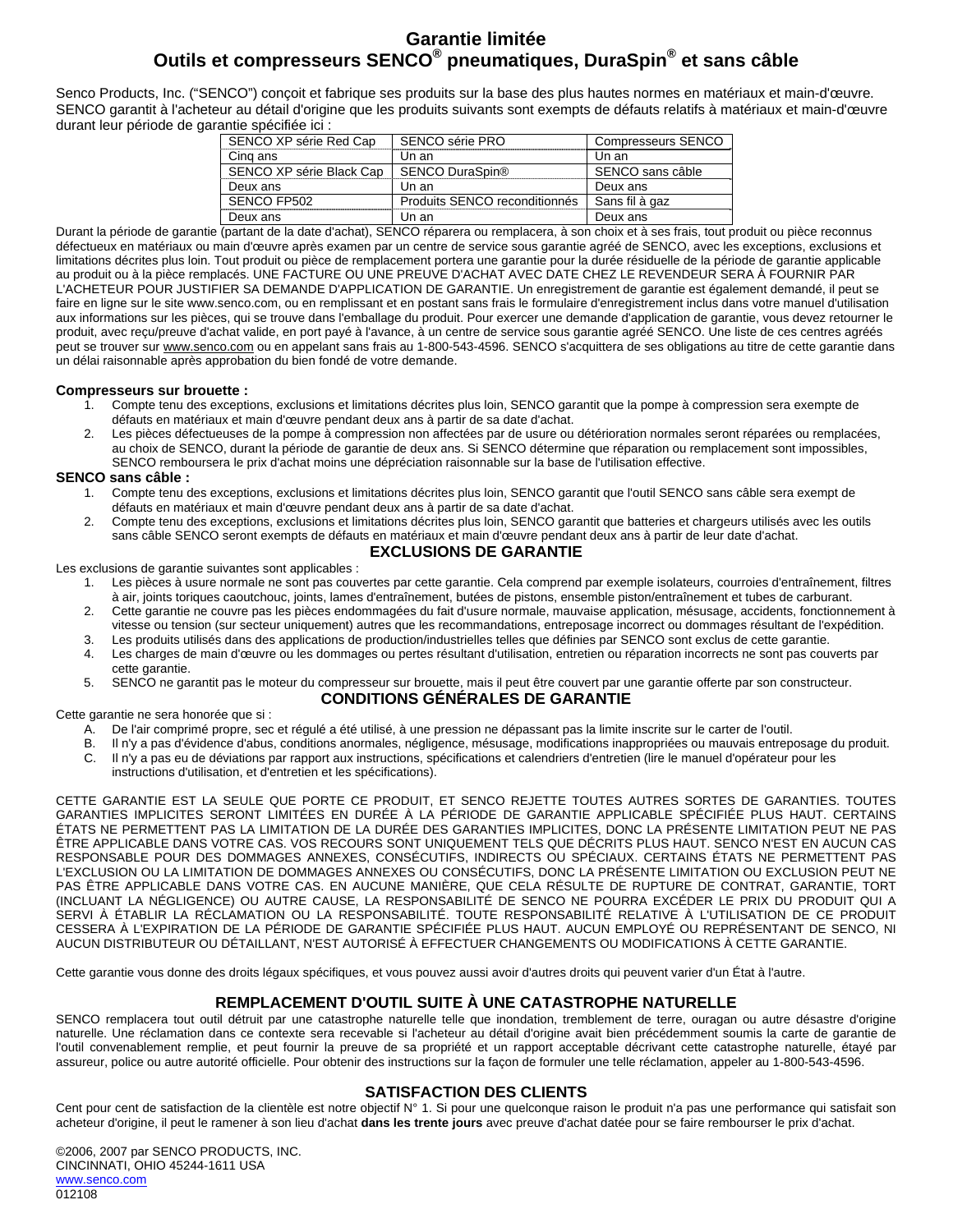# Garantie limitée
# Outils et compresseurs SENCO® pneumatiques, DuraSpin® et sans câble

Senco Products, Inc. ("SENCO") conçoit et fabrique ses produits sur la base des plus hautes normes en matériaux et main-d'œuvre. SENCO garantit à l'acheteur au détail d'origine que les produits suivants sont exempts de défauts relatifs à matériaux et main-d'œuvre durant leur période de garantie spécifiée ici :

| SENCO XP série Red Cap | SENCO série PRO | Compresseurs SENCO |
|---|---|---|
| Cinq ans | Un an | Un an |
| SENCO XP série Black Cap | SENCO DuraSpin® | SENCO sans câble |
| Deux ans | Un an | Deux ans |
| SENCO FP502 | Produits SENCO reconditionnés | Sans fil à gaz |
| Deux ans | Un an | Deux ans |

Durant la période de garantie (partant de la date d'achat), SENCO réparera ou remplacera, à son choix et à ses frais, tout produit ou pièce reconnus défectueux en matériaux ou main d'œuvre après examen par un centre de service sous garantie agréé de SENCO, avec les exceptions, exclusions et limitations décrites plus loin. Tout produit ou pièce de remplacement portera une garantie pour la durée résiduelle de la période de garantie applicable au produit ou à la pièce remplacés. UNE FACTURE OU UNE PREUVE D'ACHAT AVEC DATE CHEZ LE REVENDEUR SERA À FOURNIR PAR L'ACHETEUR POUR JUSTIFIER SA DEMANDE D'APPLICATION DE GARANTIE. Un enregistrement de garantie est également demandé, il peut se faire en ligne sur le site www.senco.com, ou en remplissant et en postant sans frais le formulaire d'enregistrement inclus dans votre manuel d'utilisation aux informations sur les pièces, qui se trouve dans l'emballage du produit. Pour exercer une demande d'application de garantie, vous devez retourner le produit, avec reçu/preuve d'achat valide, en port payé à l'avance, à un centre de service sous garantie agréé SENCO. Une liste de ces centres agréés peut se trouver sur www.senco.com ou en appelant sans frais au 1-800-543-4596. SENCO s'acquittera de ses obligations au titre de cette garantie dans un délai raisonnable après approbation du bien fondé de votre demande.

**Compresseurs sur brouette :**

1. Compte tenu des exceptions, exclusions et limitations décrites plus loin, SENCO garantit que la pompe à compression sera exempte de défauts en matériaux et main d'œuvre pendant deux ans à partir de sa date d'achat.
2. Les pièces défectueuses de la pompe à compression non affectées par de usure ou détérioration normales seront réparées ou remplacées, au choix de SENCO, durant la période de garantie de deux ans. Si SENCO détermine que réparation ou remplacement sont impossibles, SENCO remboursera le prix d'achat moins une dépréciation raisonnable sur la base de l'utilisation effective.

**SENCO sans câble :**

1. Compte tenu des exceptions, exclusions et limitations décrites plus loin, SENCO garantit que l'outil SENCO sans câble sera exempt de défauts en matériaux et main d'œuvre pendant deux ans à partir de sa date d'achat.
2. Compte tenu des exceptions, exclusions et limitations décrites plus loin, SENCO garantit que batteries et chargeurs utilisés avec les outils sans câble SENCO seront exempts de défauts en matériaux et main d'œuvre pendant deux ans à partir de leur date d'achat.

## EXCLUSIONS DE GARANTIE

Les exclusions de garantie suivantes sont applicables :

1. Les pièces à usure normale ne sont pas couvertes par cette garantie. Cela comprend par exemple isolateurs, courroies d'entraînement, filtres à air, joints toriques caoutchouc, joints, lames d'entraînement, butées de pistons, ensemble piston/entraînement et tubes de carburant.
2. Cette garantie ne couvre pas les pièces endommagées du fait d'usure normale, mauvaise application, mésusage, accidents, fonctionnement à vitesse ou tension (sur secteur uniquement) autres que les recommandations, entreposage incorrect ou dommages résultant de l'expédition.
3. Les produits utilisés dans des applications de production/industrielles telles que définies par SENCO sont exclus de cette garantie.
4. Les charges de main d'œuvre ou les dommages ou pertes résultant d'utilisation, entretien ou réparation incorrects ne sont pas couverts par cette garantie.
5. SENCO ne garantit pas le moteur du compresseur sur brouette, mais il peut être couvert par une garantie offerte par son constructeur.

## CONDITIONS GÉNÉRALES DE GARANTIE

Cette garantie ne sera honorée que si :

A. De l'air comprimé propre, sec et régulé a été utilisé, à une pression ne dépassant pas la limite inscrite sur le carter de l'outil.
B. Il n'y a pas d'évidence d'abus, conditions anormales, négligence, mésusage, modifications inappropriées ou mauvais entreposage du produit.
C. Il n'y a pas eu de déviations par rapport aux instructions, spécifications et calendriers d'entretien (lire le manuel d'opérateur pour les instructions d'utilisation, et d'entretien et les spécifications).

CETTE GARANTIE EST LA SEULE QUE PORTE CE PRODUIT, ET SENCO REJETTE TOUTES AUTRES SORTES DE GARANTIES. TOUTES GARANTIES IMPLICITES SERONT LIMITÉES EN DURÉE À LA PÉRIODE DE GARANTIE APPLICABLE SPÉCIFIÉE PLUS HAUT. CERTAINS ÉTATS NE PERMETTENT PAS LA LIMITATION DE LA DURÉE DES GARANTIES IMPLICITES, DONC LA PRÉSENTE LIMITATION PEUT NE PAS ÊTRE APPLICABLE DANS VOTRE CAS. VOS RECOURS SONT UNIQUEMENT TELS QUE DÉCRITS PLUS HAUT. SENCO N'EST EN AUCUN CAS RESPONSABLE POUR DES DOMMAGES ANNEXES, CONSÉCUTIFS, INDIRECTS OU SPÉCIAUX. CERTAINS ÉTATS NE PERMETTENT PAS L'EXCLUSION OU LA LIMITATION DE DOMMAGES ANNEXES OU CONSÉCUTIFS, DONC LA PRÉSENTE LIMITATION OU EXCLUSION PEUT NE PAS ÊTRE APPLICABLE DANS VOTRE CAS. EN AUCUNE MANIÈRE, QUE CELA RÉSULTE DE RUPTURE DE CONTRAT, GARANTIE, TORT (INCLUANT LA NÉGLIGENCE) OU AUTRE CAUSE, LA RESPONSABILITÉ DE SENCO NE POURRA EXCÉDER LE PRIX DU PRODUIT QUI A SERVI À ÉTABLIR LA RÉCLAMATION OU LA RESPONSABILITÉ. TOUTE RESPONSABILITÉ RELATIVE À L'UTILISATION DE CE PRODUIT CESSERA À L'EXPIRATION DE LA PÉRIODE DE GARANTIE SPÉCIFIÉE PLUS HAUT. AUCUN EMPLOYÉ OU REPRÉSENTANT DE SENCO, NI AUCUN DISTRIBUTEUR OU DÉTAILLANT, N'EST AUTORISÉ À EFFECTUER CHANGEMENTS OU MODIFICATIONS À CETTE GARANTIE.

Cette garantie vous donne des droits légaux spécifiques, et vous pouvez aussi avoir d'autres droits qui peuvent varier d'un État à l'autre.

## REMPLACEMENT D'OUTIL SUITE À UNE CATASTROPHE NATURELLE

SENCO remplacera tout outil détruit par une catastrophe naturelle telle que inondation, tremblement de terre, ouragan ou autre désastre d'origine naturelle. Une réclamation dans ce contexte sera recevable si l'acheteur au détail d'origine avait bien précédemment soumis la carte de garantie de l'outil convenablement remplie, et peut fournir la preuve de sa propriété et un rapport acceptable décrivant cette catastrophe naturelle, étayé par assureur, police ou autre autorité officielle. Pour obtenir des instructions sur la façon de formuler une telle réclamation, appeler au 1-800-543-4596.

## SATISFACTION DES CLIENTS

Cent pour cent de satisfaction de la clientèle est notre objectif N° 1. Si pour une quelconque raison le produit n'a pas une performance qui satisfait son acheteur d'origine, il peut le ramener à son lieu d'achat **dans les trente jours** avec preuve d'achat datée pour se faire rembourser le prix d'achat.

©2006, 2007 par SENCO PRODUCTS, INC.
CINCINNATI, OHIO 45244-1611 USA
www.senco.com
012108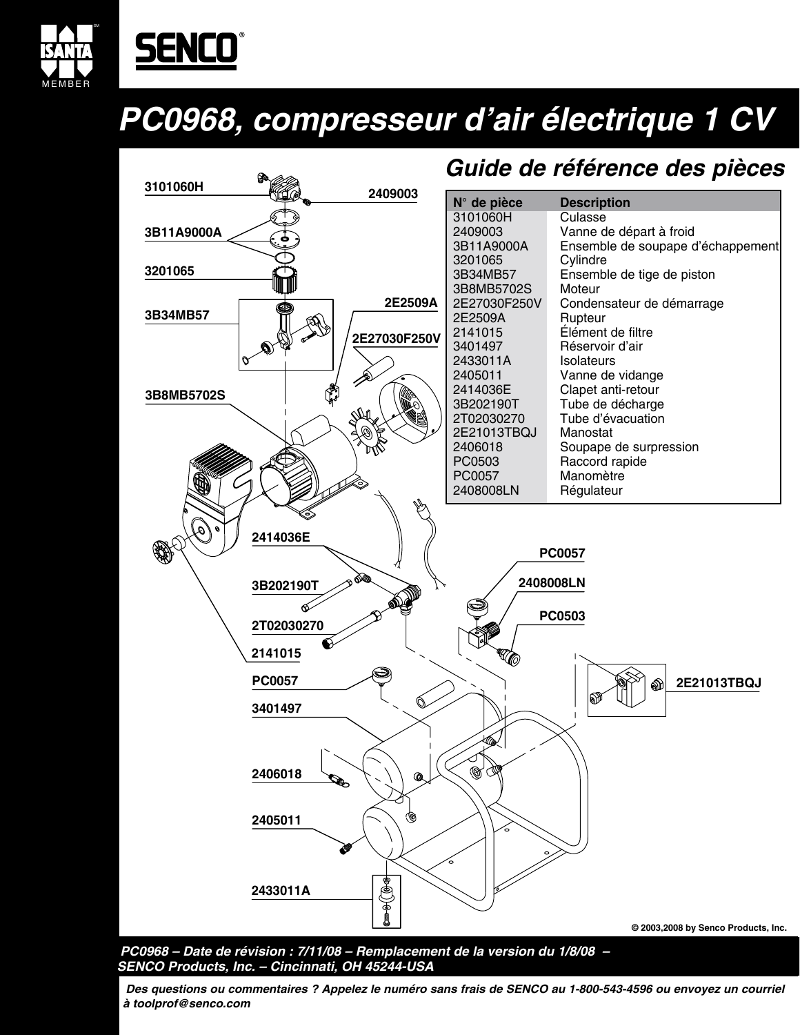# PC0968, compresseur d'air électrique 1 CV

## Guide de référence des pièces

| N° de pièce | Description |
|---|---|
| 3101060H | Culasse |
| 2409003 | Vanne de départ à froid |
| 3B11A9000A | Ensemble de soupape d'échappement |
| 3201065 | Cylindre |
| 3B34MB57 | Ensemble de tige de piston |
| 3B8MB5702S | Moteur |
| 2E27030F250V | Condensateur de démarrage |
| 2E2509A | Rupteur |
| 2141015 | Élément de filtre |
| 3401497 | Réservoir d'air |
| 2433011A | Isolateurs |
| 2405011 | Vanne de vidange |
| 2414036E | Clapet anti-retour |
| 3B202190T | Tube de décharge |
| 2T02030270 | Tube d'évacuation |
| 2E21013TBQJ | Manostat |
| 2406018 | Soupape de surpression |
| PC0503 | Raccord rapide |
| PC0057 | Manomètre |
| 2408008LN | Régulateur |

3101060H, 2409003, 3B11A9000A, 3201065, 3B34MB57, 2E2509A, 2E27030F250V, 3B8MB5702S, 2414036E, 3B202190T, 2T02030270, 2141015, PC0057, 3401497, 2406018, 2405011, 2433011A, PC0057, 2408008LN, PC0503, 2E21013TBQJ

© 2003,2008 by Senco Products, Inc.

*PC0968 – Date de révision : 7/11/08 – Remplacement de la version du 1/8/08 –*
*SENCO Products, Inc. – Cincinnati, OH 45244-USA*

*Des questions ou commentaires ? Appelez le numéro sans frais de SENCO au 1-800-543-4596 ou envoyez un courriel à toolprof@senco.com*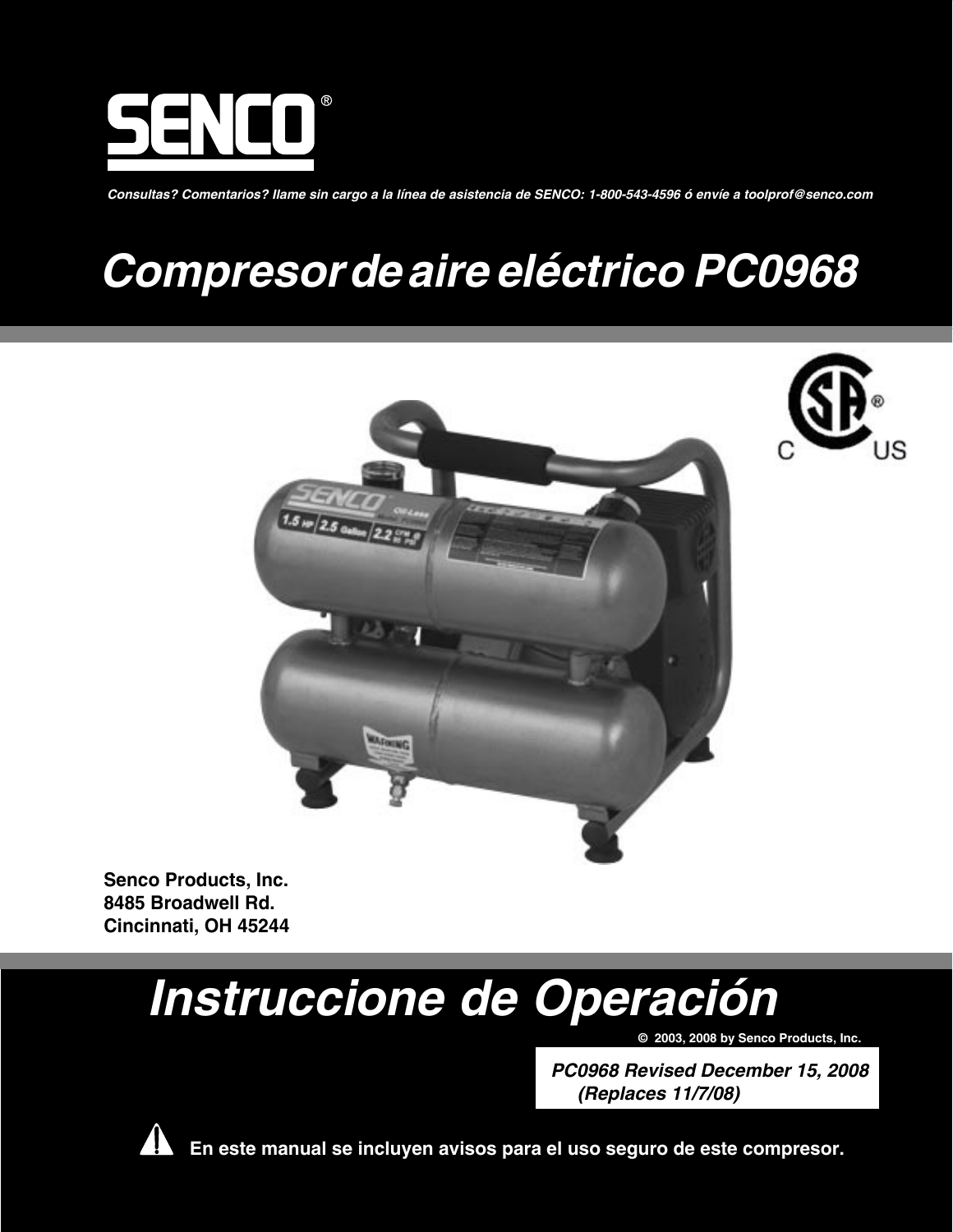# SENCO®

*Consultas? Comentarios? llame sin cargo a la línea de asistencia de SENCO: 1-800-543-4596 ó envíe a toolprof@senco.com*

# *Compresor de aire eléctrico PC0968*

**Senco Products, Inc.**
**8485 Broadwell Rd.**
**Cincinnati, OH 45244**

# *Instruccione de Operación*

**© 2003, 2008 by Senco Products, Inc.**

***PC0968 Revised December 15, 2008***
***(Replaces 11/7/08)***

⚠ **En este manual se incluyen avisos para el uso seguro de este compresor.**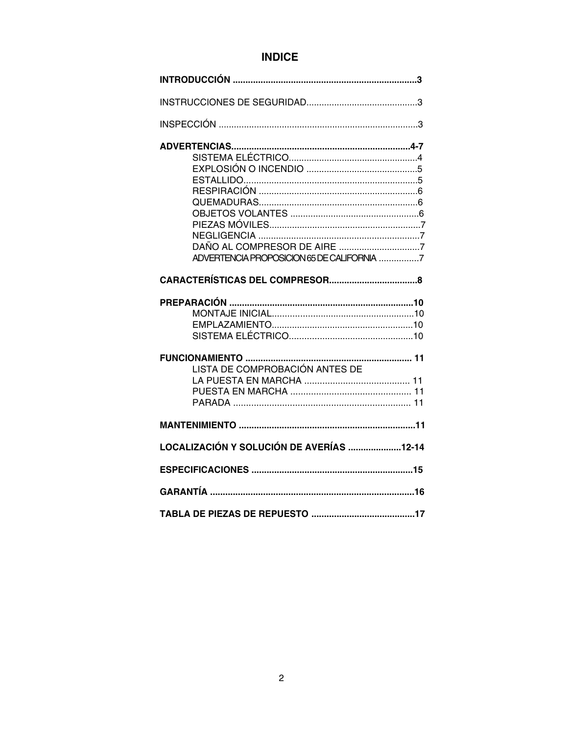# INDICE

**INTRODUCCIÓN .........................................................................3**

INSTRUCCIONES DE SEGURIDAD............................................3

INSPECCIÓN ..............................................................................3

**ADVERTENCIAS.......................................................................4-7**

- SISTEMA ELÉCTRICO...................................................4
- EXPLOSIÓN O INCENDIO ............................................5
- ESTALLIDO.....................................................................5
- RESPIRACIÓN ...............................................................6
- QUEMADURAS...............................................................6
- OBJETOS VOLANTES ...................................................6
- PIEZAS MÓVILES............................................................7
- NEGLIGENCIA ................................................................7
- DAÑO AL COMPRESOR DE AIRE ................................7
- ADVERTENCIA PROPOSICION 65 DE CALIFORNIA ................7

**CARACTERÍSTICAS DEL COMPRESOR...................................8**

**PREPARACIÓN .........................................................................10**

- MONTAJE INICIAL........................................................10
- EMPLAZAMIENTO........................................................10
- SISTEMA ELÉCTRICO.................................................10

**FUNCIONAMIENTO .................................................................. 11**

- LISTA DE COMPROBACIÓN ANTES DE LA PUESTA EN MARCHA .......................................... 11
- PUESTA EN MARCHA ............................................... 11
- PARADA ...................................................................... 11

**MANTENIMIENTO ......................................................................11**

**LOCALIZACIÓN Y SOLUCIÓN DE AVERÍAS .....................12-14**

**ESPECIFICACIONES ................................................................15**

**GARANTÍA .................................................................................16**

**TABLA DE PIEZAS DE REPUESTO .........................................17**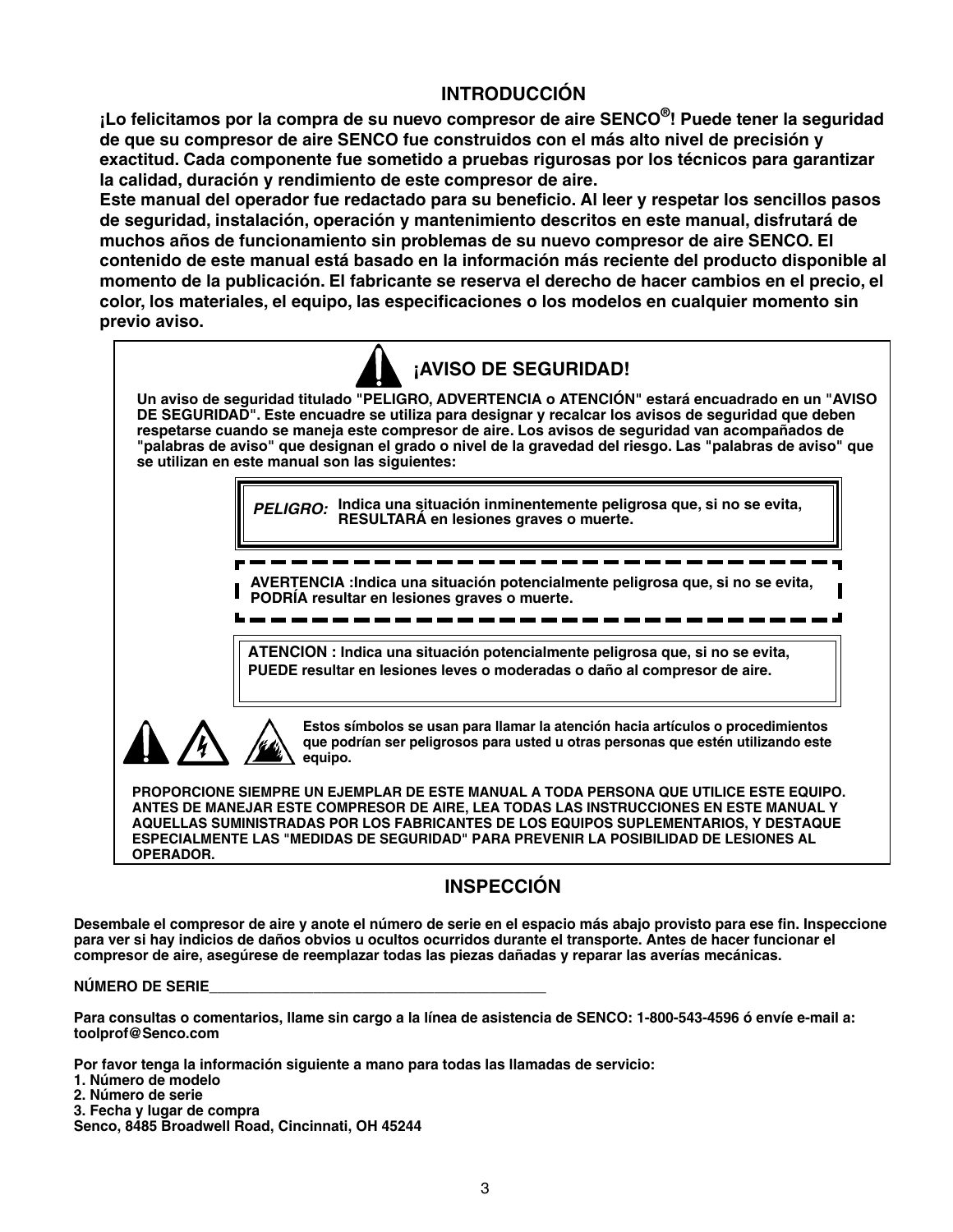## INTRODUCCIÓN

**¡Lo felicitamos por la compra de su nuevo compresor de aire SENCO®! Puede tener la seguridad de que su compresor de aire SENCO fue construidos con el más alto nivel de precisión y exactitud. Cada componente fue sometido a pruebas rigurosas por los técnicos para garantizar la calidad, duración y rendimiento de este compresor de aire.**

**Este manual del operador fue redactado para su beneficio. Al leer y respetar los sencillos pasos de seguridad, instalación, operación y mantenimiento descritos en este manual, disfrutará de muchos años de funcionamiento sin problemas de su nuevo compresor de aire SENCO. El contenido de este manual está basado en la información más reciente del producto disponible al momento de la publicación. El fabricante se reserva el derecho de hacer cambios en el precio, el color, los materiales, el equipo, las especificaciones o los modelos en cualquier momento sin previo aviso.**

### ¡AVISO DE SEGURIDAD!

**Un aviso de seguridad titulado "PELIGRO, ADVERTENCIA o ATENCIÓN" estará encuadrado en un "AVISO DE SEGURIDAD". Este encuadre se utiliza para designar y recalcar los avisos de seguridad que deben respetarse cuando se maneja este compresor de aire. Los avisos de seguridad van acompañados de "palabras de aviso" que designan el grado o nivel de la gravedad del riesgo. Las "palabras de aviso" que se utilizan en este manual son las siguientes:**

***PELIGRO:*** **Indica una situación inminentemente peligrosa que, si no se evita, RESULTARÁ en lesiones graves o muerte.**

**AVERTENCIA :Indica una situación potencialmente peligrosa que, si no se evita, PODRÍA resultar en lesiones graves o muerte.**

**ATENCION : Indica una situación potencialmente peligrosa que, si no se evita, PUEDE resultar en lesiones leves o moderadas o daño al compresor de aire.**

**Estos símbolos se usan para llamar la atención hacia artículos o procedimientos que podrían ser peligrosos para usted u otras personas que estén utilizando este equipo.**

**PROPORCIONE SIEMPRE UN EJEMPLAR DE ESTE MANUAL A TODA PERSONA QUE UTILICE ESTE EQUIPO. ANTES DE MANEJAR ESTE COMPRESOR DE AIRE, LEA TODAS LAS INSTRUCCIONES EN ESTE MANUAL Y AQUELLAS SUMINISTRADAS POR LOS FABRICANTES DE LOS EQUIPOS SUPLEMENTARIOS, Y DESTAQUE ESPECIALMENTE LAS "MEDIDAS DE SEGURIDAD" PARA PREVENIR LA POSIBILIDAD DE LESIONES AL OPERADOR.**

## INSPECCIÓN

**Desembale el compresor de aire y anote el número de serie en el espacio más abajo provisto para ese fin. Inspeccione para ver si hay indicios de daños obvios u ocultos ocurridos durante el transporte. Antes de hacer funcionar el compresor de aire, asegúrese de reemplazar todas las piezas dañadas y reparar las averías mecánicas.**

**NÚMERO DE SERIE___________________________________________**

**Para consultas o comentarios, llame sin cargo a la línea de asistencia de SENCO: 1-800-543-4596 ó envíe e-mail a: toolprof@Senco.com**

**Por favor tenga la información siguiente a mano para todas las llamadas de servicio:**
**1. Número de modelo**
**2. Número de serie**
**3. Fecha y lugar de compra**
**Senco, 8485 Broadwell Road, Cincinnati, OH 45244**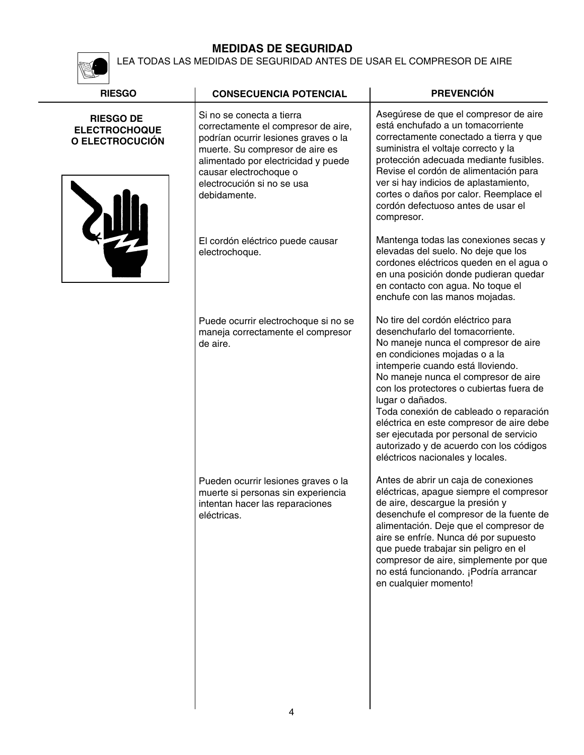## MEDIDAS DE SEGURIDAD

LEA TODAS LAS MEDIDAS DE SEGURIDAD ANTES DE USAR EL COMPRESOR DE AIRE

| RIESGO | CONSECUENCIA POTENCIAL | PREVENCIÓN |
|---|---|---|
| **RIESGO DE ELECTROCHOQUE O ELECTROCUCIÓN** | Si no se conecta a tierra correctamente el compresor de aire, podrían ocurrir lesiones graves o la muerte. Su compresor de aire es alimentado por electricidad y puede causar electrochoque o electrocución si no se usa debidamente. | Asegúrese de que el compresor de aire está enchufado a un tomacorriente correctamente conectado a tierra y que suministra el voltaje correcto y la protección adecuada mediante fusibles. Revise el cordón de alimentación para ver si hay indicios de aplastamiento, cortes o daños por calor. Reemplace el cordón defectuoso antes de usar el compresor. |
| | El cordón eléctrico puede causar electrochoque. | Mantenga todas las conexiones secas y elevadas del suelo. No deje que los cordones eléctricos queden en el agua o en una posición donde pudieran quedar en contacto con agua. No toque el enchufe con las manos mojadas. |
| | Puede ocurrir electrochoque si no se maneja correctamente el compresor de aire. | No tire del cordón eléctrico para desenchufarlo del tomacorriente.<br>No maneje nunca el compresor de aire en condiciones mojadas o a la intemperie cuando está lloviendo.<br>No maneje nunca el compresor de aire con los protectores o cubiertas fuera de lugar o dañados.<br>Toda conexión de cableado o reparación eléctrica en este compresor de aire debe ser ejecutada por personal de servicio autorizado y de acuerdo con los códigos eléctricos nacionales y locales. |
| | Pueden ocurrir lesiones graves o la muerte si personas sin experiencia intentan hacer las reparaciones eléctricas. | Antes de abrir un caja de conexiones eléctricas, apague siempre el compresor de aire, descargue la presión y desenchufe el compresor de la fuente de alimentación. Deje que el compresor de aire se enfríe. Nunca dé por supuesto que puede trabajar sin peligro en el compresor de aire, simplemente por que no está funcionando. ¡Podría arrancar en cualquier momento! |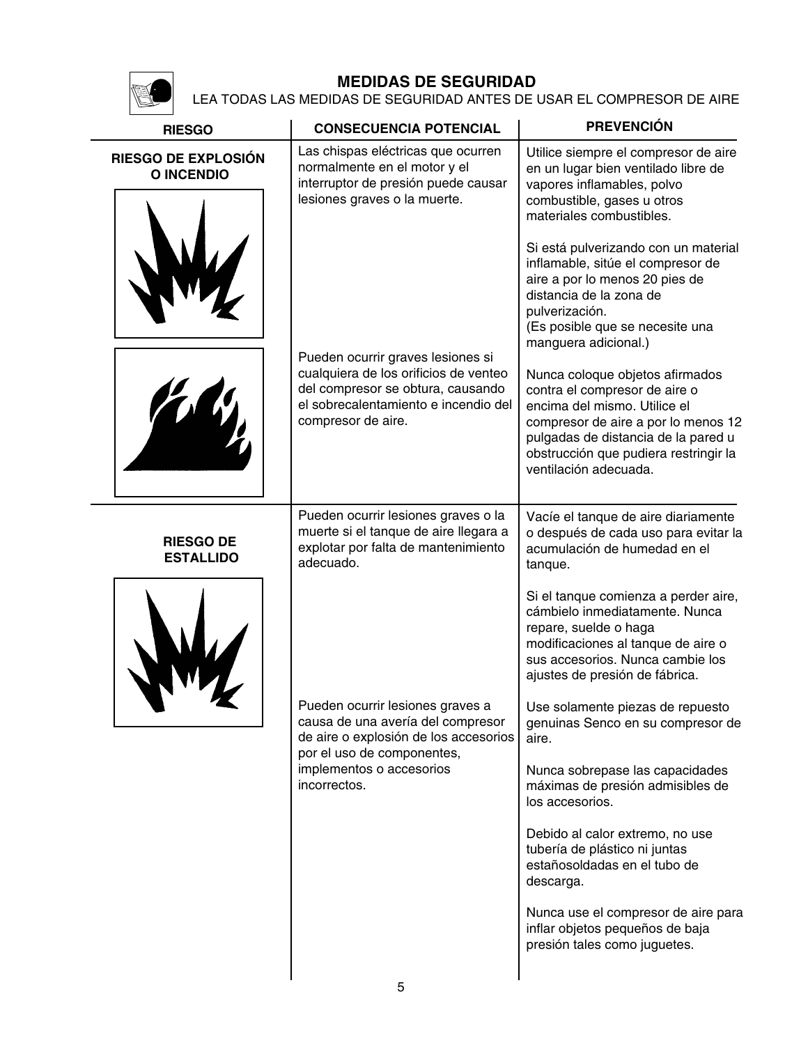## MEDIDAS DE SEGURIDAD

LEA TODAS LAS MEDIDAS DE SEGURIDAD ANTES DE USAR EL COMPRESOR DE AIRE

| RIESGO | CONSECUENCIA POTENCIAL | PREVENCIÓN |
|---|---|---|
| **RIESGO DE EXPLOSIÓN O INCENDIO** | Las chispas eléctricas que ocurren normalmente en el motor y el interruptor de presión puede causar lesiones graves o la muerte. | Utilice siempre el compresor de aire en un lugar bien ventilado libre de vapores inflamables, polvo combustible, gases u otros materiales combustibles.<br><br>Si está pulverizando con un material inflamable, sitúe el compresor de aire a por lo menos 20 pies de distancia de la zona de pulverización. (Es posible que se necesite una manguera adicional.) |
| | Pueden ocurrir graves lesiones si cualquiera de los orificios de venteo del compresor se obtura, causando el sobrecalentamiento e incendio del compresor de aire. | Nunca coloque objetos afirmados contra el compresor de aire o encima del mismo. Utilice el compresor de aire a por lo menos 12 pulgadas de distancia de la pared u obstrucción que pudiera restringir la ventilación adecuada. |
| **RIESGO DE ESTALLIDO** | Pueden ocurrir lesiones graves o la muerte si el tanque de aire llegara a explotar por falta de mantenimiento adecuado. | Vacíe el tanque de aire diariamente o después de cada uso para evitar la acumulación de humedad en el tanque.<br><br>Si el tanque comienza a perder aire, cámbielo inmediatamente. Nunca repare, suelde o haga modificaciones al tanque de aire o sus accesorios. Nunca cambie los ajustes de presión de fábrica. |
| | Pueden ocurrir lesiones graves a causa de una avería del compresor de aire o explosión de los accesorios por el uso de componentes, implementos o accesorios incorrectos. | Use solamente piezas de repuesto genuinas Senco en su compresor de aire.<br><br>Nunca sobrepase las capacidades máximas de presión admisibles de los accesorios.<br><br>Debido al calor extremo, no use tubería de plástico ni juntas estañosoldadas en el tubo de descarga.<br><br>Nunca use el compresor de aire para inflar objetos pequeños de baja presión tales como juguetes. |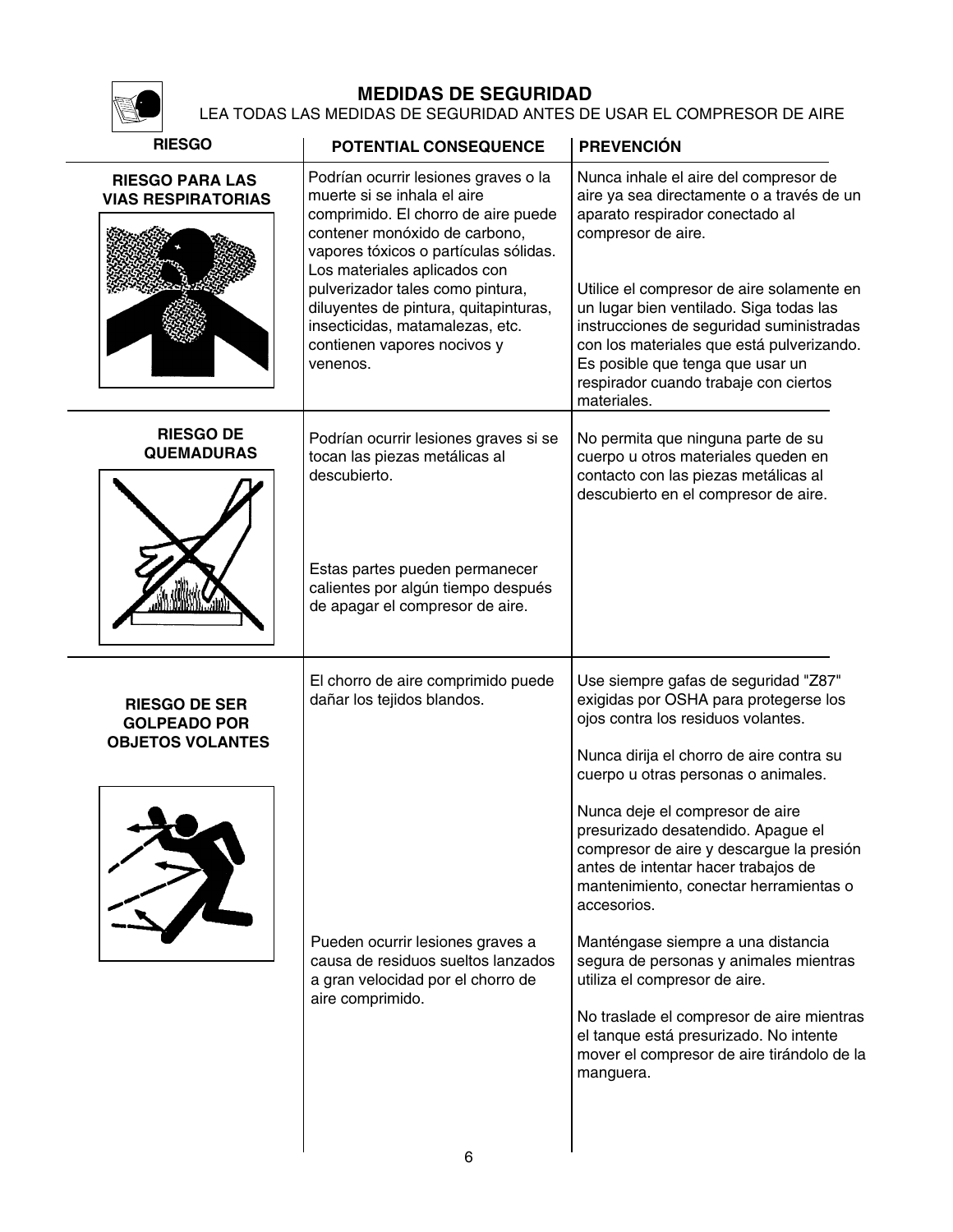## MEDIDAS DE SEGURIDAD

LEA TODAS LAS MEDIDAS DE SEGURIDAD ANTES DE USAR EL COMPRESOR DE AIRE

| RIESGO | POTENTIAL CONSEQUENCE | PREVENCIÓN |
|---|---|---|
| **RIESGO PARA LAS VIAS RESPIRATORIAS** | Podrían ocurrir lesiones graves o la muerte si se inhala el aire comprimido. El chorro de aire puede contener monóxido de carbono, vapores tóxicos o partículas sólidas. Los materiales aplicados con pulverizador tales como pintura, diluyentes de pintura, quitapinturas, insecticidas, matamalezas, etc. contienen vapores nocivos y venenos. | Nunca inhale el aire del compresor de aire ya sea directamente o a través de un aparato respirador conectado al compresor de aire.<br><br>Utilice el compresor de aire solamente en un lugar bien ventilado. Siga todas las instrucciones de seguridad suministradas con los materiales que está pulverizando. Es posible que tenga que usar un respirador cuando trabaje con ciertos materiales. |
| **RIESGO DE QUEMADURAS** | Podrían ocurrir lesiones graves si se tocan las piezas metálicas al descubierto.<br><br>Estas partes pueden permanecer calientes por algún tiempo después de apagar el compresor de aire. | No permita que ninguna parte de su cuerpo u otros materiales queden en contacto con las piezas metálicas al descubierto en el compresor de aire. |
| **RIESGO DE SER GOLPEADO POR OBJETOS VOLANTES** | El chorro de aire comprimido puede dañar los tejidos blandos.<br><br>Pueden ocurrir lesiones graves a causa de residuos sueltos lanzados a gran velocidad por el chorro de aire comprimido. | Use siempre gafas de seguridad "Z87" exigidas por OSHA para protegerse los ojos contra los residuos volantes.<br><br>Nunca dirija el chorro de aire contra su cuerpo u otras personas o animales.<br><br>Nunca deje el compresor de aire presurizado desatendido. Apague el compresor de aire y descargue la presión antes de intentar hacer trabajos de mantenimiento, conectar herramientas o accesorios.<br><br>Manténgase siempre a una distancia segura de personas y animales mientras utiliza el compresor de aire.<br><br>No traslade el compresor de aire mientras el tanque está presurizado. No intente mover el compresor de aire tirándolo de la manguera. |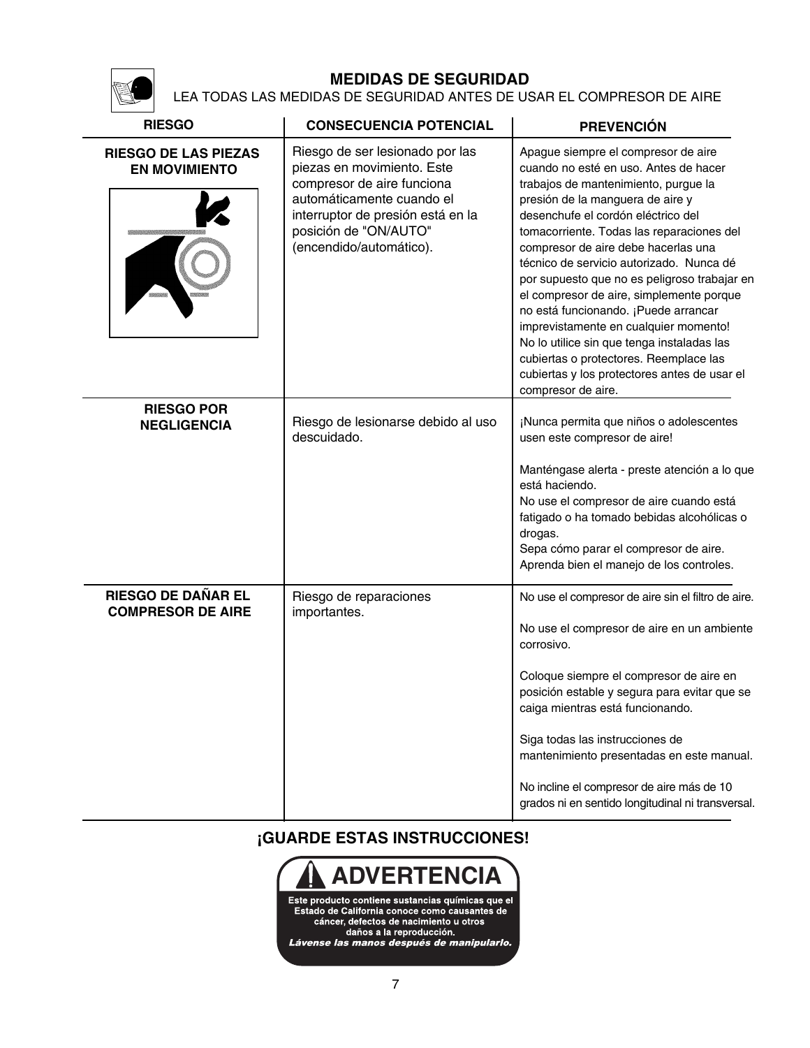## MEDIDAS DE SEGURIDAD

LEA TODAS LAS MEDIDAS DE SEGURIDAD ANTES DE USAR EL COMPRESOR DE AIRE

| RIESGO | CONSECUENCIA POTENCIAL | PREVENCIÓN |
|---|---|---|
| **RIESGO DE LAS PIEZAS EN MOVIMIENTO** | Riesgo de ser lesionado por las piezas en movimiento. Este compresor de aire funciona automáticamente cuando el interruptor de presión está en la posición de "ON/AUTO" (encendido/automático). | Apague siempre el compresor de aire cuando no esté en uso. Antes de hacer trabajos de mantenimiento, purgue la presión de la manguera de aire y desenchufe el cordón eléctrico del tomacorriente. Todas las reparaciones del compresor de aire debe hacerlas una técnico de servicio autorizado. Nunca dé por supuesto que no es peligroso trabajar en el compresor de aire, simplemente porque no está funcionando. ¡Puede arrancar imprevistamente en cualquier momento! No lo utilice sin que tenga instaladas las cubiertas o protectores. Reemplace las cubiertas y los protectores antes de usar el compresor de aire. |
| **RIESGO POR NEGLIGENCIA** | Riesgo de lesionarse debido al uso descuidado. | ¡Nunca permita que niños o adolescentes usen este compresor de aire!<br><br>Manténgase alerta - preste atención a lo que está haciendo.<br>No use el compresor de aire cuando está fatigado o ha tomado bebidas alcohólicas o drogas.<br>Sepa cómo parar el compresor de aire.<br>Aprenda bien el manejo de los controles. |
| **RIESGO DE DAÑAR EL COMPRESOR DE AIRE** | Riesgo de reparaciones importantes. | No use el compresor de aire sin el filtro de aire.<br><br>No use el compresor de aire en un ambiente corrosivo.<br><br>Coloque siempre el compresor de aire en posición estable y segura para evitar que se caiga mientras está funcionando.<br><br>Siga todas las instrucciones de mantenimiento presentadas en este manual.<br><br>No incline el compresor de aire más de 10 grados ni en sentido longitudinal ni transversal. |

### ¡GUARDE ESTAS INSTRUCCIONES!

**ADVERTENCIA**

**Este producto contiene sustancias químicas que el Estado de California conoce como causantes de cáncer, defectos de nacimiento u otros daños a la reproducción.**
***Lávense las manos después de manipularlo.***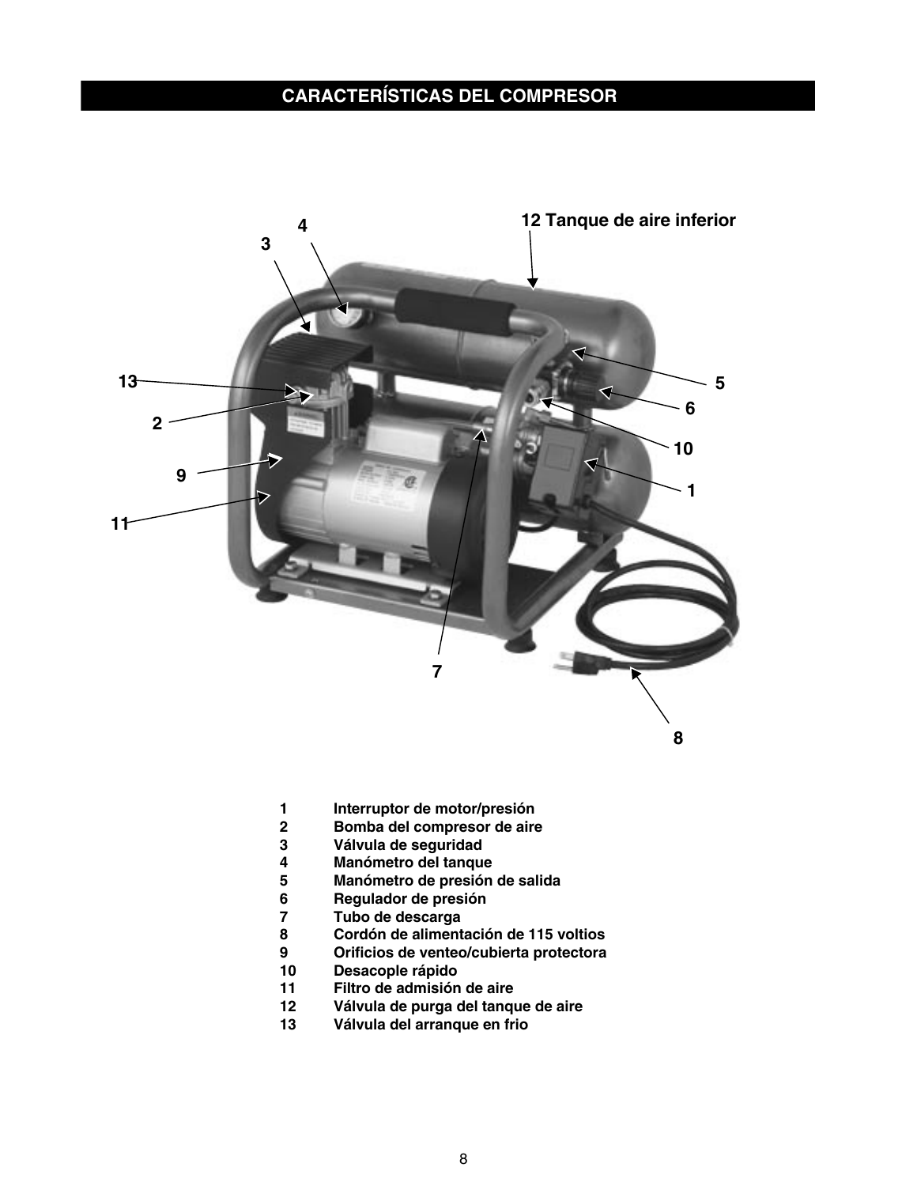# CARACTERÍSTICAS DEL COMPRESOR

12 Tanque de aire inferior

1 Interruptor de motor/presión
2 Bomba del compresor de aire
3 Válvula de seguridad
4 Manómetro del tanque
5 Manómetro de presión de salida
6 Regulador de presión
7 Tubo de descarga
8 Cordón de alimentación de 115 voltios
9 Orificios de venteo/cubierta protectora
10 Desacople rápido
11 Filtro de admisión de aire
12 Válvula de purga del tanque de aire
13 Válvula del arranque en frio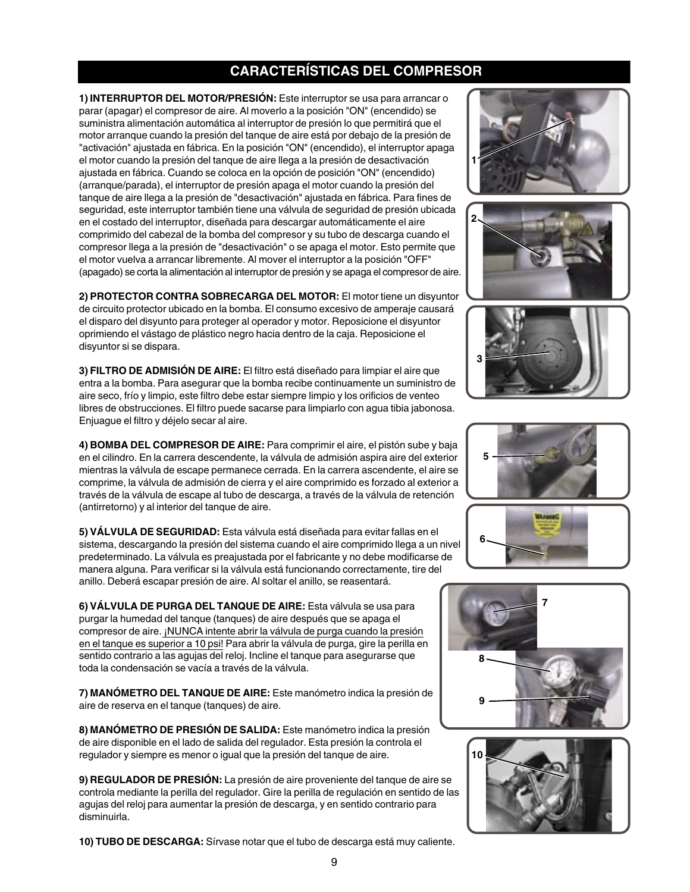## CARACTERÍSTICAS DEL COMPRESOR

**1) INTERRUPTOR DEL MOTOR/PRESIÓN:** Este interruptor se usa para arrancar o parar (apagar) el compresor de aire. Al moverlo a la posición "ON" (encendido) se suministra alimentación automática al interruptor de presión lo que permitirá que el motor arranque cuando la presión del tanque de aire está por debajo de la presión de "activación" ajustada en fábrica. En la posición "ON" (encendido), el interruptor apaga el motor cuando la presión del tanque de aire llega a la presión de desactivación ajustada en fábrica. Cuando se coloca en la opción de posición "ON" (encendido) (arranque/parada), el interruptor de presión apaga el motor cuando la presión del tanque de aire llega a la presión de "desactivación" ajustada en fábrica. Para fines de seguridad, este interruptor también tiene una válvula de seguridad de presión ubicada en el costado del interruptor, diseñada para descargar automáticamente el aire comprimido del cabezal de la bomba del compresor y su tubo de descarga cuando el compresor llega a la presión de "desactivación" o se apaga el motor. Esto permite que el motor vuelva a arrancar libremente. Al mover el interruptor a la posición "OFF" (apagado) se corta la alimentación al interruptor de presión y se apaga el compresor de aire.

**2) PROTECTOR CONTRA SOBRECARGA DEL MOTOR:** El motor tiene un disyuntor de circuito protector ubicado en la bomba. El consumo excesivo de amperaje causará el disparo del disyunto para proteger al operador y motor. Reposicione el disyuntor oprimiendo el vástago de plástico negro hacia dentro de la caja. Reposicione el disyuntor si se dispara.

**3) FILTRO DE ADMISIÓN DE AIRE:** El filtro está diseñado para limpiar el aire que entra a la bomba. Para asegurar que la bomba recibe continuamente un suministro de aire seco, frío y limpio, este filtro debe estar siempre limpio y los orificios de venteo libres de obstrucciones. El filtro puede sacarse para limpiarlo con agua tibia jabonosa. Enjuague el filtro y déjelo secar al aire.

**4) BOMBA DEL COMPRESOR DE AIRE:** Para comprimir el aire, el pistón sube y baja en el cilindro. En la carrera descendente, la válvula de admisión aspira aire del exterior mientras la válvula de escape permanece cerrada. En la carrera ascendente, el aire se comprime, la válvula de admisión de cierra y el aire comprimido es forzado al exterior a través de la válvula de escape al tubo de descarga, a través de la válvula de retención (antirretorno) y al interior del tanque de aire.

**5) VÁLVULA DE SEGURIDAD:** Esta válvula está diseñada para evitar fallas en el sistema, descargando la presión del sistema cuando el aire comprimido llega a un nivel predeterminado. La válvula es preajustada por el fabricante y no debe modificarse de manera alguna. Para verificar si la válvula está funcionando correctamente, tire del anillo. Deberá escapar presión de aire. Al soltar el anillo, se reasentará.

**6) VÁLVULA DE PURGA DEL TANQUE DE AIRE:** Esta válvula se usa para purgar la humedad del tanque (tanques) de aire después que se apaga el compresor de aire. ¡NUNCA intente abrir la válvula de purga cuando la presión en el tanque es superior a 10 psi! Para abrir la válvula de purga, gire la perilla en sentido contrario a las agujas del reloj. Incline el tanque para asegurarse que toda la condensación se vacía a través de la válvula.

**7) MANÓMETRO DEL TANQUE DE AIRE:** Este manómetro indica la presión de aire de reserva en el tanque (tanques) de aire.

**8) MANÓMETRO DE PRESIÓN DE SALIDA:** Este manómetro indica la presión de aire disponible en el lado de salida del regulador. Esta presión la controla el regulador y siempre es menor o igual que la presión del tanque de aire.

**9) REGULADOR DE PRESIÓN:** La presión de aire proveniente del tanque de aire se controla mediante la perilla del regulador. Gire la perilla de regulación en sentido de las agujas del reloj para aumentar la presión de descarga, y en sentido contrario para disminuirla.

**10) TUBO DE DESCARGA:** Sírvase notar que el tubo de descarga está muy caliente.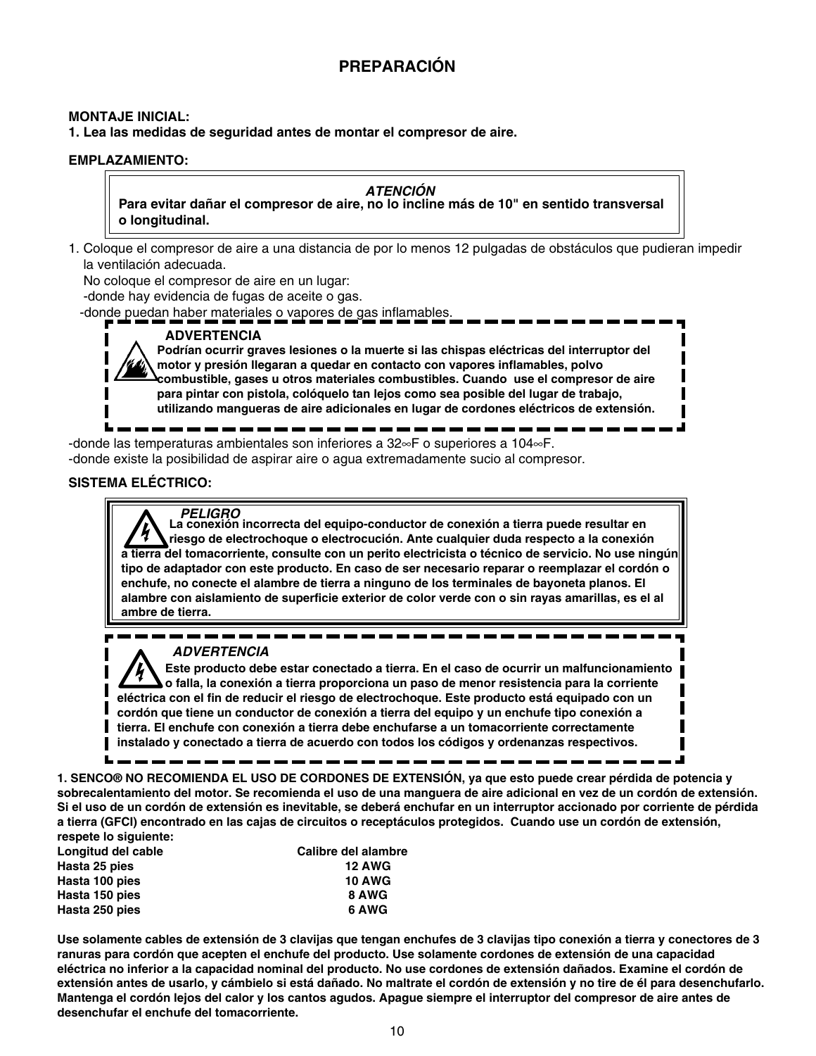# PREPARACIÓN

**MONTAJE INICIAL:**

**1. Lea las medidas de seguridad antes de montar el compresor de aire.**

**EMPLAZAMIENTO:**

> ***ATENCIÓN***
>
> **Para evitar dañar el compresor de aire, no lo incline más de 10" en sentido transversal o longitudinal.**

1. Coloque el compresor de aire a una distancia de por lo menos 12 pulgadas de obstáculos que pudieran impedir la ventilación adecuada.

   No coloque el compresor de aire en un lugar:

   -donde hay evidencia de fugas de aceite o gas.

   -donde puedan haber materiales o vapores de gas inflamables.

> **ADVERTENCIA**
>
> **Podrían ocurrir graves lesiones o la muerte si las chispas eléctricas del interruptor del motor y presión llegaran a quedar en contacto con vapores inflamables, polvo combustible, gases u otros materiales combustibles. Cuando use el compresor de aire para pintar con pistola, colóquelo tan lejos como sea posible del lugar de trabajo, utilizando mangueras de aire adicionales en lugar de cordones eléctricos de extensión.**

-donde las temperaturas ambientales son inferiores a 32∞F o superiores a 104∞F.

-donde existe la posibilidad de aspirar aire o agua extremadamente sucio al compresor.

**SISTEMA ELÉCTRICO:**

> ***PELIGRO***
>
> **La conexión incorrecta del equipo-conductor de conexión a tierra puede resultar en riesgo de electrochoque o electrocución. Ante cualquier duda respecto a la conexión a tierra del tomacorriente, consulte con un perito electricista o técnico de servicio. No use ningún tipo de adaptador con este producto. En caso de ser necesario reparar o reemplazar el cordón o enchufe, no conecte el alambre de tierra a ninguno de los terminales de bayoneta planos. El alambre con aislamiento de superficie exterior de color verde con o sin rayas amarillas, es el al ambre de tierra.**

> ***ADVERTENCIA***
>
> **Este producto debe estar conectado a tierra. En el caso de ocurrir un malfuncionamiento o falla, la conexión a tierra proporciona un paso de menor resistencia para la corriente eléctrica con el fin de reducir el riesgo de electrochoque. Este producto está equipado con un cordón que tiene un conductor de conexión a tierra del equipo y un enchufe tipo conexión a tierra. El enchufe con conexión a tierra debe enchufarse a un tomacorriente correctamente instalado y conectado a tierra de acuerdo con todos los códigos y ordenanzas respectivos.**

**1. SENCO® NO RECOMIENDA EL USO DE CORDONES DE EXTENSIÓN, ya que esto puede crear pérdida de potencia y sobrecalentamiento del motor. Se recomienda el uso de una manguera de aire adicional en vez de un cordón de extensión. Si el uso de un cordón de extensión es inevitable, se deberá enchufar en un interruptor accionado por corriente de pérdida a tierra (GFCI) encontrado en las cajas de circuitos o receptáculos protegidos. Cuando use un cordón de extensión, respete lo siguiente:**

| **Longitud del cable** | **Calibre del alambre** |
|---|---|
| **Hasta 25 pies** | **12 AWG** |
| **Hasta 100 pies** | **10 AWG** |
| **Hasta 150 pies** | **8 AWG** |
| **Hasta 250 pies** | **6 AWG** |

**Use solamente cables de extensión de 3 clavijas que tengan enchufes de 3 clavijas tipo conexión a tierra y conectores de 3 ranuras para cordón que acepten el enchufe del producto. Use solamente cordones de extensión de una capacidad eléctrica no inferior a la capacidad nominal del producto. No use cordones de extensión dañados. Examine el cordón de extensión antes de usarlo, y cámbielo si está dañado. No maltrate el cordón de extensión y no tire de él para desenchufarlo. Mantenga el cordón lejos del calor y los cantos agudos. Apague siempre el interruptor del compresor de aire antes de desenchufar el enchufe del tomacorriente.**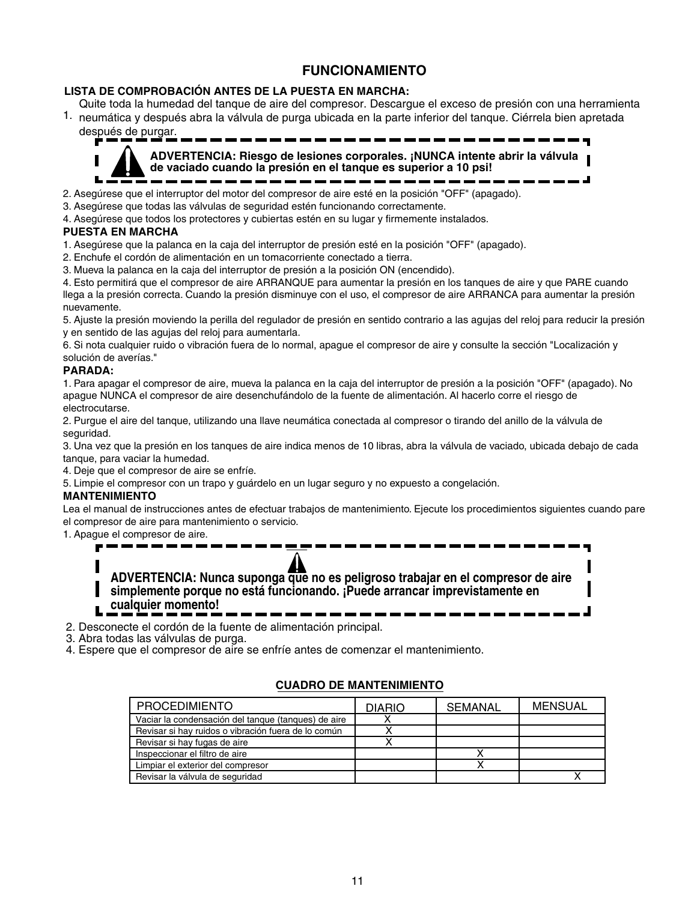# FUNCIONAMIENTO

**LISTA DE COMPROBACIÓN ANTES DE LA PUESTA EN MARCHA:**

1. Quite toda la humedad del tanque de aire del compresor. Descargue el exceso de presión con una herramienta neumática y después abra la válvula de purga ubicada en la parte inferior del tanque. Ciérrela bien apretada después de purgar.

> **ADVERTENCIA: Riesgo de lesiones corporales. ¡NUNCA intente abrir la válvula de vaciado cuando la presión en el tanque es superior a 10 psi!**

2. Asegúrese que el interruptor del motor del compresor de aire esté en la posición "OFF" (apagado).
3. Asegúrese que todas las válvulas de seguridad estén funcionando correctamente.
4. Asegúrese que todos los protectores y cubiertas estén en su lugar y firmemente instalados.

**PUESTA EN MARCHA**

1. Asegúrese que la palanca en la caja del interruptor de presión esté en la posición "OFF" (apagado).
2. Enchufe el cordón de alimentación en un tomacorriente conectado a tierra.
3. Mueva la palanca en la caja del interruptor de presión a la posición ON (encendido).
4. Esto permitirá que el compresor de aire ARRANQUE para aumentar la presión en los tanques de aire y que PARE cuando llega a la presión correcta. Cuando la presión disminuye con el uso, el compresor de aire ARRANCA para aumentar la presión nuevamente.
5. Ajuste la presión moviendo la perilla del regulador de presión en sentido contrario a las agujas del reloj para reducir la presión y en sentido de las agujas del reloj para aumentarla.
6. Si nota cualquier ruido o vibración fuera de lo normal, apague el compresor de aire y consulte la sección "Localización y solución de averías."

**PARADA:**

1. Para apagar el compresor de aire, mueva la palanca en la caja del interruptor de presión a la posición "OFF" (apagado). No apague NUNCA el compresor de aire desenchufándolo de la fuente de alimentación. Al hacerlo corre el riesgo de electrocutarse.
2. Purgue el aire del tanque, utilizando una llave neumática conectada al compresor o tirando del anillo de la válvula de seguridad.
3. Una vez que la presión en los tanques de aire indica menos de 10 libras, abra la válvula de vaciado, ubicada debajo de cada tanque, para vaciar la humedad.
4. Deje que el compresor de aire se enfríe.
5. Limpie el compresor con un trapo y guárdelo en un lugar seguro y no expuesto a congelación.

**MANTENIMIENTO**

Lea el manual de instrucciones antes de efectuar trabajos de mantenimiento. Ejecute los procedimientos siguientes cuando pare el compresor de aire para mantenimiento o servicio.

1. Apague el compresor de aire.

> **ADVERTENCIA: Nunca suponga que no es peligroso trabajar en el compresor de aire simplemente porque no está funcionando. ¡Puede arrancar imprevistamente en cualquier momento!**

2. Desconecte el cordón de la fuente de alimentación principal.
3. Abra todas las válvulas de purga.
4. Espere que el compresor de aire se enfríe antes de comenzar el mantenimiento.

**CUADRO DE MANTENIMIENTO**

| PROCEDIMIENTO | DIARIO | SEMANAL | MENSUAL |
|---|---|---|---|
| Vaciar la condensación del tanque (tanques) de aire | X | | |
| Revisar si hay ruidos o vibración fuera de lo común | X | | |
| Revisar si hay fugas de aire | X | | |
| Inspeccionar el filtro de aire | | X | |
| Limpiar el exterior del compresor | | X | |
| Revisar la válvula de seguridad | | | X |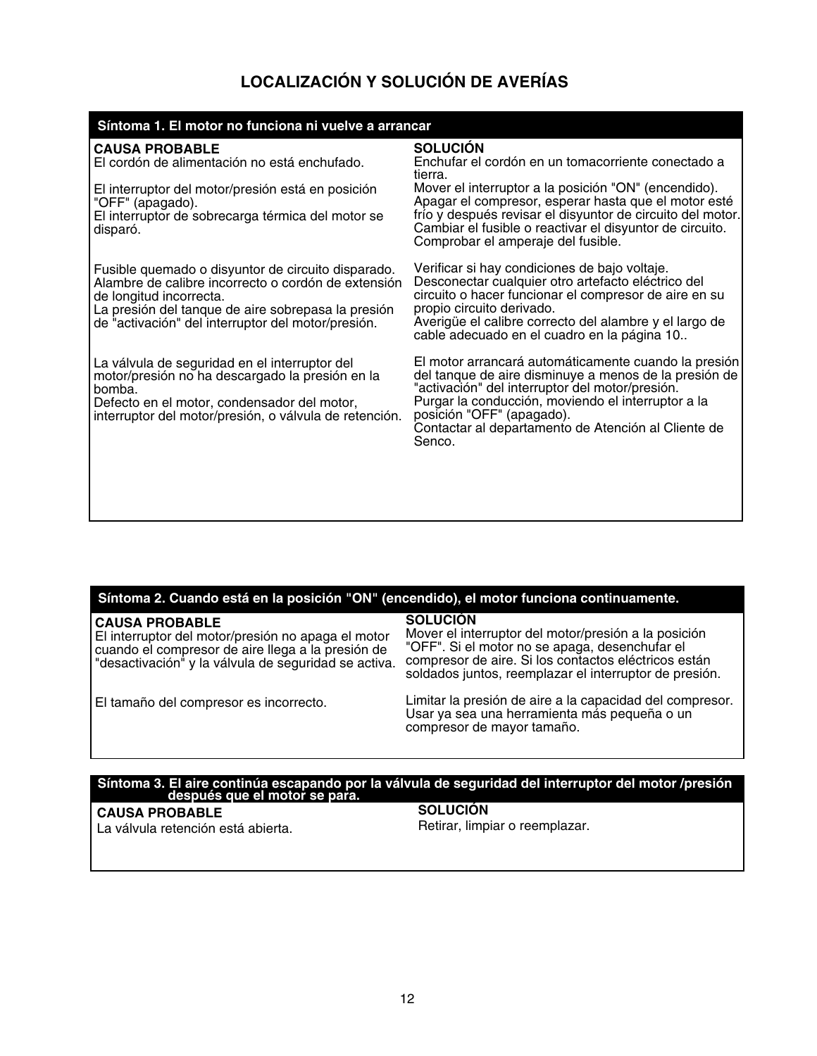# LOCALIZACIÓN Y SOLUCIÓN DE AVERÍAS

| Síntoma 1. El motor no funciona ni vuelve a arrancar | |
|---|---|
| **CAUSA PROBABLE** | **SOLUCIÓN** |
| El cordón de alimentación no está enchufado. | Enchufar el cordón en un tomacorriente conectado a tierra. |
| El interruptor del motor/presión está en posición "OFF" (apagado). | Mover el interruptor a la posición "ON" (encendido). |
| El interruptor de sobrecarga térmica del motor se disparó. | Apagar el compresor, esperar hasta que el motor esté frío y después revisar el disyuntor de circuito del motor. |
| Fusible quemado o disyuntor de circuito disparado. | Cambiar el fusible o reactivar el disyuntor de circuito. Comprobar el amperaje del fusible. Verificar si hay condiciones de bajo voltaje. Desconectar cualquier otro artefacto eléctrico del circuito o hacer funcionar el compresor de aire en su propio circuito derivado. |
| Alambre de calibre incorrecto o cordón de extensión de longitud incorrecta. | Averigüe el calibre correcto del alambre y el largo de cable adecuado en el cuadro en la página 10.. |
| La presión del tanque de aire sobrepasa la presión de "activación" del interruptor del motor/presión. | El motor arrancará automáticamente cuando la presión del tanque de aire disminuye a menos de la presión de "activación" del interruptor del motor/presión. |
| La válvula de seguridad en el interruptor del motor/presión no ha descargado la presión en la bomba. | Purgar la conducción, moviendo el interruptor a la posición "OFF" (apagado). |
| Defecto en el motor, condensador del motor, interruptor del motor/presión, o válvula de retención. | Contactar al departamento de Atención al Cliente de Senco. |

| Síntoma 2. Cuando está en la posición "ON" (encendido), el motor funciona continuamente. | |
|---|---|
| **CAUSA PROBABLE** | **SOLUCIÓN** |
| El interruptor del motor/presión no apaga el motor cuando el compresor de aire llega a la presión de "desactivación" y la válvula de seguridad se activa. | Mover el interruptor del motor/presión a la posición "OFF". Si el motor no se apaga, desenchufar el compresor de aire. Si los contactos eléctricos están soldados juntos, reemplazar el interruptor de presión. |
| El tamaño del compresor es incorrecto. | Limitar la presión de aire a la capacidad del compresor. Usar ya sea una herramienta más pequeña o un compresor de mayor tamaño. |

| Síntoma 3. El aire continúa escapando por la válvula de seguridad del interruptor del motor /presión después que el motor se para. | |
|---|---|
| **CAUSA PROBABLE** | **SOLUCIÓN** |
| La válvula retención está abierta. | Retirar, limpiar o reemplazar. |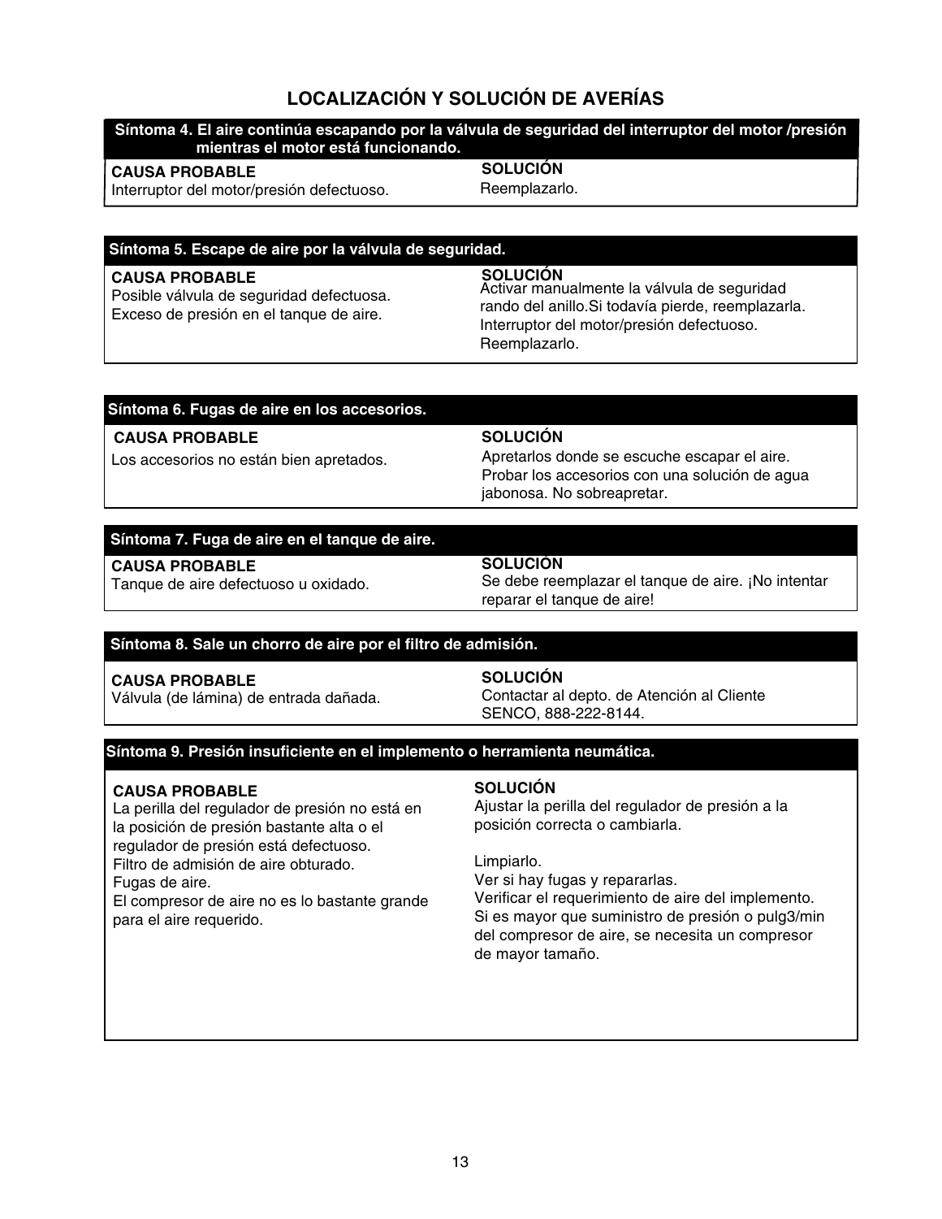## LOCALIZACIÓN Y SOLUCIÓN DE AVERÍAS

| Síntoma 4. El aire continúa escapando por la válvula de seguridad del interruptor del motor /presión mientras el motor está funcionando. | |
|---|---|
| **CAUSA PROBABLE** | **SOLUCIÓN** |
| Interruptor del motor/presión defectuoso. | Reemplazarlo. |

| Síntoma 5. Escape de aire por la válvula de seguridad. | |
|---|---|
| **CAUSA PROBABLE** | **SOLUCIÓN** |
| Posible válvula de seguridad defectuosa. | Activar manualmente la válvula de seguridad rando del anillo.Si todavía pierde, reemplazarla. |
| Exceso de presión en el tanque de aire. | Interruptor del motor/presión defectuoso. Reemplazarlo. |

| Síntoma 6. Fugas de aire en los accesorios. | |
|---|---|
| **CAUSA PROBABLE** | **SOLUCIÓN** |
| Los accesorios no están bien apretados. | Apretarlos donde se escuche escapar el aire. Probar los accesorios con una solución de agua jabonosa. No sobreapretar. |

| Síntoma 7. Fuga de aire en el tanque de aire. | |
|---|---|
| **CAUSA PROBABLE** | **SOLUCIÓN** |
| Tanque de aire defectuoso u oxidado. | Se debe reemplazar el tanque de aire. ¡No intentar reparar el tanque de aire! |

| Síntoma 8. Sale un chorro de aire por el filtro de admisión. | |
|---|---|
| **CAUSA PROBABLE** | **SOLUCIÓN** |
| Válvula (de lámina) de entrada dañada. | Contactar al depto. de Atención al Cliente SENCO, 888-222-8144. |

| Síntoma 9. Presión insuficiente en el implemento o herramienta neumática. | |
|---|---|
| **CAUSA PROBABLE** | **SOLUCIÓN** |
| La perilla del regulador de presión no está en la posición de presión bastante alta o el regulador de presión está defectuoso. | Ajustar la perilla del regulador de presión a la posición correcta o cambiarla. |
| Filtro de admisión de aire obturado. | Limpiarlo. |
| Fugas de aire. | Ver si hay fugas y repararlas. |
| El compresor de aire no es lo bastante grande para el aire requerido. | Verificar el requerimiento de aire del implemento. Si es mayor que suministro de presión o pulg3/min del compresor de aire, se necesita un compresor de mayor tamaño. |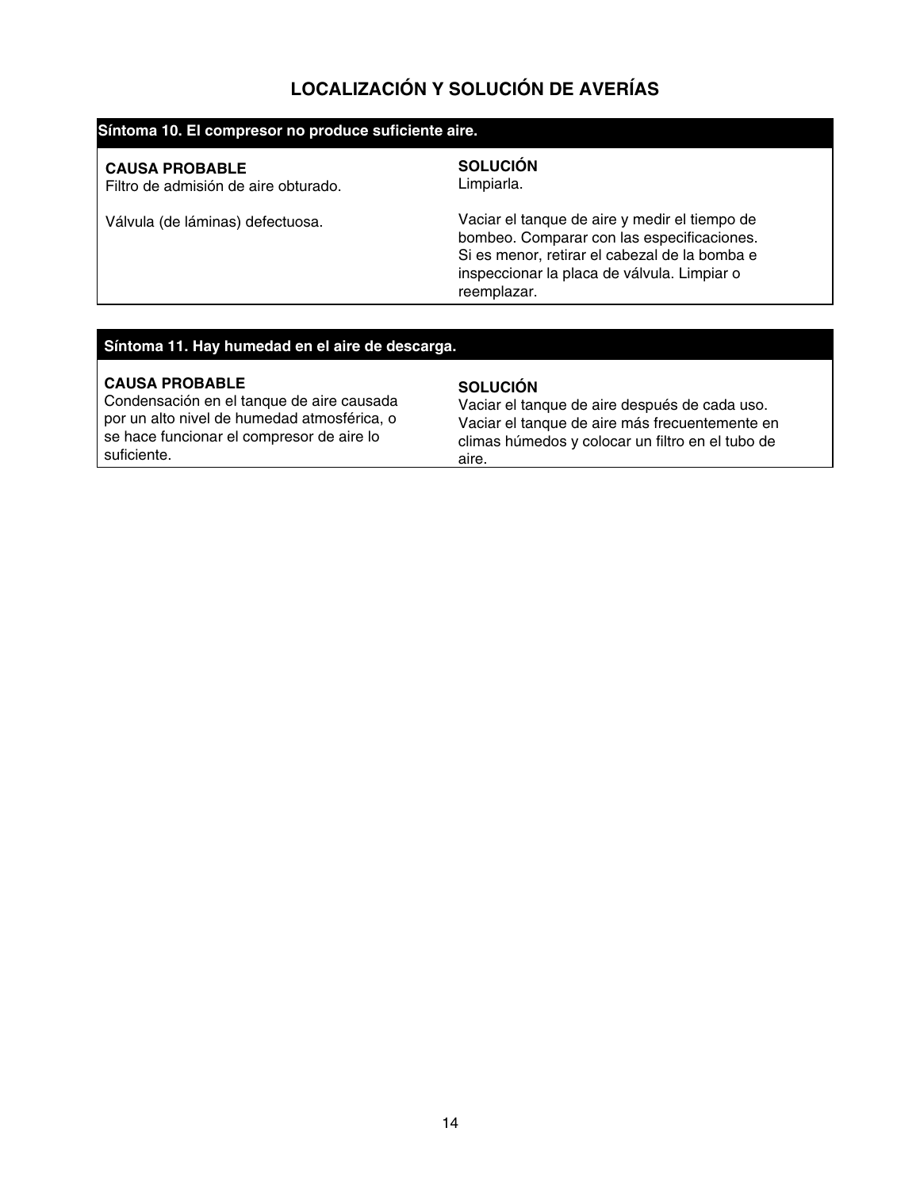# LOCALIZACIÓN Y SOLUCIÓN DE AVERÍAS

| Síntoma 10. El compresor no produce suficiente aire. | |
|---|---|
| **CAUSA PROBABLE** | **SOLUCIÓN** |
| Filtro de admisión de aire obturado. | Limpiarla. |
| Válvula (de láminas) defectuosa. | Vaciar el tanque de aire y medir el tiempo de bombeo. Comparar con las especificaciones. Si es menor, retirar el cabezal de la bomba e inspeccionar la placa de válvula. Limpiar o reemplazar. |

| Síntoma 11. Hay humedad en el aire de descarga. | |
|---|---|
| **CAUSA PROBABLE** | **SOLUCIÓN** |
| Condensación en el tanque de aire causada por un alto nivel de humedad atmosférica, o se hace funcionar el compresor de aire lo suficiente. | Vaciar el tanque de aire después de cada uso. Vaciar el tanque de aire más frecuentemente en climas húmedos y colocar un filtro en el tubo de aire. |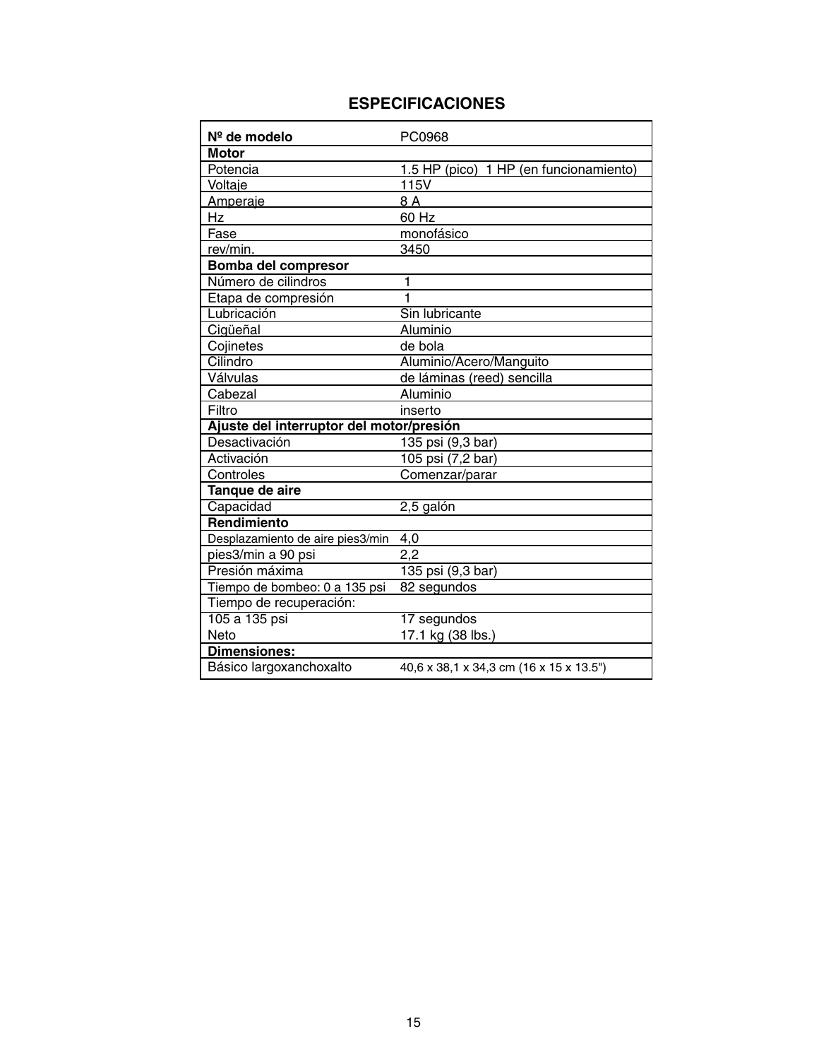# ESPECIFICACIONES

| Nº de modelo | PC0968 |
|---|---|
| **Motor** | |
| Potencia | 1.5 HP (pico)  1 HP (en funcionamiento) |
| Voltaje | 115V |
| Amperaje | 8 A |
| Hz | 60 Hz |
| Fase | monofásico |
| rev/min. | 3450 |
| **Bomba del compresor** | |
| Número de cilindros | 1 |
| Etapa de compresión | 1 |
| Lubricación | Sin lubricante |
| Cigüeñal | Aluminio |
| Cojinetes | de bola |
| Cilindro | Aluminio/Acero/Manguito |
| Válvulas | de láminas (reed) sencilla |
| Cabezal | Aluminio |
| Filtro | inserto |
| **Ajuste del interruptor del motor/presión** | |
| Desactivación | 135 psi (9,3 bar) |
| Activación | 105 psi (7,2 bar) |
| Controles | Comenzar/parar |
| **Tanque de aire** | |
| Capacidad | 2,5 galón |
| **Rendimiento** | |
| Desplazamiento de aire pies3/min | 4,0 |
| pies3/min a 90 psi | 2,2 |
| Presión máxima | 135 psi (9,3 bar) |
| Tiempo de bombeo: 0 a 135 psi | 82 segundos |
| Tiempo de recuperación: | |
| 105 a 135 psi<br>Neto | 17 segundos<br>17.1 kg (38 lbs.) |
| **Dimensiones:** | |
| Básico largoxanchoxalto | 40,6 x 38,1 x 34,3 cm (16 x 15 x 13.5") |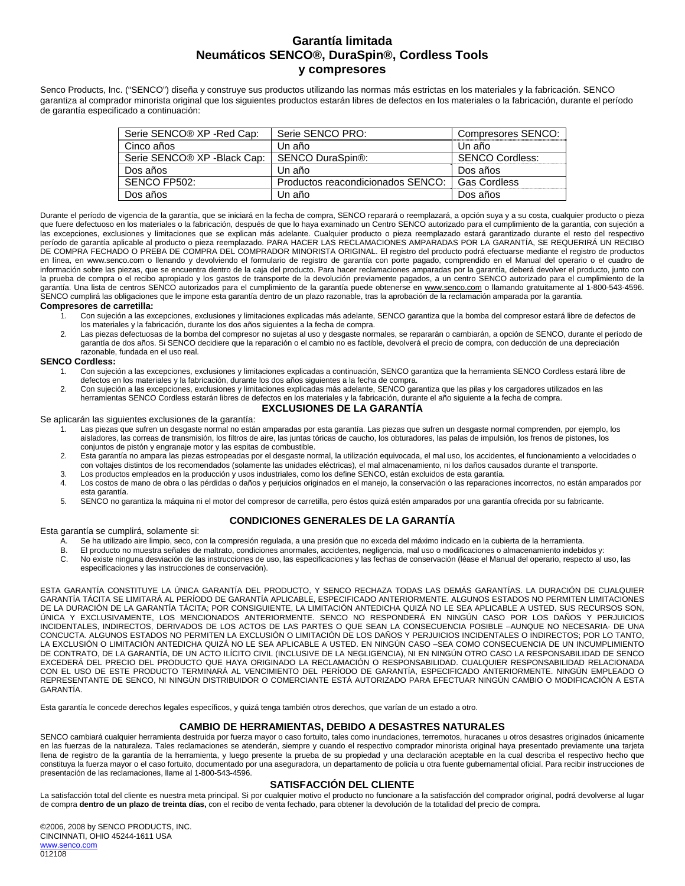# Garantía limitada
# Neumáticos SENCO®, DuraSpin®, Cordless Tools y compresores

Senco Products, Inc. ("SENCO") diseña y construye sus productos utilizando las normas más estrictas en los materiales y la fabricación. SENCO garantiza al comprador minorista original que los siguientes productos estarán libres de defectos en los materiales o la fabricación, durante el período de garantía especificado a continuación:

| Serie SENCO® XP -Red Cap: | Serie SENCO PRO: | Compresores SENCO: |
|---|---|---|
| Cinco años | Un año | Un año |
| Serie SENCO® XP -Black Cap: | SENCO DuraSpin®: | SENCO Cordless: |
| Dos años | Un año | Dos años |
| SENCO FP502: | Productos reacondicionados SENCO: | Gas Cordless |
| Dos años | Un año | Dos años |

Durante el período de vigencia de la garantía, que se iniciará en la fecha de compra, SENCO reparará o reemplazará, a opción suya y a su costa, cualquier producto o pieza que fuere defectuoso en los materiales o la fabricación, después de que lo haya examinado un Centro SENCO autorizado para el cumplimiento de la garantía, con sujeción a las excepciones, exclusiones y limitaciones que se explican más adelante. Cualquier producto o pieza reemplazado estará garantizado durante el resto del respectivo período de garantía aplicable al producto o pieza reemplazado. PARA HACER LAS RECLAMACIONES AMPARADAS POR LA GARANTÍA, SE REQUERIRÁ UN RECIBO DE COMPRA FECHADO O PREBA DE COMPRA DEL COMPRADOR MINORISTA ORIGINAL. El registro del producto podrá efectuarse mediante el registro de productos en línea, en www.senco.com o llenando y devolviendo el formulario de registro de garantía con porte pagado, comprendido en el Manual del operario o el cuadro de información sobre las piezas, que se encuentra dentro de la caja del producto. Para hacer reclamaciones amparadas por la garantía, deberá devolver el producto, junto con la prueba de compra o el recibo apropiado y los gastos de transporte de la devolución previamente pagados, a un centro SENCO autorizado para el cumplimiento de la garantía. Una lista de centros SENCO autorizados para el cumplimiento de la garantía puede obtenerse en www.senco.com o llamando gratuitamente al 1-800-543-4596. SENCO cumplirá las obligaciones que le impone esta garantía dentro de un plazo razonable, tras la aprobación de la reclamación amparada por la garantía.

**Compresores de carretilla:**

1. Con sujeción a las excepciones, exclusiones y limitaciones explicadas más adelante, SENCO garantiza que la bomba del compresor estará libre de defectos de los materiales y la fabricación, durante los dos años siguientes a la fecha de compra.
2. Las piezas defectuosas de la bomba del compresor no sujetas al uso y desgaste normales, se repararán o cambiarán, a opción de SENCO, durante el período de garantía de dos años. Si SENCO decidiere que la reparación o el cambio no es factible, devolverá el precio de compra, con deducción de una depreciación razonable, fundada en el uso real.

**SENCO Cordless:**

1. Con sujeción a las excepciones, exclusiones y limitaciones explicadas a continuación, SENCO garantiza que la herramienta SENCO Cordless estará libre de defectos en los materiales y la fabricación, durante los dos años siguientes a la fecha de compra.
2. Con sujeción a las excepciones, exclusiones y limitaciones explicadas más adelante, SENCO garantiza que las pilas y los cargadores utilizados en las herramientas SENCO Cordless estarán libres de defectos en los materiales y la fabricación, durante el año siguiente a la fecha de compra.

## EXCLUSIONES DE LA GARANTÍA

Se aplicarán las siguientes exclusiones de la garantía:

1. Las piezas que sufren un desgaste normal no están amparadas por esta garantía. Las piezas que sufren un desgaste normal comprenden, por ejemplo, los aisladores, las correas de transmisión, los filtros de aire, las juntas tóricas de caucho, los obturadores, las palas de impulsión, los frenos de pistones, los conjuntos de pistón y engranaje motor y las espitas de combustible.
2. Esta garantía no ampara las piezas estropeadas por el desgaste normal, la utilización equivocada, el mal uso, los accidentes, el funcionamiento a velocidades o con voltajes distintos de los recomendados (solamente las unidades eléctricas), el mal almacenamiento, ni los daños causados durante el transporte.
3. Los productos empleados en la producción y usos industriales, como los define SENCO, están excluidos de esta garantía.
4. Los costos de mano de obra o las pérdidas o daños y perjuicios originados en el manejo, la conservación o las reparaciones incorrectos, no están amparados por esta garantía.
5. SENCO no garantiza la máquina ni el motor del compresor de carretilla, pero éstos quizá estén amparados por una garantía ofrecida por su fabricante.

## CONDICIONES GENERALES DE LA GARANTÍA

Esta garantía se cumplirá, solamente si:

A. Se ha utilizado aire limpio, seco, con la compresión regulada, a una presión que no exceda del máximo indicado en la cubierta de la herramienta.
B. El producto no muestra señales de maltrato, condiciones anormales, accidentes, negligencia, mal uso o modificaciones o almacenamiento indebidos y:
C. No existe ninguna desviación de las instrucciones de uso, las especificaciones y las fechas de conservación (léase el Manual del operario, respecto al uso, las especificaciones y las instrucciones de conservación).

ESTA GARANTÍA CONSTITUYE LA ÚNICA GARANTÍA DEL PRODUCTO, Y SENCO RECHAZA TODAS LAS DEMÁS GARANTÍAS. LA DURACIÓN DE CUALQUIER GARANTÍA TÁCITA SE LIMITARÁ AL PERÍODO DE GARANTÍA APLICABLE, ESPECIFICADO ANTERIORMENTE. ALGUNOS ESTADOS NO PERMITEN LIMITACIONES DE LA DURACIÓN DE LA GARANTÍA TÁCITA; POR CONSIGUIENTE, LA LIMITACIÓN ANTEDICHA QUIZÁ NO LE SEA APLICABLE A USTED. SUS RECURSOS SON, ÚNICA Y EXCLUSIVAMENTE, LOS MENCIONADOS ANTERIORMENTE. SENCO NO RESPONDERÁ EN NINGÚN CASO POR LOS DAÑOS Y PERJUICIOS INCIDENTALES, INDIRECTOS, DERIVADOS DE LOS ACTOS DE LAS PARTES O QUE SEAN LA CONSECUENCIA POSIBLE –AUNQUE NO NECESARIA- DE UNA CONCUCTA. ALGUNOS ESTADOS NO PERMITEN LA EXCLUSIÓN O LIMITACIÓN DE LOS DAÑOS Y PERJUICIOS INCIDENTALES O INDIRECTOS; POR LO TANTO, LA EXCLUSIÓN O LIMITACIÓN ANTEDICHA QUIZÁ NO LE SEA APLICABLE A USTED. EN NINGÚN CASO –SEA COMO CONSECUENCIA DE UN INCUMPLIMIENTO DE CONTRATO, DE LA GARANTÍA, DE UN ACTO ILÍCITO CIVIL (INCLUSIVE DE LA NEGLIGENCIA), NI EN NINGÚN OTRO CASO LA RESPONSABILIDAD DE SENCO EXCEDERÁ DEL PRECIO DEL PRODUCTO QUE HAYA ORIGINADO LA RECLAMACIÓN O RESPONSABILIDAD. CUALQUIER RESPONSABILIDAD RELACIONADA CON EL USO DE ESTE PRODUCTO TERMINARÁ AL VENCIMIENTO DEL PERÍODO DE GARANTÍA, ESPECIFICADO ANTERIORMENTE. NINGÚN EMPLEADO O REPRESENTANTE DE SENCO, NI NINGÚN DISTRIBUIDOR O COMERCIANTE ESTÁ AUTORIZADO PARA EFECTUAR NINGÚN CAMBIO O MODIFICACIÓN A ESTA GARANTÍA.

Esta garantía le concede derechos legales específicos, y quizá tenga también otros derechos, que varían de un estado a otro.

## CAMBIO DE HERRAMIENTAS, DEBIDO A DESASTRES NATURALES

SENCO cambiará cualquier herramienta destruida por fuerza mayor o caso fortuito, tales como inundaciones, terremotos, huracanes u otros desastres originados únicamente en las fuerzas de la naturaleza. Tales reclamaciones se atenderán, siempre y cuando el respectivo comprador minorista original haya presentado previamente una tarjeta llena de registro de la garantía de la herramienta, y luego presente la prueba de su propiedad y una declaración aceptable en la cual describa el respectivo hecho que constituya la fuerza mayor o el caso fortuito, documentado por una aseguradora, un departamento de policía u otra fuente gubernamental oficial. Para recibir instrucciones de presentación de las reclamaciones, llame al 1-800-543-4596.

## SATISFACCIÓN DEL CLIENTE

La satisfacción total del cliente es nuestra meta principal. Si por cualquier motivo el producto no funcionare a la satisfacción del comprador original, podrá devolverse al lugar de compra **dentro de un plazo de treinta días,** con el recibo de venta fechado, para obtener la devolución de la totalidad del precio de compra.

©2006, 2008 by SENCO PRODUCTS, INC.
CINCINNATI, OHIO 45244-1611 USA
www.senco.com
012108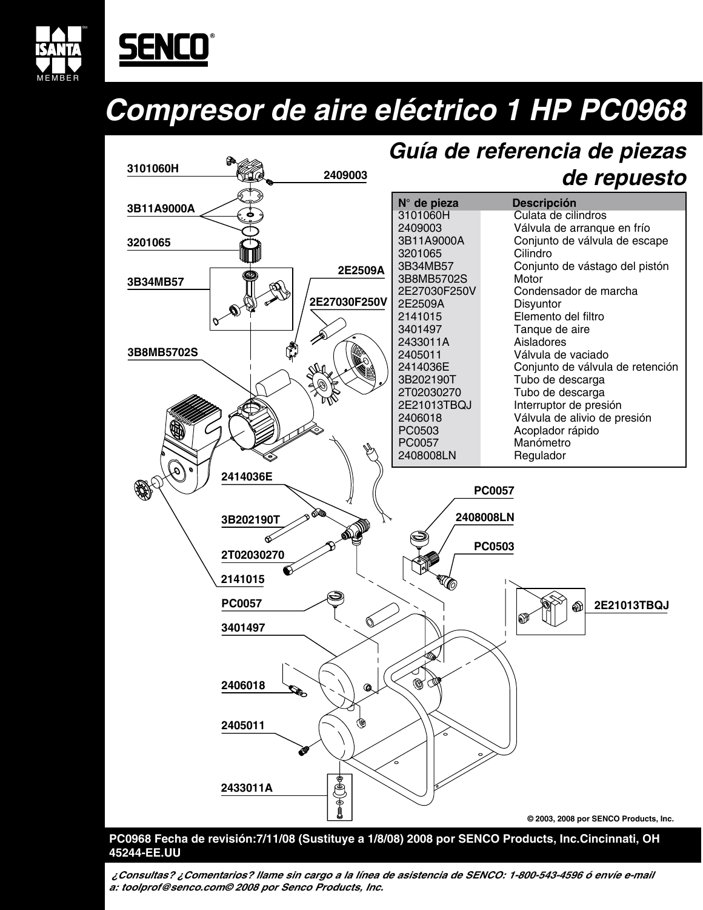# Compresor de aire eléctrico 1 HP PC0968

## Guía de referencia de piezas de repuesto

| N° de pieza | Descripción |
|---|---|
| 3101060H | Culata de cilindros |
| 2409003 | Válvula de arranque en frío |
| 3B11A9000A | Conjunto de válvula de escape |
| 3201065 | Cilindro |
| 3B34MB57 | Conjunto de vástago del pistón |
| 3B8MB5702S | Motor |
| 2E27030F250V | Condensador de marcha |
| 2E2509A | Disyuntor |
| 2141015 | Elemento del filtro |
| 3401497 | Tanque de aire |
| 2433011A | Aisladores |
| 2405011 | Válvula de vaciado |
| 2414036E | Conjunto de válvula de retención |
| 3B202190T | Tubo de descarga |
| 2T02030270 | Tubo de descarga |
| 2E21013TBQJ | Interruptor de presión |
| 2406018 | Válvula de alivio de presión |
| PC0503 | Acoplador rápido |
| PC0057 | Manómetro |
| 2408008LN | Regulador |

3101060H
2409003
3B11A9000A
3201065
3B34MB57
2E2509A
2E27030F250V
3B8MB5702S
2414036E
3B202190T
2T02030270
2141015
PC0057
2408008LN
PC0503
2E21013TBQJ
PC0057
3401497
2406018
2405011
2433011A

© 2003, 2008 por SENCO Products, Inc.

**PC0968 Fecha de revisión:7/11/08 (Sustituye a 1/8/08) 2008 por SENCO Products, Inc.Cincinnati, OH 45244-EE.UU**

***¿Consultas? ¿Comentarios? llame sin cargo a la línea de asistencia de SENCO: 1-800-543-4596 ó envíe e-mail a: toolprof@senco.com© 2008 por Senco Products, Inc.***